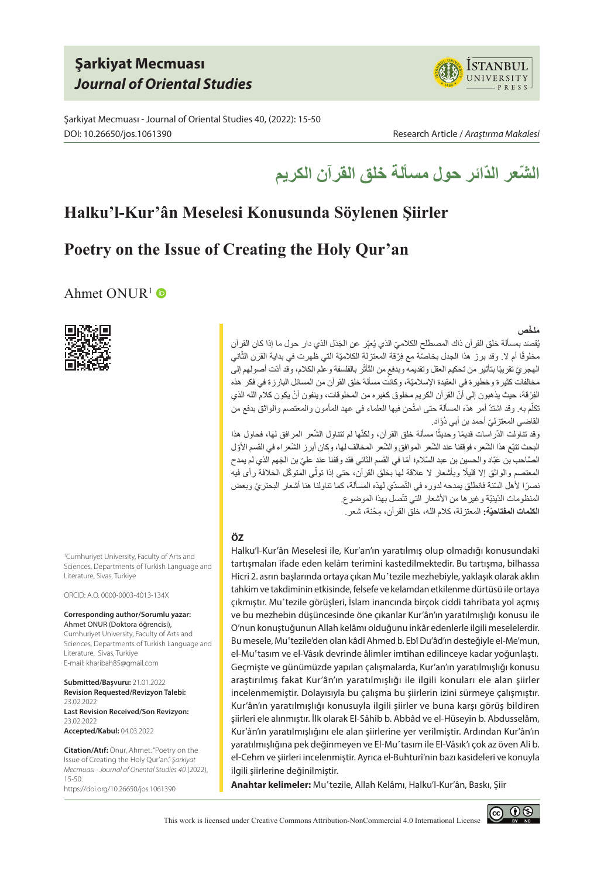# Şarkiyat Mecmuası
## *Journal of Oriental Studies*

Şarkiyat Mecmuası - Journal of Oriental Studies 40, (2022): 15-50
DOI: 10.26650/jos.1061390

Research Article / *Araştırma Makalesi*

# الشّعر الدّائر حول مسألة خلق القرآن الكريم

# Halku'l-Kur'ân Meselesi Konusunda Söylenen Şiirler

# Poetry on the Issue of Creating the Holy Qur'an

Ahmet ONUR[1]

**ملخّص**

يُقصد بمسألة خلق القرآن ذاك المصطلح الكلاميّ الذي يُعبّر عن الجدَل الذي دار حول ما إذا كان القرآن مخلوقًا أم لا. وقد برز هذا الجدل بخاصّة مع فرْقة المعتزلة الكلاميّة التي ظهرت في بداية القرن الثّاني الهجريّ تقريبًا بتأثير من تحكيم العقل وتقديمه وبدفع من التّأثّر بالفلسفة وعلم الكلام، وقد أدّت أصولهم إلى مخالفات كثيرة وخطيرة في العقيدة الإسلاميّة، وكانت مسألة خلق القرآن من المسائل البارزة في فكر هذه الفرْقة، حيث يذهبون إلى أنّ القرآن الكريم مخلوق كغيره من المخلوقات، وينفون أنْ يكون كلام الله الذي تكلّم به. وقد اشتدّ أمر هذه المسألة حتى امتُحن فيها العلماء في عهد المأمون والمعتصم والواثق بدفع من القاضي المعتزليّ أحمد بن أبي دُؤاد.

وقد تناولت الدّراسات قديمًا وحديثًا مسألة خلق القرآن، ولكنّها لم تتناول الشّعر المرافق لها، فحاول هذا البحث تتبّع هذا الشّعر، فوقفنا عند الشّعر الموافق والشّعر المخالف لها، وكان أبرز الشّعراء في القسم الأوّل الصّاحب بن عبّاد والحسين بن عبد السّلام؛ أمّا في القسم الثّاني فقد وقفنا عند عليّ بن الجَهم الذي لم يمدح المعتصم والواثق إلا قليلًا وبأشعار لا علاقة لها بخلق القرآن، حتى إذا تولّى المتوكّل الخلافة رأى فيه نصرًا لأهل السّنة فانطلق يمدحه لدوره في التّصدّي لهذه المسألة، كما تناولنا هنا أشعار البحتريّ وبعض المنظومات الدّينيّة وغيرها من الأشعار التي تتّصل بهذا الموضوع.

**الكلمات المفتاحيّة:** المعتزلة، كلام الله، خلق القرآن، مِحْنة، شعر.

**ÖZ**

Halku'l-Kur'ân Meselesi ile, Kur'an'ın yaratılmış olup olmadığı konusundaki tartışmaları ifade eden kelâm terimini kastedilmektedir. Bu tartışma, bilhassa Hicri 2. asrın başlarında ortaya çıkan Mu'tezile mezhebiyle, yaklaşık olarak aklın tahkim ve takdiminin etkisinde, felsefe ve kelamdan etkilenme dürtüsü ile ortaya çıkmıştır. Mu'tezile görüşleri, İslam inancında birçok ciddi tahribata yol açmış ve bu mezhebin düşüncesinde öne çıkanlar Kur'ân'ın yaratılmışlığı konusu ile O'nun konuştuğunun Allah kelâmı olduğunu inkâr edenlerle ilgili meselelerdir. Bu mesele, Mu'tezile'den olan kâdî Ahmed b. Ebî Du'âd'ın desteğiyle el-Me'mun, el-Mu'tasım ve el-Vâsık devrinde âlimler imtihan edilinceye kadar yoğunlaştı. Geçmişte ve günümüzde yapılan çalışmalarda, Kur'an'ın yaratılmışlığı konusu araştırılmış fakat Kur'ân'ın yaratılmışlığı ile ilgili konuları ele alan şiirler incelenmemiştir. Dolayısıyla bu çalışma bu şiirlerin izini sürmeye çalışmıştır. Kur'ân'ın yaratılmışlığı konusuyla ilgili şiirler ve buna karşı görüş bildiren şiirleri ele alınmıştır. İlk olarak El-Sâhib b. Abbâd ve el-Hüseyin b. Abdusselâm, Kur'ân'ın yaratılmışlığını ele alan şiirlerine yer verilmiştir. Ardından Kur'ân'ın yaratılmışlığına pek değinmeyen ve El-Mu'tasım ile El-Vâsık'ı çok az öven Ali b. el-Cehm ve şiirleri incelenmiştir. Ayrıca el-Buhturî'nin bazı kasideleri ve konuyla ilgili şiirlerine değinilmiştir.

**Anahtar kelimeler:** Mu'tezile, Allah Kelâmı, Halku'l-Kur'ân, Baskı, Şiir

[1]Cumhuriyet University, Faculty of Arts and Sciences, Departments of Turkish Language and Literature, Sivas, Turkiye

ORCID: A.O. 0000-0003-4013-134X

**Corresponding author/Sorumlu yazar:**
Ahmet ONUR (Doktora öğrencisi),
Cumhuriyet University, Faculty of Arts and Sciences, Departments of Turkish Language and Literature, Sivas, Turkiye
E-mail: kharibah85@gmail.com

**Submitted/Başvuru:** 21.01.2022
**Revision Requested/Revizyon Talebi:** 23.02.2022
**Last Revision Received/Son Revizyon:** 23.02.2022
**Accepted/Kabul:** 04.03.2022

**Citation/Atıf:** Onur, Ahmet. "Poetry on the Issue of Creating the Holy Qur'an." *Şarkiyat Mecmuası - Journal of Oriental Studies 40* (2022), 15-50.
https://doi.org/10.26650/jos.1061390

This work is licensed under Creative Commons Attribution-NonCommercial 4.0 International License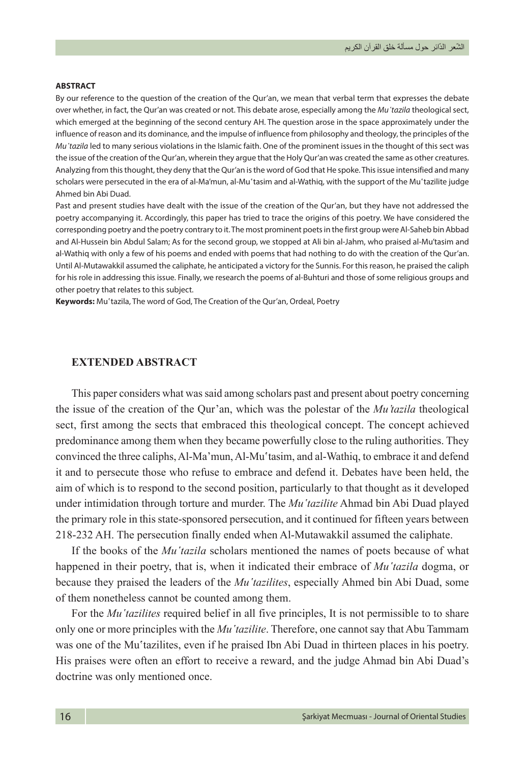**ABSTRACT**

By our reference to the question of the creation of the Qur'an, we mean that verbal term that expresses the debate over whether, in fact, the Qur'an was created or not. This debate arose, especially among the *Muʿtazila* theological sect, which emerged at the beginning of the second century AH. The question arose in the space approximately under the influence of reason and its dominance, and the impulse of influence from philosophy and theology, the principles of the *Muʿtazila* led to many serious violations in the Islamic faith. One of the prominent issues in the thought of this sect was the issue of the creation of the Qur'an, wherein they argue that the Holy Qur'an was created the same as other creatures. Analyzing from this thought, they deny that the Qur'an is the word of God that He spoke. This issue intensified and many scholars were persecuted in the era of al-Ma'mun, al-Muʿtasim and al-Wathiq, with the support of the Muʿtazilite judge Ahmed bin Abi Duad.

Past and present studies have dealt with the issue of the creation of the Qur'an, but they have not addressed the poetry accompanying it. Accordingly, this paper has tried to trace the origins of this poetry. We have considered the corresponding poetry and the poetry contrary to it. The most prominent poets in the first group were Al-Saheb bin Abbad and Al-Hussein bin Abdul Salam; As for the second group, we stopped at Ali bin al-Jahm, who praised al-Mu'tasim and al-Wathiq with only a few of his poems and ended with poems that had nothing to do with the creation of the Qur'an. Until Al-Mutawakkil assumed the caliphate, he anticipated a victory for the Sunnis. For this reason, he praised the caliph for his role in addressing this issue. Finally, we research the poems of al-Buhturi and those of some religious groups and other poetry that relates to this subject.

**Keywords:** Muʿtazila, The word of God, The Creation of the Qur'an, Ordeal, Poetry

## EXTENDED ABSTRACT

This paper considers what was said among scholars past and present about poetry concerning the issue of the creation of the Qur'an, which was the polestar of the *Mu'tazila* theological sect, first among the sects that embraced this theological concept. The concept achieved predominance among them when they became powerfully close to the ruling authorities. They convinced the three caliphs, Al-Ma'mun, Al-Muʿtasim, and al-Wathiq, to embrace it and defend it and to persecute those who refuse to embrace and defend it. Debates have been held, the aim of which is to respond to the second position, particularly to that thought as it developed under intimidation through torture and murder. The *Muʿtazilite* Ahmad bin Abi Duad played the primary role in this state-sponsored persecution, and it continued for fifteen years between 218-232 AH. The persecution finally ended when Al-Mutawakkil assumed the caliphate.

If the books of the *Muʿtazila* scholars mentioned the names of poets because of what happened in their poetry, that is, when it indicated their embrace of *Muʿtazila* dogma, or because they praised the leaders of the *Muʿtazilites*, especially Ahmed bin Abi Duad, some of them nonetheless cannot be counted among them.

For the *Muʿtazilites* required belief in all five principles, It is not permissible to to share only one or more principles with the *Muʿtazilite*. Therefore, one cannot say that Abu Tammam was one of the Muʿtazilites, even if he praised Ibn Abi Duad in thirteen places in his poetry. His praises were often an effort to receive a reward, and the judge Ahmad bin Abi Duad's doctrine was only mentioned once.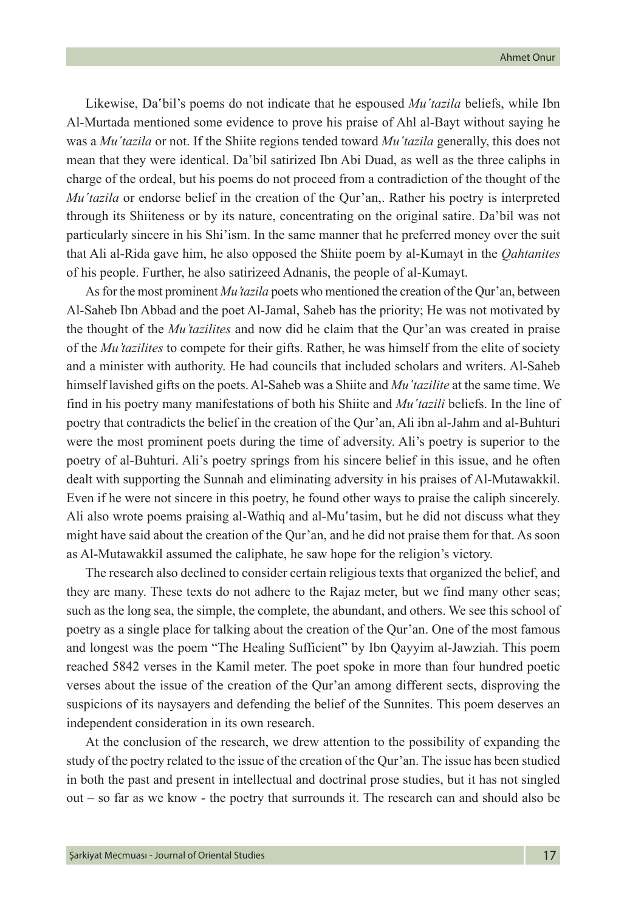Likewise, Daʻbil's poems do not indicate that he espoused *Muʻtazila* beliefs, while Ibn Al-Murtada mentioned some evidence to prove his praise of Ahl al-Bayt without saying he was a *Muʻtazila* or not. If the Shiite regions tended toward *Muʻtazila* generally, this does not mean that they were identical. Daʻbil satirized Ibn Abi Duad, as well as the three caliphs in charge of the ordeal, but his poems do not proceed from a contradiction of the thought of the *Muʻtazila* or endorse belief in the creation of the Qur'an,. Rather his poetry is interpreted through its Shiiteness or by its nature, concentrating on the original satire. Da'bil was not particularly sincere in his Shi'ism. In the same manner that he preferred money over the suit that Ali al-Rida gave him, he also opposed the Shiite poem by al-Kumayt in the *Qahtanites* of his people. Further, he also satirizeed Adnanis, the people of al-Kumayt.

As for the most prominent *Mu'tazila* poets who mentioned the creation of the Qur'an, between Al-Saheb Ibn Abbad and the poet Al-Jamal, Saheb has the priority; He was not motivated by the thought of the *Mu'tazilites* and now did he claim that the Qur'an was created in praise of the *Mu'tazilites* to compete for their gifts. Rather, he was himself from the elite of society and a minister with authority. He had councils that included scholars and writers. Al-Saheb himself lavished gifts on the poets. Al-Saheb was a Shiite and *Muʻtazilite* at the same time. We find in his poetry many manifestations of both his Shiite and *Muʻtazili* beliefs. In the line of poetry that contradicts the belief in the creation of the Qur'an, Ali ibn al-Jahm and al-Buhturi were the most prominent poets during the time of adversity. Ali's poetry is superior to the poetry of al-Buhturi. Ali's poetry springs from his sincere belief in this issue, and he often dealt with supporting the Sunnah and eliminating adversity in his praises of Al-Mutawakkil. Even if he were not sincere in this poetry, he found other ways to praise the caliph sincerely. Ali also wrote poems praising al-Wathiq and al-Muʻtasim, but he did not discuss what they might have said about the creation of the Qur'an, and he did not praise them for that. As soon as Al-Mutawakkil assumed the caliphate, he saw hope for the religion's victory.

The research also declined to consider certain religious texts that organized the belief, and they are many. These texts do not adhere to the Rajaz meter, but we find many other seas; such as the long sea, the simple, the complete, the abundant, and others. We see this school of poetry as a single place for talking about the creation of the Qur'an. One of the most famous and longest was the poem "The Healing Sufficient" by Ibn Qayyim al-Jawziah. This poem reached 5842 verses in the Kamil meter. The poet spoke in more than four hundred poetic verses about the issue of the creation of the Qur'an among different sects, disproving the suspicions of its naysayers and defending the belief of the Sunnites. This poem deserves an independent consideration in its own research.

At the conclusion of the research, we drew attention to the possibility of expanding the study of the poetry related to the issue of the creation of the Qur'an. The issue has been studied in both the past and present in intellectual and doctrinal prose studies, but it has not singled out – so far as we know - the poetry that surrounds it. The research can and should also be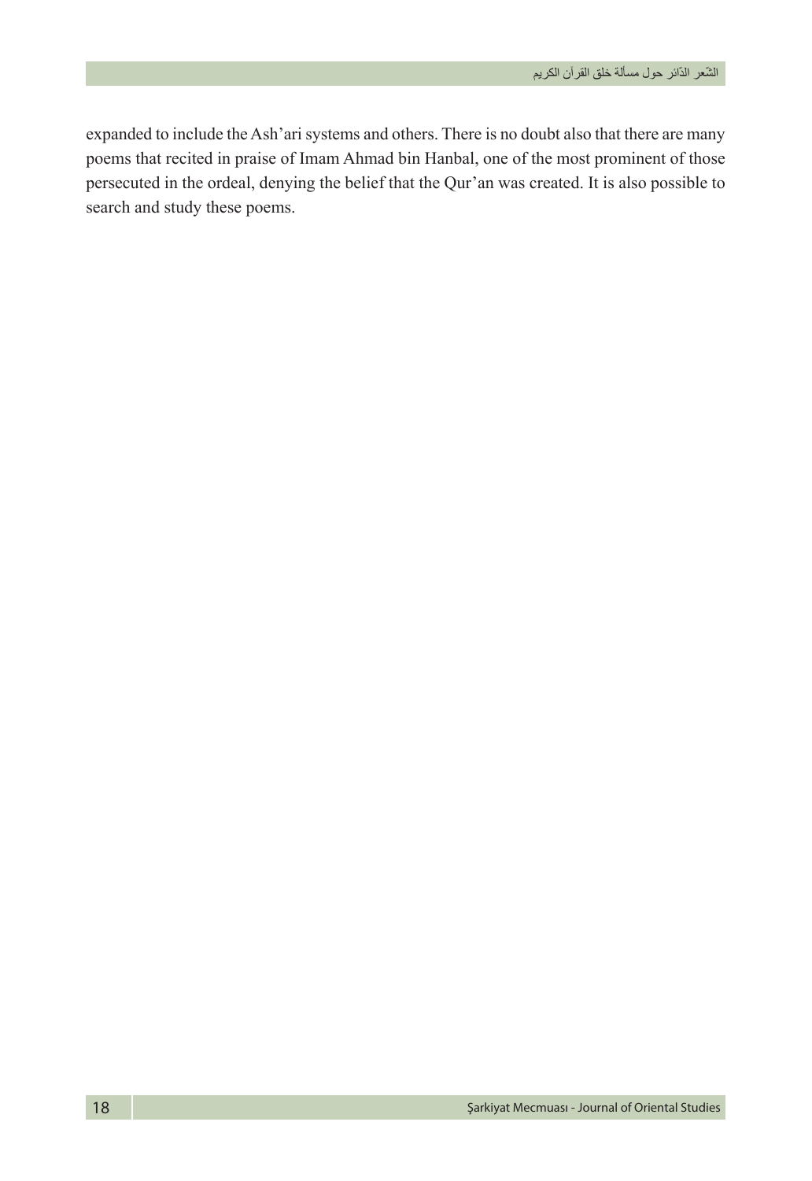expanded to include the Ash'ari systems and others. There is no doubt also that there are many poems that recited in praise of Imam Ahmad bin Hanbal, one of the most prominent of those persecuted in the ordeal, denying the belief that the Qur'an was created. It is also possible to search and study these poems.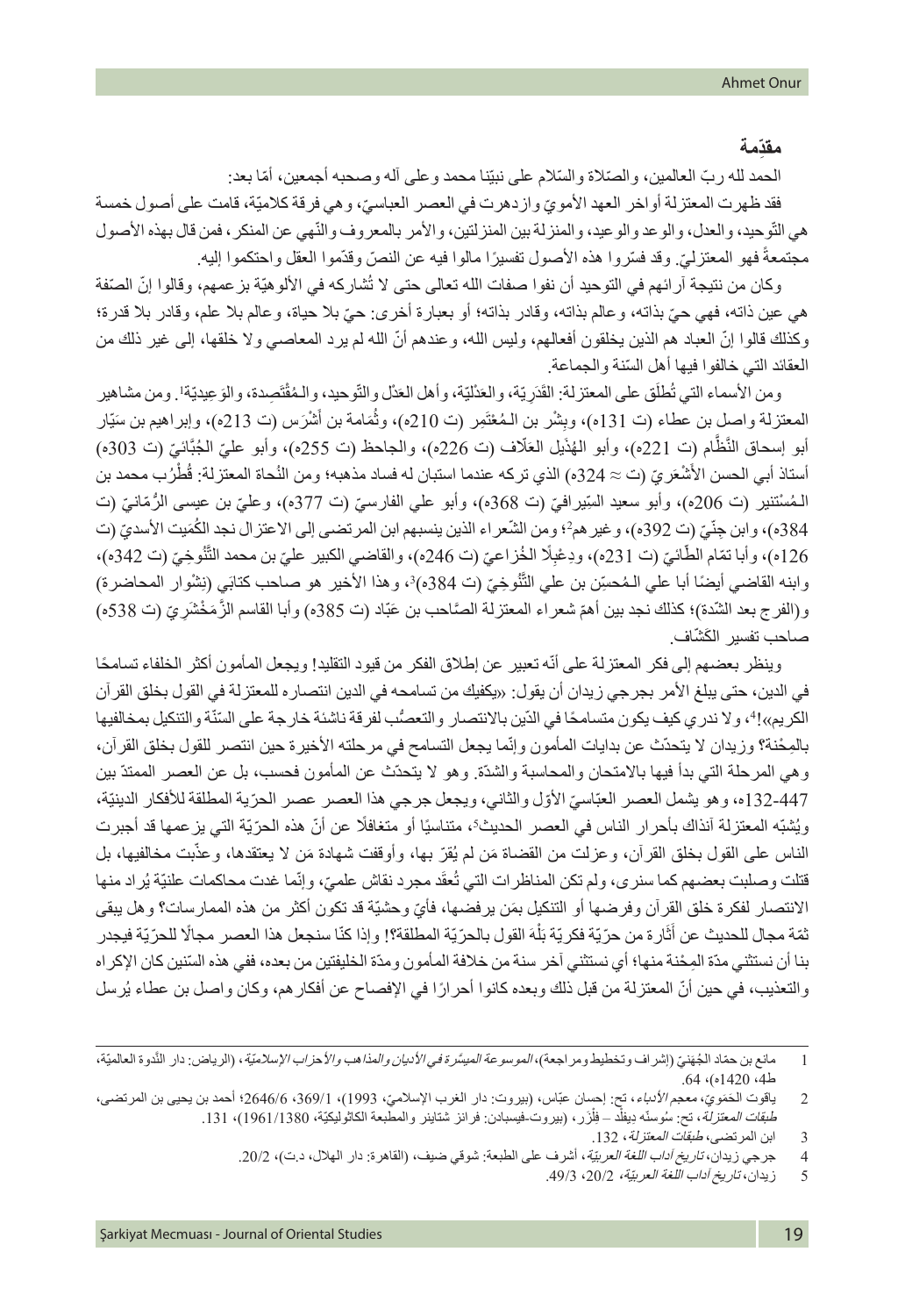## مقدّمة

الحمد لله ربّ العالمين، والصّلاة والسّلام على نبيّنا محمد وعلى آله وصحبه أجمعين، أمّا بعد:

فقد ظهرت المعتزلة أواخر العهد الأمويّ وازدهرت في العصر العباسيّ، وهي فرقة كلاميّة، قامت على أصول خمسة هي التّوحيد، والعدل، والوعد والوعيد، والمنزلة بين المنزلتين، والأمر بالمعروف والنّهي عن المنكر، فمن قال بهذه الأصول مجتمعةً فهو المعتزليّ. وقد فسّروا هذه الأصول تفسيرًا مالوا فيه عن النصّ وقدّموا العقل واحتكموا إليه.

وكان من نتيجة آرائهم في التوحيد أن نفوا صفات الله تعالى حتى لا تُشاركه في الألوهيّة بزعمهم، وقالوا إنّ الصّفة هي عين ذاته، فهي حيّ بذاته، وعالم بذاته، وقادر بذاته؛ أو بعبارة أخرى: حيّ بلا حياة، وعالم بلا علم، وقادر بلا قدرة؛ وكذلك قالوا إنّ العباد هم الذين يخلقون أفعالهم، وليس الله، وعندهم أنّ الله لم يرد المعاصي ولا خلقها، إلى غير ذلك من العقائد التي خالفوا فيها أهل السّنة والجماعة.

ومن الأسماء التي تُطلَق على المعتزلة: القَدَريّة، والعَدْليّة، وأهل العدْل والتّوحيد، والـمُقْتَصِدة، والوَعِيديّة[1]. ومن مشاهير المعتزلة واصل بن عطاء (ت 131ه)، وبِشْر بن الـمُعْتَمِر (ت 210ه)، وثُمامة بن أشْرَس (ت 213ه)، وإبراهيم بن سَيّار أبو إسحاق النَّظَّام (ت 221ه)، وأبو الهُذَيل العَلّاف (ت 226ه)، والجاحظ (ت 255ه)، وأبو عليّ الجُبّائيّ (ت 303ه) أستاذ أبي الحسن الأشْعَريّ (ت ≈ 324ه) الذي تركه عندما استبان له فساد مذهبه؛ ومن النُحاة المعتزلة: قُطْرُب محمد بن الـمُستنير (ت 206ه)، وأبو سعيد السّيرافيّ (ت 368ه)، وأبو علي الفارسيّ (ت 377ه)، وعليّ بن عيسى الرُّمّانيّ (ت 384ه)، وابن جِنّيّ (ت 392ه)، وغيرهم[2]؛ ومن الشّعراء الذين ينسبهم ابن المرتضى إلى الاعتزال نجد الكُمَيت الأسديّ (ت 126ه)، وأبا تمّام الطّائيّ (ت 231ه)، ودِعْبِلًا الخُزاعيّ (ت 246ه)، والقاضي الكبير عليّ بن محمد التَّنُوخِيّ (ت 342ه)، وابنه القاضي أيضًا أبا علي الـمُحسِّن بن علي التَّنُوخيّ (ت 384ه)[3]، وهذا الأخير هو صاحب كتابَي (نِشْوار المحاضرة) و(الفرج بعد الشّدة)؛ كذلك نجد بين أهمّ شعراء المعتزلة الصّاحب بن عَبّاد (ت 385ه) وأبا القاسم الزَّمَخْشَرِيّ (ت 538ه) صاحب تفسير الكشّاف.

وينظر بعضهم إلى فكر المعتزلة على أنّه تعبير عن إطلاق الفكر من قيود التقليد! ويجعل المأمون أكثر الخلفاء تسامحًا في الدين، حتى يبلغ الأمر بجرجي زيدان أن يقول: «يكفيك من تسامحه في الدين انتصاره للمعتزلة في القول بخلق القرآن الكريم»![4]، ولا ندري كيف يكون متسامحًا في الدّين بالانتصار والتعصُّب لفرقة ناشئة خارجة على السّنّة والتنكيل بمخالفيها بالمِحْنة؟ وزيدان لا يتحدّث عن بدايات المأمون وإنّما يجعل التسامح في مرحلته الأخيرة حين انتصر للقول بخلق القرآن، وهي المرحلة التي بدأ فيها بالامتحان والمحاسبة والشدّة. وهو لا يتحدّث عن المأمون فحسب، بل عن العصر الممتدّ بين 132-447ه، وهو يشمل العصر العبّاسيّ الأوّل والثاني، ويجعل جرجي هذا العصر عصر الحرّيّة المطلقة للأفكار الدينيّة، ويُشبّه المعتزلة آنذاك بأحرار الناس في العصر الحديث[5]، متناسيًا أو متغافلًا عن أنّ هذه الحرّيّة التي يزعمها قد أجبرت الناس على القول بخلق القرآن، وعزلت من القضاة مَن لم يُقرّ بها، وأوقفت شهادة مَن لا يعتقدها، وعذّبت مخالفيها، بل قتلت وصلبت بعضهم كما سنرى، ولم تكن المناظرات التي تُعقَد مجرد نقاش علميّ، وإنّما غدت محاكمات علنيّة يُراد منها الانتصار لفكرة خلق القرآن وفرضها أو التنكيل بمَن يرفضها، فأيّ وحشيّة قد تكون أكثر من هذه الممارسات؟ وهل يبقى ثمّة مجال للحديث عن أَثَارة من حرّيّة فكريّة بَلْهَ القول بالحرّيّة المطلقة؟! وإذا كنّا سنجعل هذا العصر مجالًا للحرّيّة فيجدر بنا أن نستثني مدّة المِحْنة منها؛ أي نستثني آخر سنة من خلافة المأمون ومدّة الخليفتين من بعده، ففي هذه السّنين كان الإكراه والتعذيب، في حين أنّ المعتزلة من قبل ذلك وبعده كانوا أحرارًا في الإفصاح عن أفكارهم، وكان واصل بن عطاء يُرسل

---

1 مانع بن حمّاد الجُهَنيّ (إشراف وتخطيط ومراجعة)، *الموسوعة الميسّرة في الأديان والمذاهب والأحزاب الإسلاميّة*، (الرياض: دار النّدوة العالميّة، ط4، 1420ه)، 64.

2 ياقوت الحَمَويّ، *معجم الأدباء*، تح: إحسان عبّاس، (بيروت: دار الغرب الإسلاميّ، 1993)، 369/1، 2646/6؛ أحمد بن يحيى بن المرتضى، *طبقات المعتزلة*، تح: سُوسنّه دِيفَلْد – فِلْزَر، (بيروت-فيسبادن: فرانز شتاينر والمطبعة الكاثوليكيّة، 1961/1380)، 131.

3 ابن المرتضى، *طبقات المعتزلة*، 132.

4 جرجي زيدان، *تاريخ آداب اللغة العربيّة*، أشرف على الطبعة: شوقي ضيف، (القاهرة: دار الهلال، د.ت)، 20/2.

5 زيدان، *تاريخ آداب اللغة العربيّة*، 20/2، 49/3.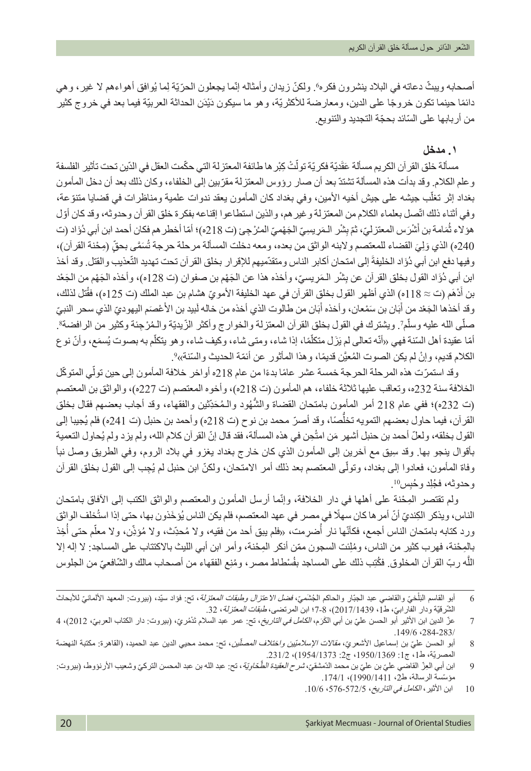أصحابه ويبثّ دعاته في البلاد ينشرون فكره[6]. ولكنّ زيدان وأمثاله إنّما يجعلون الحرّيّة لِما يُوافق أهواءهم لا غير، وهي دائمًا حينما تكون خروجًا على الدين، ومعارضة للأكثريّة، وهو ما سيكون دَيْدَن الحداثة العربيّة فيما بعد في خروج كثير من أربابها على السّائد بحجّة التجديد والتنويع.

## ١. مدخل

مسألة خلق القرآن الكريم مسألة عَقَديّة فكريّة تولّتْ كِبْرها طائفة المعتزلة التي حكّمت العقل في الدّين تحت تأثير الفلسفة وعلم الكلام. وقد بدأت هذه المسألة تشتدّ بعد أن صار رؤوس المعتزلة مقرّبين إلى الخلفاء، وكان ذلك بعد أن دخل المأمون بغداد إثر تغلّب جيشه على جيش أخيه الأمين، وفي بغداد كان المأمون يعقد ندوات علمية ومناظرات في قضايا متنوّعة، وفي أثناء ذلك اتّصل بعلماء الكلام من المعتزلة وغيرهم، والذين استطاعوا إقناعه بفكرة خلق القرآن وحدوثه، وقد كان أوّل هؤلاء ثُمامة بن أَشْرَس المعتزليّ، ثمّ بِشْر الـمَرِيسيّ الجَهْميّ المرْجِئ (ت 218ه)؛ أمّا أخطرهم فكان أحمد ابن أبي دُؤاد (ت 240ه) الذي وَلِيَ القضاء للمعتصم ولابنه الواثق من بعده، ومعه دخلت المسألة مرحلة حرجة تُسَمَّى بحقّ (مِحْنة القرآن)، وفيها دفع ابن أبي دُؤاد الخليفةَ إلى امتحان أكابر الناس ومتقدّميهم للإقرار بخلق القرآن تحت تهديد التّعذيب والقتل. وقد أخذ ابن أبي دُؤاد القول بخلق القرآن عن بِشْر الـمَرِيسيّ، وأخذه هذا عن الجَهْم بن صفوان (ت 128ه)، وأخذه الجَهْم من الجَعْد بن أَدْهَم (ت ≈ 118ه) الذي أظهر القول بخلق القرآن في عهد الخليفة الأمويّ هشام بن عبد الملك (ت 125ه)، فقُتل لذلك، وقد أخذها الجَعْد من أَبَان بن سَمْعان، وأخذه أَبَان من طالوت الذي أخذه من خاله لَبيد بن الأَعْصَم اليهوديّ الذي سحر النبيّ صلّى الله عليه وسلّم[7]. ويشترك في القول بخلق القرآن المعتزلة والخوارج وأكثر الزّيديّة والـمُرْجِئة وكثير من الرافضة[8]. أمّا عقيدة أهل السّنة فهي «أنّه تعالى لم يَزَل متكلّمًا، إذا شاء، ومتى شاء، وكيف شاء، وهو يتكلّم به بصوت يُسمَع، وأنّ نوع الكلام قديم، وإنْ لم يكن الصوت المُعيَّن قديمًا، وهذا المأثور عن أئمّة الحديث والسّنة»[9].

وقد استمرّت هذه المرحلة الحرجة خمسة عشر عامًا بدءًا من عام 218ه أواخر خلافة المأمون إلى حين تولّي المتوكّل الخلافة سنة 232ه، وتعاقب عليها ثلاثة خلفاء، هم المأمون (ت 218ه)، وأخوه المعتصم (ت 227ه)، والواثق بن المعتصم (ت 232ه)؛ ففي عام 218 أمر المأمون بامتحان القضاة والشُّهُود والـمُحَدّثين والفقهاء، وقد أجاب بعضهم فقال بخلق القرآن، فيما حاول بعضهم التمويه تخلُّصًا، وقد أصرّ محمد بن نوح (ت 218ه) وأحمد بن حنبل (ت 241ه) فلم يُجيبا إلى القول بخلقه، ولعلّ أحمد بن حنبل أشهر مَن امتُحِن في هذه المسألة، فقد قال إنّ القرآن كلام الله، ولم يزد ولم يُحاول التعمية بأقوال ينجو بها. وقد سِيق مع آخرين إلى المأمون الذي كان خارج بغداد يغزو في بلاد الروم، وفي الطريق وصل نبأ وفاة المأمون، فعادوا إلى بغداد، وتولّى المعتصم بعد ذلك أمر الامتحان، ولكنّ ابن حنبل لم يُجِب إلى القول بخلق القرآن وحدوثه، فجُلِد وحُبِس[10].

ولم تقتصر المِحْنة على أهلها في دار الخلافة، وإنّما أرسل المأمون والمعتصم والواثق الكتب إلى الآفاق بامتحان الناس، ويذكر الكِنديّ أنّ أمرها كان سهلًا في مصر في عهد المعتصم، فلم يكن الناس يُؤخَذون بها، حتى إذا استُخلف الواثق ورد كتابه بامتحان الناس أجمع، فكأنّها نار أُضرمت، «فلم يبق أحد من فقيه، ولا مُحدّث، ولا مُؤذِّن، ولا معلّم حتى أُخِذ بالمِحْنة، فهرب كثير من الناس، ومُلِئت السجون ممّن أنكر المِحْنة، وأمر ابن أبي الليث بالاكتتاب على المساجد: لا إله إلا اللّه ربّ القرآن المخلوق. فكُتِب ذلك على المساجد بفُسْطاط مصر، ومُنِع الفقهاء من أصحاب مالك والشّافعيّ من الجلوس

---

6 أبو القاسم البَلْخيّ والقاضي عبد الجبّار والحاكم الجُشَميّ، *فضل الاعتزال وطبقات المعتزلة*، تح: فؤاد سيّد، (بيروت: المعهد الألمانيّ للأبحاث الشّرقيّة ودار الفارابيّ، ط1، 1439/2017)، 7-8؛ ابن المرتضى، *طبقات المعتزلة*، 32.

7 عزّ الدين ابن الأثير أبو الحسن عليّ بن أبي الكَرَم، *الكامل في التاريخ*، تح: عمر عبد السلام تَدْمُريّ، (بيروت: دار الكتاب العربيّ، 2012)، 4/283-284، 6/149.

8 أبو الحسن عليّ بن إسماعيل الأشعريّ، *مقالات الإسلاميّين واختلاف المصلّين*، تح: محمد محيي الدين عبد الحميد، (القاهرة: مكتبة النهضة المصريّة، ط1، ج1: 1369/1950، ج2: 1373/1954)، 2/231.

9 ابن أبي العِزّ القاضي عليّ بن عليّ بن محمد الدّمشقيّ، *شرح العقيدة الطَّحَاويّة*، تح: عبد الله بن عبد المحسن التركيّ وشعيب الأرنؤوط، (بيروت: مؤسّسة الرسالة، ط2، 1411/1990)، 1/174.

10 ابن الأثير، *الكامل في التاريخ*، 5/572-576، 6/10.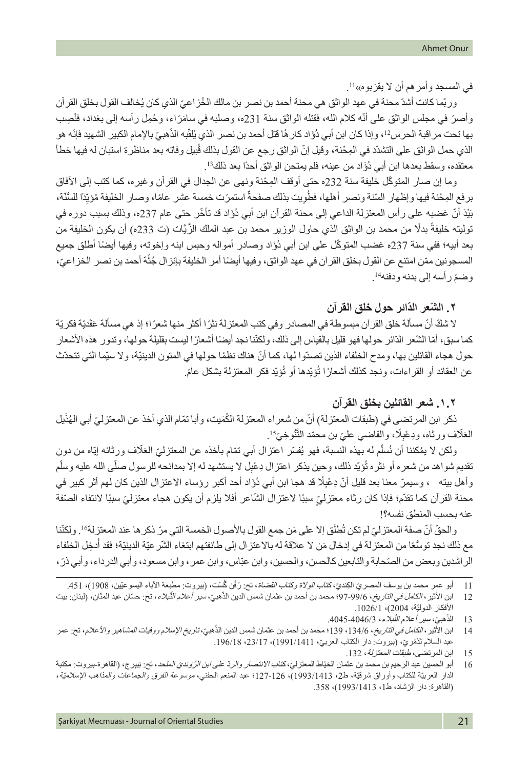في المسجد وأمرهم أن لا يقرَبوه»[11].

وربّما كانت أشدّ محنة في عهد الواثق هي محنة أحمد بن نصر بن مالك الخُزاعيّ الذي كان يُخالف القول بخلق القرآن وأصرّ في مجلس الواثق على أنّه كلام الله، فقتله الواثق سنة 231ه، وصلبه في سامَرّاء، وحُمِل رأسه إلى بغداد، فنُصِب بها تحت مراقبة الحرس[12]، وإذا كان ابن أبي دُؤَاد قتل أحمد بن نصر الذي يُلقّبه الذّهبيّ بالإمام الكبير الشهيد فإنّه هو الذي حمل الواثق على التشدّد في المِحْنة، وقيل إنّ الواثق رجع عن القول بذلك قُبيل وفاته بعد مناظرة استبان له فيها خطأ معتقده، وسقط بعدها ابن أبي دُؤَاد من عينه، فلم يمتحن الواثق أحدًا بعد ذلك[13].

وما إن صار المتوكّل خليفة سنة 232ه حتى أوقف المِحْنة ونهى عن الجدال في القرآن وغيره، كما كتب إلى الآفاق برفع المِحْنة فيها وإظهار السّنة ونصر أهلها، فطُويت بذلك صفحةٌ استمرّت خمسة عشر عامًا، وصار الخليفة مُؤيّدًا للسُّنّة، بَيْدَ أنّ غضبه على رأس المعتزلة الداعي إلى محنة القرآن ابن أبي دُؤَاد قد تأخّر حتى عام 237ه، وذلك بسبب دوره في توليته خليفةً بدلًا من محمد بن الواثق الذي حاول الوزير محمد بن عبد الملك الزَّيَّات (ت 233ه) أن يكون الخليفة من بعد أبيه؛ ففي سنة 237ه غضب المتوكّل على ابن أبي دُؤَاد وصادر أمواله وحبس ابنه وإخوته، وفيها أيضًا أطلق جميع المسجونين ممّن امتنع عن القول بخلق القرآن في عهد الواثق، وفيها أيضًا أمر الخليفة بإنزال جُثّة أحمد بن نصر الخزاعيّ، وضمّ رأسه إلى بدنه ودفنه[14].

## ٢. الشّعر الدّائر حول خلق القرآن

لا شكّ أنّ مسألة خلق القرآن مبسوطة في المصادر وفي كتب المعتزلة نثرًا أكثر منها شعرًا؛ إذ هي مسألة عَقَديّة فكريّة كما سبق، أمّا الشّعر الدّائر حولها فهو قليل بالقياس إلى ذلك، ولكنّنا نجد أيضًا أشعارًا ليست بقليلة حولها، وتدور هذه الأشعار حول هجاء القائلين بها، ومدح الخلفاء الذين تصدّوا لها، كما أنّ هناك نظمًا حولها في المتون الدينيّة، ولا سيّما التي تتحدّث عن العقائد أو القراءات، ونجد كذلك أشعارًا تُؤيّدها أو تُؤيّد فكر المعتزلة بشكل عامّ.

### ١.٢. شعر القائلين بخلق القرآن

ذكر ابن المرتضى في (طبقات المعتزلة) أنّ من شعراء المعتزلة الكُميت، وأبا تمّام الذي أخذ عن المعتزليّ أبي الهُذَيل العلّاف ورثاه، ودِعْبِلًا، والقاضي عليّ بن محمّد التَّنُوخيّ[15].

ولكن لا يمكننا أن نُسلّم له بهذه النسبة، فهو يُفسّر اعتزال أبي تمّام بأخذه عن المعتزليّ العلّاف ورثائه إيّاه من دون تقديم شواهد من شعره أو نثره تُؤيّد ذلك، وحين يذكر اعتزال دِعْبِل لا يستشهد له إلا بمدائحه للرسول صلّى الله عليه وسلّم وأهل بيته ، وسيمرّ معنا بعد قليل أنّ دِعْبِلًا قد هجا ابن أبي دُؤَاد أحد أكبر رؤساء الاعتزال الذين كان لهم أثر كبير في محنة القرآن كما تقدّم؛ فإذا كان رثاء معتزليّ سببًا لاعتزال الشّاعر أفلا يلزم أن يكون هجاء معتزليّ سببًا لانتفاء الصّفة عنه بحسب المنطق نفسه؟!

والحقّ أنّ صفة المعتزليّ لم تكن تُطلَق إلا على مَن جمع القول بالأصول الخمسة التي مرّ ذكرها عند المعتزلة[16]. ولكنّنا مع ذلك نجد توسُّعًا من المعتزلة في إدخال مَن لا علاقة له بالاعتزال إلى طائفتهم ابتغاء الشّرعيّة الدينيّة؛ فقد أُدخِل الخلفاء الراشدين وبعض من الصّحابة والتابعين كالحسن، والحسين، وابن عبّاس، وابن عمر، وابن مسعود، وأبي الدرداء، وأبي ذرّ،

---

11 أبو عمر محمد بن يوسف المصريّ الكنديّ، *كتاب الولاة وكتاب القضاة*، تح: رُفَن گُسْت، (بيروت: مطبعة الآباء اليسوعيّين، 1908)، 451.

12 ابن الأثير، *الكامل في التاريخ*، 6/99-97؛ محمد بن أحمد بن عثمان شمس الدين الذّهبيّ، *سير أعلام النُّبلاء*، تح: حسّان عبد المنّان، (لبنان: بيت الأفكار الدوليّة، 2004)، 1026/1.

13 الذّهبيّ، *سير أعلام النُّبلاء*، 4046/3-4045.

14 ابن الأثير، *الكامل في التاريخ*، 134/6، 139؛ محمد بن أحمد بن عثمان شمس الدين الذّهبيّ، *تاريخ الإسلام ووفيات المشاهير والأعلام*، تح: عمر عبد السلام تَدْمُريّ، (بيروت: دار الكتاب العربيّ، 1991/1411)، 23/17، 196/18.

15 ابن المرتضى، *طبقات المعتزلة*، 132.

16 أبو الحسين عبد الرحيم بن محمد بن عثمان الخيّاط المعتزليّ، *كتاب الانتصار والردّ على ابن الرّوَنديّ الملحد*، تح: نيبرج، (القاهرة-بيروت: مكتبة الدار العربيّة للكتاب وأوراق شرقيّة، ط2، 1993/1413)، 126-127؛ عبد المنعم الحفني، *موسوعة الفرق والجماعات والمذاهب الإسلاميّة*، (القاهرة: دار الرّشاد، ط1، 1993/1413)، 358.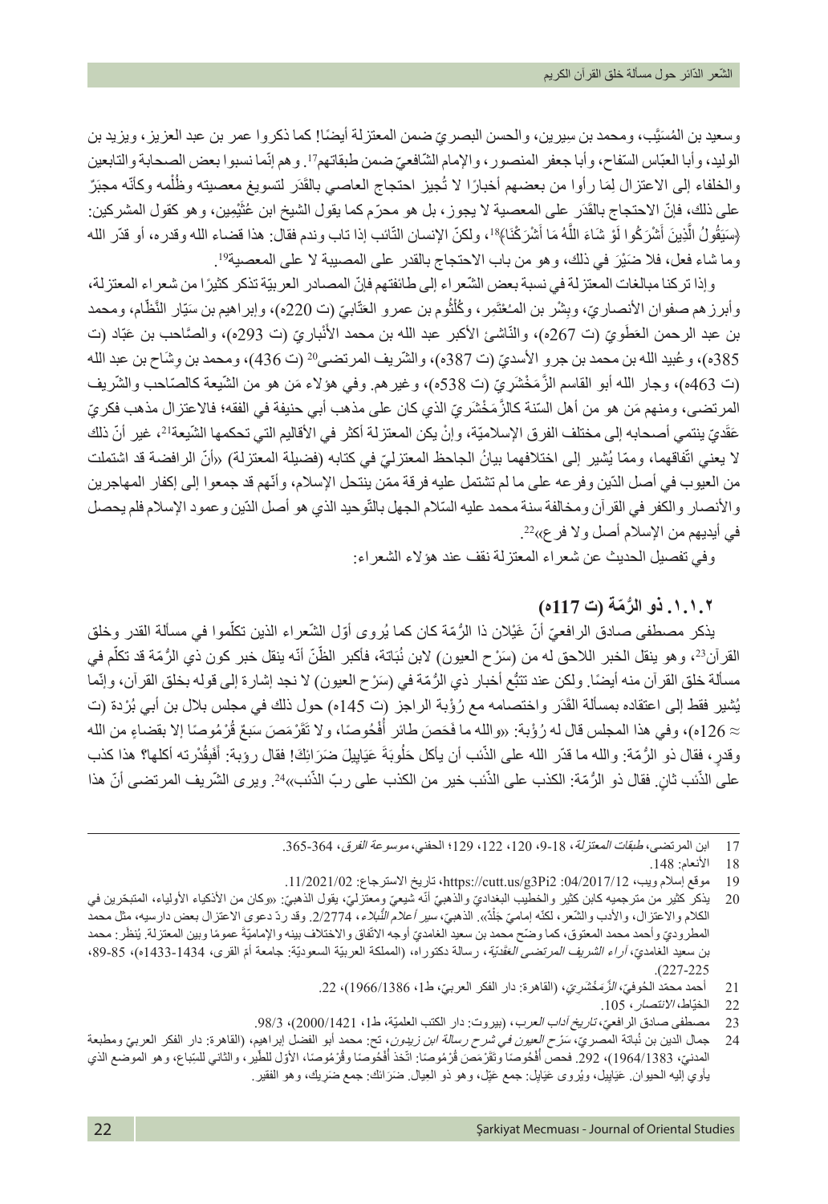وسعيد بن المُسَيَّب، ومحمد بن سيرين، والحسن البصريّ ضمن المعتزلة أيضًا! كما ذكروا عمر بن عبد العزيز، ويزيد بن الوليد، وأبا العبّاس السّفاح، وأبا جعفر المنصور، والإمام الشّافعيّ ضمن طبقاتهم[17]. وهم إنّما نسبوا بعض الصحابة والتابعين والخلفاء إلى الاعتزال لِمَا رأوا من بعضهم أخبارًا لا تُجيز احتجاج العاصي بالقَدَر لتسويغ معصيته وظُلْمه وكأنّه مجبَرٌ على ذلك، فإنّ الاحتجاج بالقَدَر على المعصية لا يجوز، بل هو محرّم كما يقول الشيخ ابن عُثَيمِين، وهو كقول المشركين: ﴿سَيَقُولُ الَّذِينَ أَشْرَكُوا لَوْ شَاءَ اللَّهُ مَا أَشْرَكْنَا﴾[18]، ولكنّ الإنسان التّائب إذا تاب وندم فقال: هذا قضاء الله وقدره، أو قدّر الله وما شاء فعل، فلا ضَيْرَ في ذلك، وهو من باب الاحتجاج بالقدر على المصيبة لا على المعصية[19].

وإذا تركنا مبالغات المعتزلة في نسبة بعض الشّعراء إلى طائفتهم فإنّ المصادر العربيّة تذكر كثيرًا من شعراء المعتزلة، وأبرزهم صفوان الأنصاريّ، وبِشْر بن المـُعْتَمِر، وكُلْثُوم بن عمرو العتّابيّ (ت 220ه)، وإبراهيم بن سَيّار النَّظّام، ومحمد بن عبد الرحمن العَطَويّ (ت 267ه)، والنّاشئ الأكبر عبد الله بن محمد الأَنْباريّ (ت 293ه)، والصّاحب بن عَبّاد (ت 385ه)، وعُبيد الله بن محمد بن جرو الأسديّ (ت 387ه)، والشّريف المرتضى[20] (ت 436)، ومحمد بن وِشَاح بن عبد الله (ت 463ه)، وجار الله أبو القاسم الزَّمَخْشَريّ (ت 538ه)، وغيرهم. وفي هؤلاء مَن هو من الشّيعة كالصّاحب والشّريف المرتضى، ومنهم مَن هو من أهل السّنة كالزَّمَخْشَريّ الذي كان على مذهب أبي حنيفة في الفقه؛ فالاعتزال مذهب فكريّ عَقَديّ ينتمي أصحابه إلى مختلف الفرق الإسلاميّة، وإنْ يكن المعتزلة أكثر في الأقاليم التي تحكمها الشّيعة[21]، غير أنّ ذلك لا يعني اتّفاقهما، وممّا يُشير إلى اختلافهما بيانُ الجاحظ المعتزليّ في كتابه (فضيلة المعتزلة) «أنّ الرافضة قد اشتملت من العيوب في أصل الدّين وفرعه على ما لم تشتمل عليه فرقة ممّن ينتحل الإسلام، وأنّهم قد جمعوا إلى إكفار المهاجرين والأنصار والكفر في القرآن ومخالفة سنة محمد عليه السّلام الجهل بالتّوحيد الذي هو أصل الدّين وعمود الإسلام فلم يحصل في أيديهم من الإسلام أصل ولا فرع»[22].

وفي تفصيل الحديث عن شعراء المعتزلة نقف عند هؤلاء الشعراء:

### ١.١.٢. ذو الرُّمّة (ت 117ه)

يذكر مصطفى صادق الرافعيّ أنّ غَيْلان ذا الرُّمّة كان كما يُروى أوّل الشّعراء الذين تكلّموا في مسألة القدر وخلق القرآن[23]، وهو ينقل الخبر اللاحق له من (سَرْح العيون) لابن نُبَاتة، فأكبر الظّنّ أنّه ينقل خبر كون ذي الرُّمّة قد تكلّم في مسألة خلق القرآن منه أيضًا. ولكن عند تتبُّع أخبار ذي الرُّمّة في (سَرْح العيون) لا نجد إشارة إلى قوله بخلق القرآن، وإنّما يُشير فقط إلى اعتقاده بمسألة القَدَر واختصامه مع رُؤْبة الراجز (ت 145ه) حول ذلك في مجلس بلال بن أبي بُرْدة (ت ≈ 126ه)، وفي هذا المجلس قال له رُؤْبة: «والله ما فَحَصَ طائر أُفْحُوصًا، ولا تَقَرْمَصَ سَبُعٌ قُرْمُوصًا إلا بقضاءٍ من الله وقدرٍ، فقال ذو الرُّمّة: والله ما قدّر الله على الذّئب أن يأكل حَلُوبَةَ عَيَايِيلَ ضَرَائِكَ! فقال رؤبة: أَفَبِقُدْرته أكلها؟ هذا كذب على الذّئب ثانٍ. فقال ذو الرُّمّة: الكذب على الذّئب خير من الكذب على ربّ الذّئب»[24]. ويرى الشّريف المرتضى أنّ هذا

---

17 ابن المرتضى، *طبقات المعتزلة*، 18-9، 120، 122، 129؛ الحفني، *موسوعة الفرق*، 364-365.

18 الأنعام: 148.

19 موقع إسلام ويب، 04/2017/12: https://cutt.us/g3Pi2، تاريخ الاسترجاع: 11/2021/02.

20 يذكر كثير من مترجميه كابن كثير والخطيب البغداديّ والذهبيّ أنّه شيعيّ ومعتزليّ، يقول الذهبيّ: «وكان من الأذكياء الأولياء، المتبحّرين في الكلام والاعتزال، والأدب والشّعر، لكنّه إماميّ جَلْدٌ». الذهبيّ، *سير أعلام النُّبلاء*، 2/2774. وقد ردّ دعوى الاعتزال بعض دارسيه، مثل محمد المطروديّ وأحمد محمد المعتوق، كما وضّح محمد بن سعيد الغامديّ أوجه الاتّفاق والاختلاف بينه والإماميّة عمومًا وبين المعتزلة. يُنظَر: محمد بن سعيد الغامديّ، *آراء الشريف المرتضى العَقَديّة*، رسالة دكتوراه، (المملكة العربيّة السعوديّة: جامعة أمّ القرى، 1434-1433ه)، 85-89، 227-225).

21 أحمد محمّد الحُوفيّ، *الزَّمَخْشَريّ*، (القاهرة: دار الفكر العربيّ، ط1، 1966/1386)، 22.

22 الخيّاط، *الانتصار*، 105.

23 مصطفى صادق الرافعيّ، *تاريخ آداب العرب*، (بيروت: دار الكتب العلميّة، ط1، 2000/1421)، 98/3.

24 جمال الدين بن نُباتة المصريّ، *سَرْح العيون في شرح رسالة ابن زيدون*، تح: محمد أبو الفضل إبراهيم، (القاهرة: دار الفكر العربيّ ومطبعة المدنيّ، 1964/1383)، 292. فحص أُفْحُوصًا وتَقَرْمَصَ قُرْمُوصًا: اتّخذ أُفْحُوصًا وقُرْمُوصًا، الأوّل للطّير، والثاني للسّباع، وهو الموضع الذي يأوي إليه الحيوان. عَيَايِيل: جمع عَيّل، ويُروى عَيَايِل: جمع عَيّل، وهو ذو العِيال. ضَرَائك: جمع ضَرِيك، وهو الفقير.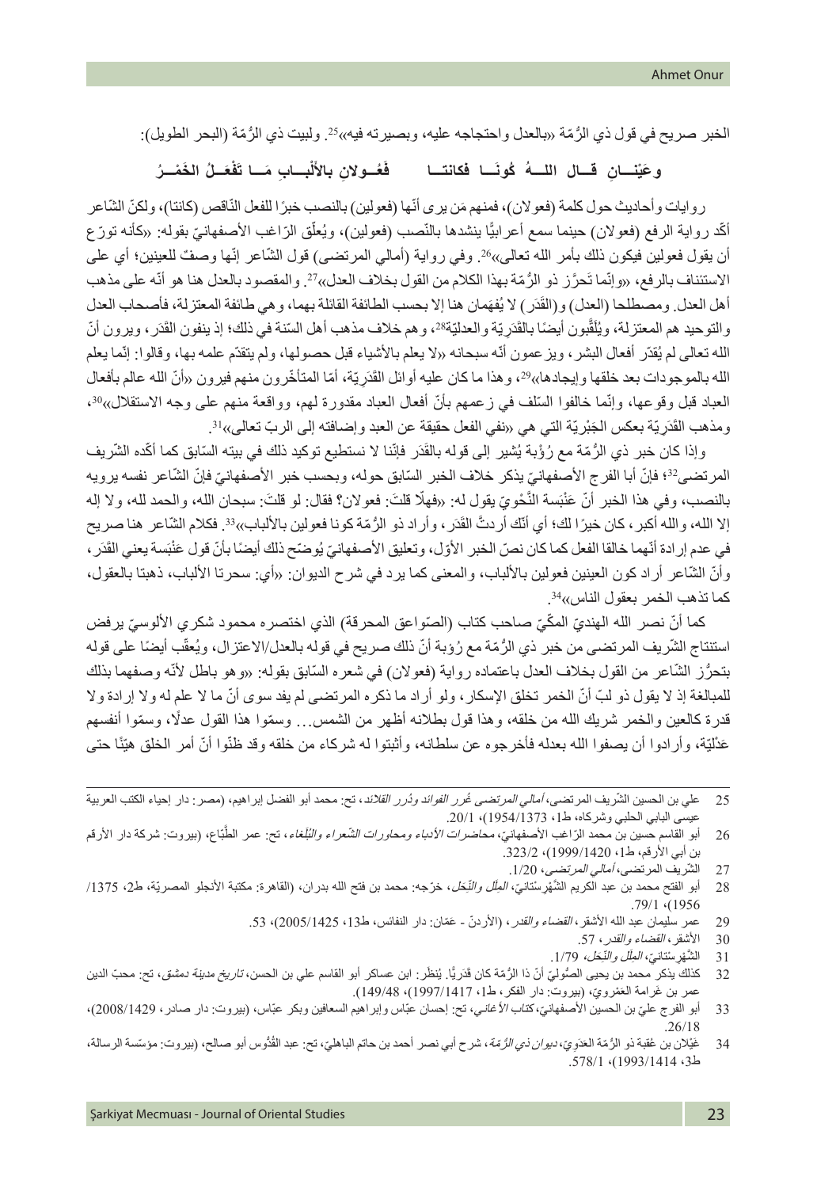الخبر صريح في قول ذي الرُّمّة «بالعدل واحتجاجه عليه، وبصيرته فيه»[25]. ولبيت ذي الرُّمّة (البحر الطويل):

**وعَيْنَــانِ قَــالَ اللــهُ كُونَــا فكانتــا          فَعُــولانِ بالألْبــابِ مَــا تَفْعَــلُ الخَمْــرُ**

روايات وأحاديث حول كلمة (فعولان)، فمنهم مَن يرى أنّها (فعولين) بالنصب خبرًا للفعل النّاقص (كانتا)، ولكنّ الشّاعر أكّد رواية الرفع (فعولان) حينما سمع أعرابيًّا ينشدها بالنّصب (فعولين)، ويُعلّق الرّاغب الأصفهانيّ بقوله: «كأنه تورّع أن يقول فعولين فيكون ذلك بأمر الله تعالى»[26]. وفي رواية (أمالي المرتضى) قول الشّاعر إنّها وصفٌ للعينين؛ أي على الاستئناف بالرفع، «وإنّما تَحرَّز ذو الرُّمّة بهذا الكلام من القول بخلاف العدل»[27]. والمقصود بالعدل هنا هو أنّه على مذهب أهل العدل. ومصطلحا (العدل) و(القَدَر) لا يُفهَمان هنا إلا بحسب الطائفة القائلة بهما، وهي طائفة المعتزلة، فأصحاب العدل والتوحيد هم المعتزلة، ويُلَقَّبون أيضًا بالقَدَريّة والعدليّة[28]، وهم خلاف مذهب أهل السّنة في ذلك؛ إذ ينفون القَدَر، ويرون أنّ الله تعالى لم يُقدّر أفعال البشر، ويزعمون أنّه سبحانه «لا يعلم بالأشياء قبل حصولها، ولم يتقدّم علمه بها، وقالوا: إنّما يعلم الله بالموجودات بعد خلقها وإيجادها»[29]، وهذا ما كان عليه أوائل القَدَريّة، أمّا المتأخّرون منهم فيرون «أنّ الله عالم بأفعال العباد قبل وقوعها، وإنّما خالفوا السّلف في زعمهم بأنّ أفعال العباد مقدورة لهم، وواقعة منهم على وجه الاستقلال»[30]، ومذهب القَدَريّة بعكس الجَبْريّة التي هي «نفي الفعل حقيقة عن العبد وإضافته إلى الربّ تعالى»[31].

وإذا كان خبر ذي الرُّمّة مع رُؤبة يُشير إلى قوله بالقَدَر فإنّنا لا نستطيع توكيد ذلك في بيته السّابق كما أكّده الشّريف المرتضى[32]؛ فإنّ أبا الفرج الأصفهانيّ يذكر خلاف الخبر السّابق حوله، وبحسب خبر الأصفهانيّ فإنّ الشّاعر نفسه يرويه بالنصب، وفي هذا الخبر أنّ عَنْبَسة النَّحْويّ يقول له: «فهلّا قلتَ: فعولان؟ فقال: لو قلتَ: سبحان الله، والحمد لله، ولا إله إلا الله، والله أكبر، كان خيرًا لك؛ أي أنّك أردتَّ القَدَر، وأراد ذو الرُّمّة كونا فعولين بالألباب»[33]. فكلام الشّاعر هنا صريح في عدم إرادة أنّهما خالقا الفعل كما كان نصّ الخبر الأوّل، وتعليق الأصفهانيّ يُوضّح ذلك أيضًا بأنّ قول عَنْبَسة يعني القَدَر، وأنّ الشّاعر أراد كون العينين فعولين بالألباب، والمعنى كما يرد في شرح الديوان: «أي: سحرتا الألباب، ذهبتا بالعقول، كما تذهب الخمر بعقول الناس»[34].

كما أنّ نصر الله الهنديّ المكّيّ صاحب كتاب (الصّواعق المحرقة) الذي اختصره محمود شكري الألوسيّ يرفض استنتاج الشّريف المرتضى من خبر ذي الرُّمّة مع رُؤبة أنّ ذلك صريح في قوله بالعدل/الاعتزال، ويُعقّب أيضًا على قوله بتحرُّز الشّاعر من القول بخلاف العدل باعتماده رواية (فعولان) في شعره السّابق بقوله: «وهو باطل لأنّه وصفهما بذلك للمبالغة إذ لا يقول ذو لبّ أنّ الخمر تخلق الإسكار، ولو أراد ما ذكره المرتضى لم يفد سوى أنّ ما لا علم له ولا إرادة ولا قدرة كالعين والخمر شريك الله من خلقه، وهذا قول بطلانه أظهر من الشمس... وسمّوا هذا القول عدلًا، وسمّوا أنفسهم عَدْليّة، وأرادوا أن يصفوا الله بعدله فأخرجوه عن سلطانه، وأثبتوا له شركاء من خلقه وقد ظنّوا أنّ أمر الخلق هيّنًا حتى

---

25 علي بن الحسين الشّريف المرتضى، *أمالي المرتضى غُرر الفوائد ودُرر القلائد*، تح: محمد أبو الفضل إبراهيم، (مصر: دار إحياء الكتب العربية عيسى البابي الحلبي وشركاه، ط1، 1373/1954)، 20/1.

26 أبو القاسم حسين بن محمد الرّاغب الأصفهانيّ، *محاضرات الأدباء ومحاورات الشّعراء والبُلَغاء*، تح: عمر الطّبّاع، (بيروت: شركة دار الأرقم بن أبي الأرقم، ط1، 1420/1999)، 323/2.

27 الشّريف المرتضى، *أمالي المرتضى*، 20/1.

28 أبو الفتح محمد بن عبد الكريم الشَّهْرستانيّ، *المِلَل والنِّحَل*، خرّجه: محمد بن فتح الله بدران، (القاهرة: مكتبة الأنجلو المصريّة، ط2، 1375/1956)، 79/1.

29 عمر سليمان عبد الله الأشقر، *القضاء والقدر*، (الأردنّ - عمّان: دار النفائس، ط13، 1425/2005)، 53.

30 الأشقر، *القضاء والقدر*، 57.

31 الشَّهرستانيّ، *المِلَل والنِّحَل*، 79/1.

32 كذلك يذكر محمد بن يحيى الصُّوليّ أنّ ذا الرُّمّة كان قَدَريًّا. يُنظَر: ابن عساكر أبو القاسم علي بن الحسن، *تاريخ مدينة دمشق*، تح: محبّ الدين عمر بن غَرامة العَمْرويّ، (بيروت: دار الفكر، ط1، 1417/1997)، 149/48).

33 أبو الفرج عليّ بن الحسين الأصفهانيّ، *كتاب الأغاني*، تح: إحسان عبّاس وإبراهيم السعافين وبكر عبّاس، (بيروت: دار صادر، 1429/2008)، 26/18.

34 غَيْلان بن عُقبة ذو الرُّمّة العَدَويّ، *ديوان ذي الرُّمّة*، شرح أبي نصر أحمد بن حاتم الباهليّ، تح: عبد القُدُّوس أبو صالح، (بيروت: مؤسّسة الرسالة، ط3، 1414/1993)، 578/1.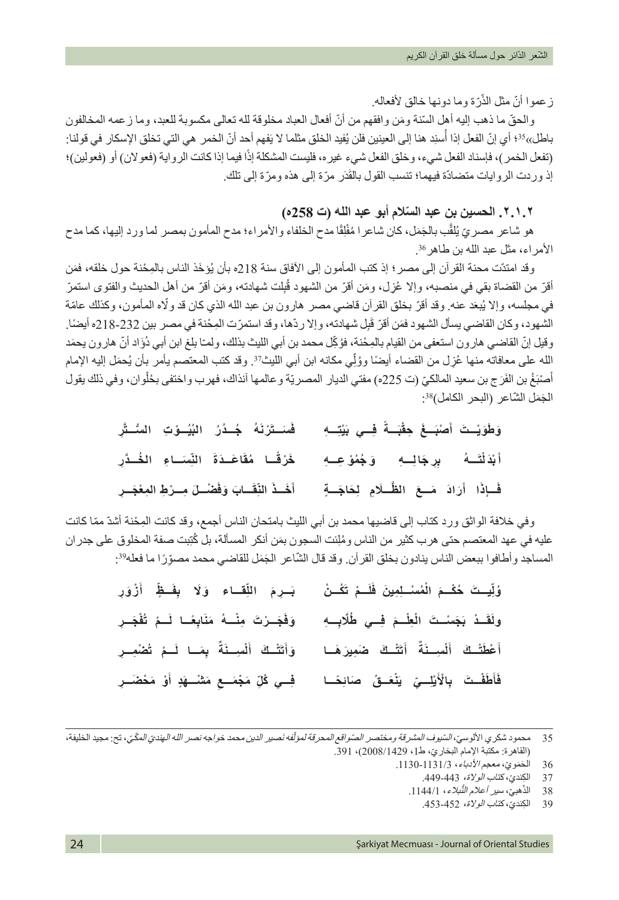زعموا أنّ مثل الذّرّة وما دونها خالق لأفعاله.

والحقّ ما ذهب إليه أهل السّنة ومَن وافقهم من أنّ أفعال العباد مخلوقة لله تعالى مكسوبة للعبد، وما زعمه المخالفون باطل»[35]؛ أي إنّ الفعل إذا أُسنِد هنا إلى العينين فلن يُفيد الخلق مثلما لا يَفهم أحد أنّ الخمر هي التي تخلق الإسكار في قولنا: (تفعل الخمر)، فإسناد الفعل شيء، وخلق الفعل شيء غيره، فليست المشكلة إذًا فيما إذا كانت الرواية (فعولان) أو (فعولين)؛ إذ وردت الروايات متضادّة فيهما؛ تنسب القول بالقَدَر مرّة إلى هذه ومرّة إلى تلك.

### ٢.١.٢. الحسين بن عبد السّلام أبو عبد الله (ت 258ه)

هو شاعر مصريّ يُلقّب بالجَمَل، كان شاعرا مُفْلِقًا مدح الخلفاء والأمراء؛ مدح المأمون بمصر لما ورد إليها، كما مدح الأمراء، مثل عبد الله بن طاهر[36].

وقد امتدّت محنة القرآن إلى مصر؛ إذ كتب المأمون إلى الآفاق سنة 218ه بأن يُؤخَذ الناس بالمِحْنة حول خلقه، فمَن أقرّ من القضاة بقي في منصبه، وإلا عُزل، ومَن أقرّ من الشهود قُبلت شهادته، ومَن أقرّ من أهل الحديث والفتوى استمرّ في مجلسه، وإلا يُبعَد عنه. وقد أقرّ بخلق القرآن قاضي مصر هارون بن عبد الله الذي كان قد ولّاه المأمون، وكذلك عامّة الشهود، وكان القاضي يسأل الشهود فمَن أقرّ قَبِل شهادته، وإلا ردّها، وقد استمرّت المِحْنة في مصر بين 232-218ه أيضًا. وقيل إنّ القاضي هارون استعفى من القيام بالمِحْنة، فوُكِّل محمد بن أبي الليث بذلك، ولمّا بلغ ابن أبي دُؤَاد أنّ هارون يحمَد الله على معافاته منها عُزل من القضاء أيضًا ووُلِّي مكانه ابن أبي الليث[37]. وقد كتب المعتصم يأمر بأن يُحمَل إليه الإمام أَصْبَغُ بن الفَرَج بن سعيد المالكيّ (ت 225ه) مفتي الديار المصريّة وعالمها آنذاك، فهرب واختفى بحُلْوان، وفي ذلك يقول الجَمَل الشّاعر (البحر الكامل)[38]:

وَطَوَيْتَ أَصْبَغَ حِقْبَةً فِي بَيْتِهِ فَسَتَرْنَهُ جُدُرُ البُيُوتِ السُّتَّرِ

أَبْدَلْتَهُ بِرِجَالِهِ وَجُمُوعِهِ خَرْقًا مُقَاعَدَةَ النِّسَاءِ الخُدَّرِ

فَإِذَا أَرَادَ مَعَ الظَّلَامِ لِحَاجَةٍ أَخَذَ النِّقَابَ وَفَضْلَ مِرْطِ المِعْجَرِ

وفي خلافة الواثق ورد كتاب إلى قاضيها محمد بن أبي الليث بامتحان الناس أجمع، وقد كانت المِحْنة أشدّ ممّا كانت عليه في عهد المعتصم حتى هرب كثير من الناس ومُلِئت السجون بمَن أنكر المسألة، بل كُتِبت صفة المخلوق على جدران المساجد وأطافوا ببعض الناس ينادون بخلق القرآن. وقد قال الشّاعر الجَمَل للقاضي محمد مصوّرًا ما فعله[39]:

وُلِّيتَ حُكْمَ الْمُسْلِمِينَ فَلَمْ تَكُنْ بَرِمَ اللِّقَاءِ وَلَا بِفَظٍّ أَزْوَرِ

ولَقَدْ بَجَسْتَ الْعِلْمَ فِي طُلَّابِهِ وَفَجَرْتَ مِنْهُ مَنَابِعًا لَمْ تُفْجَرِ

أَعْطَتْكَ أَلْسِنَةٌ أَتَتْكَ ضَمِيرَهَا وَأَتَتْكَ أَلْسِنَةٌ بِمَا لَمْ تُضْمِرِ

فَأَطَفْتَ بِالْأَيْلِيِّ يَنْعَقُ صَائِحًا فِي كُلِّ مَجْمَعِ مَشْهَدٍ أَوْ مَحْضَرِ

---

35 محمود شكري الألوسيّ، *السّيوف المشرقة ومختصر الصّواقع المحرقة لمؤلّفه نصير الدين محمد خواجه نصر الله الهنديّ المكّيّ*، تح: مجيد الخليفة، (القاهرة: مكتبة الإمام البخاريّ، ط1، 1429/2008)، 391.

36 الحَمَويّ، معجم *الأدباء*، 3/1131-1130.

37 الكِنديّ، *كتاب الولاة*، 443-449.

38 الذّهبيّ، سير *أعلام النُّبلاء*، 1/1144.

39 الكِنديّ، *كتاب الولاة*، 452-453.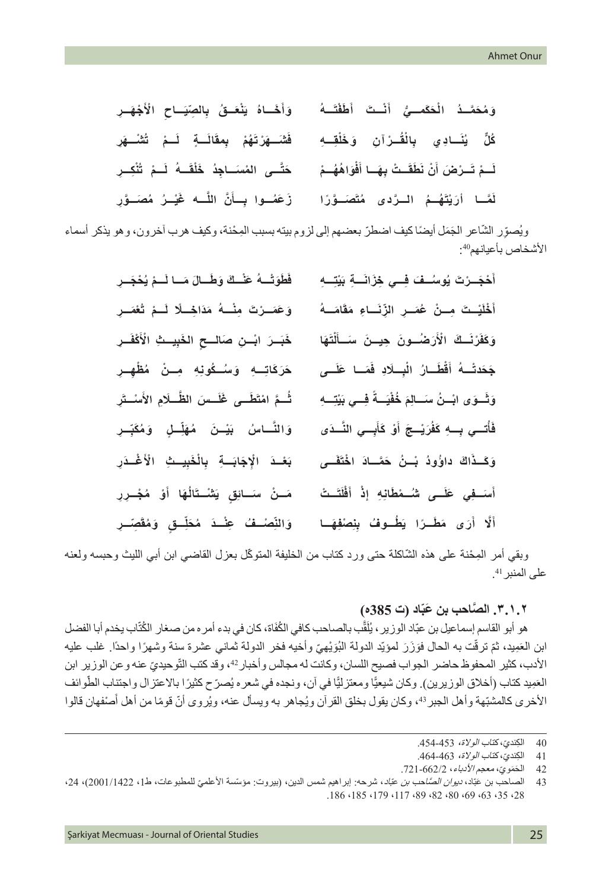وَمُحَمَّـدُ الْحَكَمِــيُّ أَنْــتَ أَطَقْتَــهُ وَأَخَــاهُ يَنْعَــقُ بِالصِّيَــاحِ الْأَجْهَــرِ

كُلٌّ يُنَــادِي بِالْقُــرْآنِ وَخَلْقِــهِ فَشَــهَرْتَهُمْ بِمقَالَــةٍ لَــمْ تُشْــهَرِ

لَــمْ تَــرْضَ أَنْ نَطَقَــتْ بِهَــا أَفْوَاهُهُــمْ حَتَّــى المَسَــاجِدُ خَلْقَــهُ لَــمْ تُنْكِــرِ

لَمَّــا أَرَيْتَهُــمُ الــرَّدَى مُتَصَــوِّرًا زَعَمُــوا بِــأَنَّ اللَّــه غَيْــرُ مُصَــوِّرِ

ويُصوِّر الشّاعر الجَمَل أيضًا كيف اضطرّ بعضهم إلى لزوم بيته بسبب المِحْنة، وكيف هرب آخرون، وهو يذكر أسماء الأشخاص بأعيانهم[40]:

أَحْجَــرْتَ يُوسُــفَ فِــي خِزَانَــةِ بَيْتِــهِ فَطَوَتْــهُ عَنْــكَ وَطَــالَ مَــا لَــمْ يُحْجَــرِ

أَخْلَيْــتَ مِــنْ عُمَــرِ الزِّنَــاءِ مَقَامَــهُ وَعَمَــرْتَ مِنْــهُ مَدَاخِــلًا لَــمْ تُعْمَــرِ

وَكَفَرْنَــكَ الْأَرَضُــونَ حِيــنَ سَــأَلْتَهَا خَبَــرَ ابْــنِ صَالِــحٍ الخَبِيــثِ الْأَكْفَــرِ

جَحَدَتْــهُ أَقْطَــارُ الْبِــلَادِ فَمَــا عَلَــى حَرَكَاتِــهِ وَسُــكُونِهِ مِــنْ مُظْهِــرِ

وَثَــوَى ابْــنُ سَــالِمَ خُفْيَــةً فِــي بَيْتِــهِ ثُــمَّ امْتَطَــى غَلَــسَ الظَّــلَامِ الأَسْــتَرِ

فَأُتِــي بِــهِ كَفُرَيْــجَ أَوْ كَأَبِــي النَّــدَى وَالنَّــاسُ بَيْــنَ مُهَلِّــلٍ وَمُكَبِّــرِ

وَكَــذَاكَ داوُودُ بْــنُ حَمَّــادَ اخْتَفَــى بَعْــدَ الْإِجَابَــةِ بِالْخَبِيــثِ الْأَغْــدَرِ

أَسَــفِي عَلَــى شُــمْطَانِهِ إِذْ أَفْلَتَــتْ مَــنْ سَــائِقٍ يَشْــتَالُهَا أَوْ مُجْــرِرِ

أَلَّا أَرَى مَطَــرًا يَطُــوفُ بِنِصْفِهَــا وَالنِّصْــفُ عِنْــدَ مُحَلِّــقٍ وَمُقَصِّــرِ

وبقي أمر المِحْنة على هذه الشّاكلة حتى ورد كتاب من الخليفة المتوكّل بعزل القاضي ابن أبي الليث وحبسه ولعنه على المنبر[41].

### ٢.١.٣. الصَّاحب بن عَبّاد (ت 385ه)

هو أبو القاسم إسماعيل بن عبّاد الوزير، يُلَقَّب بالصاحب كافي الكُفَاة، كان في بدء أمره من صغار الكُتّاب يخدم أبا الفضل ابن العَمِيد، ثمّ ترقّت به الحال فوَزَرَ لمؤيّد الدولة البُوَيْهِيّ وأخيه فخر الدولة ثماني عشرة سنة وشهرًا واحدًا. غلب عليه الأدب، كثير المحفوظ حاضر الجواب فصيح اللسان، وكانت له مجالس وأخبار[42]، وقد كتب التّوحيديّ عنه وعن الوزير ابن العَمِيد كتاب (أخلاق الوزيرين). وكان شيعيًّا ومعتزليًّا في آن، ونجده في شعره يُصرّح كثيرًا بالاعتزال واجتناب الطّوائف الأخرى كالمشبّهة وأهل الجبر[43]، وكان يقول بخلق القرآن ويُجاهر به ويسأل عنه، ويُروى أنّ قومًا من أهل أصْفهان قالوا

---

40 الكِنديّ، *كتاب الولاة*، 453-454.

41 الكِنديّ، *كتاب الولاة*، 463-464.

42 الحَمَويّ، *معجم الأدباء*، 662/2-721.

43 الصاحب بن عَبّاد، *ديوان الصَّاحب بن عبّاد*، شرحه: إبراهيم شمس الدين، (بيروت: مؤسّسة الأعلميّ للمطبوعات، ط1، 1422/2001)، 24، 28، 35، 63، 69، 80، 82، 89، 117، 179، 185، 186.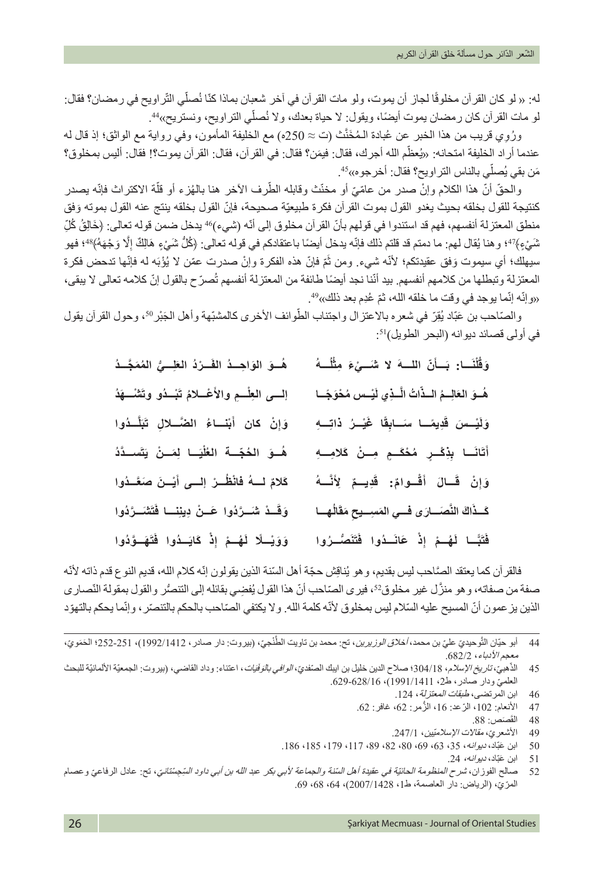له: « لو كان القرآن مخلوقًا لجاز أن يموت، ولو مات القرآن في آخر شعبان بماذا كنّا نُصلّي التّراويح في رمضان؟ فقال: لو مات القرآن كان رمضان يموت أيضًا، ويقول: لا حياة بعدك، ولا نُصلّي التراويح، ونستريح»[44].

ورُوِي قريب من هذا الخبر عن عُبادة الـمُخَنَّث (ت ≈ 250ه) مع الخليفة المأمون، وفي رواية مع الواثق؛ إذ قال له عندما أراد الخليفة امتحانه: «يُعظّم الله أجرك، فقال: فيمَن؟ فقال: في القرآن، فقال: القرآن يموت؟! فقال: أليس بمخلوق؟ مَن بقي يُصلّي بالناس التراويح؟ فقال: أخرجوه»[45].

والحقّ أنّ هذا الكلام وإنْ صدر من عامّيّ أو مخنّث وقابله الطّرف الآخر هنا بالهُزء أو قلّة الاكتراث فإنّه يصدر كنتيجة للقول بخلقه بحيث يغدو القول بموت القرآن فكرة طبيعيّة صحيحة، فإنّ القول بخلقه ينتج عنه القول بموته وَفق منطق المعتزلة أنفسهم، فهم قد استندوا في قولهم بأنّ القرآن مخلوق إلى أنّه (شيء)[46] يدخل ضمن قوله تعالى: ﴿خَالِقُ كُلِّ شَيْءٍ﴾[47]؛ وهنا يُقال لهم: ما دمتم قد قلتم ذلك فإنّه يدخل أيضًا باعتقادكم في قوله تعالى: ﴿كُلُّ شَيْءٍ هَالِكٌ إِلَّا وَجْهَهُ﴾[48]؛ فهو سيهلك؛ أي سيموت وَفق عقيدتكم؛ لأنّه شيء. ومن ثَمّ فإنّ هذه الفكرة وإنْ صدرت عمّن لا يُؤْبَه له فإنّها تدحض فكرة المعتزلة وتبطلها من كلامهم أنفسهم. بيد أنّنا نجد أيضًا طائفة من المعتزلة أنفسهم تُصرّح بالقول إنّ كلامه تعالى لا يبقى، «وإنّه إنّما يوجد في وقت ما خلقه الله، ثمّ عُدِم بعد ذلك»[49].

والصّاحب بن عَبّاد يُقِرّ في شعره بالاعتزال واجتناب الطّوائف الأخرى كالمشبّهة وأهل الجَبْر[50]، وحول القرآن يقول في أولى قصائد ديوانه (البحر الطويل)[51]:

| | |
|---|---|
| وَقُلْنَا: بَأَنّ اللهَ لا شَيْءَ مِثْلُهُ | هُوَ الوَاحِدُ الفَرْدُ العَلِيُّ المُمَجَّدُ |
| هُوَ العَالِمُ الذّاتُ الّذِي لَيْس مُحْوَجًا | إلى العِلْمِ والأَعْلامُ تَبْدُو وتَشْهَدُ |
| وَلَيْسَ قَدِيمًا سَابِقًا غَيْرُ ذاتِهِ | وَإنْ كان أَبْنَاءُ الضَّلالِ تَبَلَّدُوا |
| أَتَانَا بِذِكْرٍ مُحْكَمٍ مِنْ كَلامِهِ | هُوَ الحُجّةُ العُلْيَا لِمَنْ يَتَسدَّدُ |
| وَإنْ قَالَ أَقْوامٌ: قَدِيمٌ لأَنَّهُ | كَلامٌ لَهُ فانْظُرْ إلى أَيْنَ صَعَّدُوا |
| كَذَاكَ النَّصَارَى فِي المَسِيحِ مَقَالُهَا | وَقَدْ شَرَّدُوا عَنْ دِينِنَا فَتَشَرَّدُوا |
| فَتَبًّا لَهُمْ إذْ عَانَدُوا فَتَنَصَّرُوا | وَوَيْلًا لَهُمْ إذْ كَايَدُوا فَتَهَوَّدُوا |

فالقرآن كما يعتقد الصّاحب ليس بقديم، وهو يُناقِش حجّة أهل السّنة الذين يقولون إنّه كلام الله، قديم النوع قدم ذاته لأنّه صفة من صفاته، وهو منزّل غير مخلوق[52]، فيرى الصّاحب أنّ هذا القول يُفضِي بقائله إلى التنصُّر والقول بمقولة النّصارى الذين يزعمون أنّ المسيح عليه السّلام ليس بمخلوق لأنّه كلمة الله. ولا يكتفي الصّاحب بالحكم بالتنصّر، وإنّما يحكم بالتهوّد

---

44 أبو حيّان التّوحيديّ عليّ بن محمد، *أخلاق الوزيرين*، تح: محمد بن تاويت الطّنجيّ، (بيروت: دار صادر، 1412/1992)، 251-252؛ الحَمَويّ، *معجم الأدباء*، 682/2.

45 الذّهبيّ، *تاريخ الإسلام*، 304/18؛ صلاح الدين خليل بن ايبك الصّفديّ، *الوافي بالوَفَيات*، اعتناء: وداد القاضي، (بيروت: الجمعيّة الألمانيّة للبحث العلميّ ودار صادر، ط2، 1411/1991)، 628/16-629.

46 ابن المرتضى، *طبقات المعتزلة*، 124.

47 الأنعام: 102، الرّعد: 16، الزُّمر: 62، غافر: 62.

48 القَصَص: 88.

49 الأشعريّ، *مقالات الإسلاميّين*، 247/1.

50 ابن عَبّاد، *ديوانه*، 35، 63، 69، 80، 82، 89، 117، 179، 185، 186.

51 ابن عَبّاد، *ديوانه*، 24.

52 صالح الفوزان، *شرح المنظومة الحائيّة في عقيدة أهل السّنة والجماعة لأبي بكر عبد الله بن أبي داود السِّجِستانيّ*، تح: عادل الرفاعيّ وعصام المرّيّ، (الرياض: دار العاصمة، ط1، 1428/2007)، 64، 68، 69.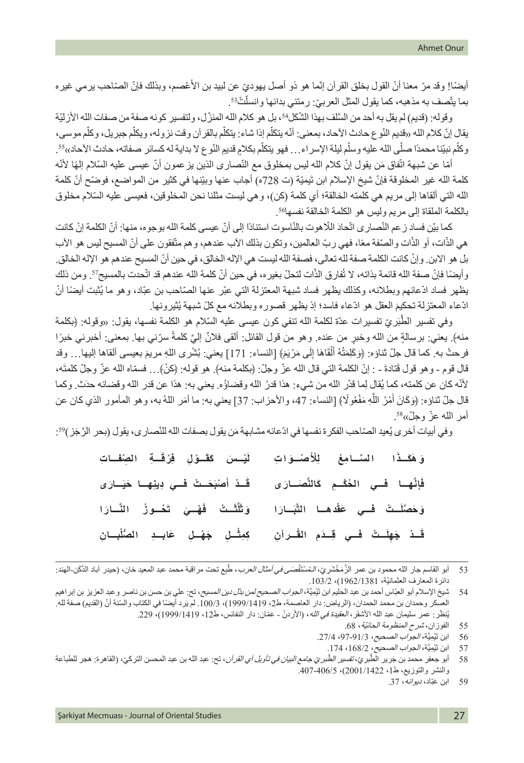أيضًا! وقد مرّ معنا أنّ القول بخلق القرآن إنّما هو ذو أصل يهوديّ عن لبيد بن الأعْصم، وبذلك فإنّ الصّاحب يرمي غيره بما يتّصف به مذهبه، كما يقول المثل العربيّ: رمتني بدائها وانسلّت[53].

وقوله: (قديم) لم يقل به أحد من السّلف بهذا الشّكل[54]، بل هو كلام الله المنزّل، ولتفسير كونه صفة من صفات الله الأزليّة يقال إنّ كلام الله «قديم النّوع حادث الآحاد، بمعنى: أنّه يتكلّم إذا شاء: يتكلّم بالقرآن وقت نزوله، ويكلّم جبريل، وكلّم موسى، وكلّم نبيّنا محمدًا صلّى الله عليه وسلّم ليلة الإسراء... فهو يتكلّم بكلامٍ قديم النّوع لا بداية له كسائر صفاته، حادث الآحاد»[55].

أمّا عن شبهة اتّفاق مَن يقول إنّ كلام الله ليس بمخلوق مع النّصارى الذين يزعمون أنّ عيسى عليه السّلام إلهًا لأنّه كلمة الله غير المخلوقة فإنّ شيخ الإسلام ابن تَيميّة (ت 728ه) أجاب عنها وبيّنها في كثير من المواضع، فوضّح أنّ كلمة الله التي ألقاها إلى مريم هي كلمته الخالقة؛ أي كلمة (كن)، وهي ليست مثلنا نحن المخلوقين، فعيسى عليه السّلام مخلوق بالكلمة الملقاة إلى مريم وليس هو الكلمة الخالقة نفسها[56].

كما بيّن فساد زعم النّصارى اتّحادَ اللّاهوت بالنّاسوت استنادًا إلى أنّ عيسى كلمة الله بوجوه، منها: أنّ الكلمة إنْ كانت هي الذّات، أو الذّات والصّفة معًا، فهي ربّ العالمين، وتكون بذلك الآب عندهم، وهم متّفقون على أنّ المسيح ليس هو الآب بل هو الابن. وإنْ كانت الكلمة صفة لله تعالى، فصفة الله ليست هي الإله الخالق، في حين أنّ المسيح عندهم هو الإله الخالق. وأيضًا فإنّ صفة الله قائمة بذاته، لا تُفارق الذّات لتحلّ بغيره، في حين أنّ كلمة الله عندهم قد اتّحدت بالمسيح[57]. ومن ذلك يظهر فساد ادّعائهم وبطلانه، وكذلك يظهر فساد شبهة المعتزلة التي عبّر عنها الصّاحب بن عبّاد، وهو ما يُثبت أيضًا أنّ ادّعاء المعتزلة تحكيمَ العقل هو ادّعاء فاسد؛ إذ يظهر قصوره وبطلانه مع كلّ شبهة يُثيرونها.

وفي تفسير الطَّبَريّ تفسيرات عدّة لكلمة الله تنفي كون عيسى عليه السّلام هو الكلمة نفسها، يقول: «وقوله: ﴿بكلمة منه﴾. يعني: برسالةٍ من الله وخبرٍ من عنده. وهو من قول القائل: ألقى فلانٌ إليَّ كلمةً سرّني بها. بمعنى: أخبرني خبرًا فرحتُ به. كما قال جلّ ثناؤه: ﴿وَكَلِمَتُهُ أَلْقَاهَا إِلَى مَرْيَمَ﴾ [النساء: 171] يعني: بُشْرى اللهِ مريمَ بعيسى ألقاها إليها... وقد قال قوم - وهو قول قَتادةَ - : إنّ الكلمة التي قال الله عزّ وجلّ: ﴿بكلمة منه﴾. هو قوله: ﴿كُنْ﴾... فسمّاه الله عزّ وجلّ كلمتَه، لأنّه كان عن كلمته، كما يُقال لِما قدّر الله من شيء: هذا قدرُ الله وقضاؤُه. يعني به: هذا عن قدر الله وقضائه حدَث. وكما قال جلّ ثناؤه: ﴿وَكَانَ أَمْرُ اللَّهِ مَفْعُولًا﴾ [النساء: 47، والأحزاب: 37] يعني به: ما أمَر اللهُ به، وهو المأمور الذي كان عن أمر الله عزّ وجلّ»[58].

وفي أبيات أخرى يُعيد الصّاحب الفكرة نفسها في ادّعائه مشابهة مَن يقول بصفات الله للنّصارى، يقول (بحر الرَّجَز)[59]:

| | |
|---|---|
| وَهَكَـذَا السَّـامِعُ لِلْأَصْـوَاتِ | لَيْـسَ كَقَـوْلِ فِرْقَـةِ الصِّفَـاتِ |
| فَإِنَّهـا فِـي الحُكْـمِ كَالنَّصَـارَى | قَـدْ أَصْبَحَـتْ فِـي دِينِهـا حَيَـارَى |
| وَحَصَّلَـتْ فِـي عَقْدِهـا التَّبَـارَا | وَثَلَّثَـتْ فَهْـيَ تَحُـوزُ النَّـارَا |
| قَـدْ جَهِلَـتْ فِـي قِـدَمِ القُـرآنِ | كَمِثْـلِ جَهْـلِ عَابِـدِ الصُّلْبَـانِ |

---

53 أبو القاسم جار الله محمود بن عمر الزَّمَخْشَريّ، *المُسْتَقْصَى في أمثال العرب*، طُبع تحت مراقبة محمد عبد المعيد خان، (حيدر آباد الدّكَن-الهند: دائرة المعارف العثمانيّة، 1381/1962)، 103/2.

54 شيخ الإسلام أبو العبّاس أحمد بن عبد الحليم ابن تَيْمِيَّة، *الجواب الصحيح لمن بدّل دين المسيح*، تح: علي بن حسن بن ناصر وعبد العزيز بن إبراهيم العسكر وحمدان بن محمد الحمدان، (الرياض: دار العاصمة، ط2، 1419/1999)، 100/3. لم يَرِد أيضًا في الكتاب والسّنة أنّ (القديم) صفة لله. يُنظر: عمر سليمان عبد الله الأشقر، *العقيدة في الله*، (الأردنّ - عمّان: دار النفائس، ط12، 1419/1999)، 229.

55 الفوزان، *شرح المنظومة الحائيّة*، 68.

56 ابن تَيْمِيَّة، *الجواب الصحيح*، 91/3-97، 27/4.

57 ابن تَيْمِيَّة، *الجواب الصحيح*، 168/2، 174.

58 أبو جعفر محمد بن جَرير الطَّبريّ، *تفسير الطَّبريّ جامع البيان في تأويل آي القرآن*، تح: عبد الله بن عبد المحسن التركيّ، (القاهرة: هجر للطباعة والنشر والتوزيع، ط1، 1422/2001)، 406/5-407.

59 ابن عَبّاد، *ديوانه*، 37.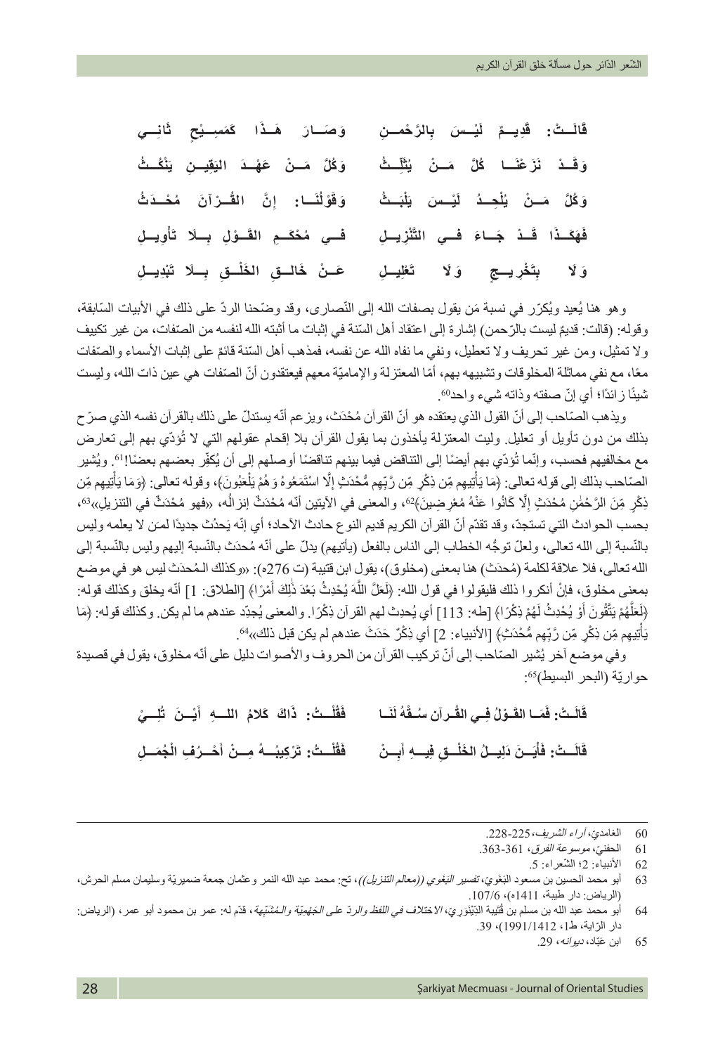قَالَـتْ: قَدِيـمٌ لَيْـسَ بِالرَّحْمـنِ وَصَـارَ هَـذَا كَمَسِـيْحٍ ثَانِـي

وَقَـدْ نَزَعْنَـا كُلَّ مَـنْ يُثَلِّـثُ وَكُلَّ مَـنْ عَهْـدَ اليَقِيـنِ يَنْكُـثُ

وَكُلَّ مَـنْ يُلْحِـدُ لَيْـسَ يَلْبَـثُ وَقَوْلُنَـا: إِنَّ القُـرْآنَ مُحْـدَثُ

فَهَكَـذَا قَـدْ جَـاءَ فـي التَّنْزِيـلِ فـي مُحْكَـمِ القَـوْلِ بِـلَا تَأْوِيـلِ

وَلَا بِتَخْرِيـجٍ وَلَا تَعْلِيـلِ عَـنْ خَالِـقِ الخَلْـقِ بِـلَا تَبْدِيـلِ

وهو هنا يُعيد ويُكرِّر في نسبة مَن يقول بصفات الله إلى النّصارى، وقد وضّحنا الردّ على ذلك في الأبيات السّابقة، وقوله: (قالت: قديمٌ ليست بالرّحمن) إشارة إلى اعتقاد أهل السّنة في إثبات ما أثبته الله لنفسه من الصّفات، من غير تكييف ولا تمثيل، ومن غير تحريف ولا تعطيل، ونفي ما نفاه الله عن نفسه، فمذهب أهل السّنة قائمٌ على إثبات الأسماء والصّفات معًا، مع نفي مماثلة المخلوقات وتشبيهه بهم، أمّا المعتزلة والإماميّة معهم فيعتقدون أنّ الصّفات هي عين ذات الله، وليست شيئًا زائدًا؛ أي إنّ صفته وذاته شيء واحد[60].

ويذهب الصّاحب إلى أنّ القول الذي يعتقده هو أنّ القرآن مُحْدَث، ويزعم أنّه يستدلّ على ذلك بالقرآن نفسه الذي صرّح بذلك من دون تأويل أو تعليل. وليت المعتزلة يأخذون بما يقول القرآن بلا إقحام عقولهم التي لا تُؤدّي بهم إلى تعارض مع مخالفيهم فحسب، وإنّما تُؤدّي بهم أيضًا إلى التناقض فيما بينهم تناقضًا أوصلهم إلى أن يُكفِّر بعضهم بعضًا![61]. ويُشير الصّاحب بذلك إلى قوله تعالى: ﴿مَا يَأْتِيهِم مِّن ذِكْرٍ مِّن رَّبِّهِم مُّحْدَثٍ إِلَّا اسْتَمَعُوهُ وَهُمْ يَلْعَبُونَ﴾، وقوله تعالى: ﴿وَمَا يَأْتِيهِم مِّن ذِكْرٍ مِّنَ الرَّحْمَٰنِ مُحْدَثٍ إِلَّا كَانُوا عَنْهُ مُعْرِضِينَ﴾[62]، والمعنى في الآيتين أنّه مُحْدَثٌ إنزالُه، «فهو مُحْدَثٌ في التنزيل»[63]، بحسب الحوادث التي تستجدّ، وقد تقدّم أنّ القرآن الكريم قديم النوع حادث الآحاد؛ أي إنّه يَحدُث جديدًا لمن لا يعلمه وليس بالنّسبة إلى الله تعالى، ولعلّ توجُّه الخطاب إلى الناس بالفعل (يأتيهم) يدلّ على أنّه مُحدَث بالنّسبة إليهم وليس بالنّسبة إلى الله تعالى، فلا علاقة لكلمة (مُحدَث) هنا بمعنى (مخلوق)، يقول ابن قتيبة (ت 276ه): «وكذلك الـمُحدَث ليس هو في موضع بمعنى مخلوق، فإنْ أنكروا ذلك فليقولوا في قول الله: ﴿لَعَلَّ اللَّهَ يُحْدِثُ بَعْدَ ذَٰلِكَ أَمْرًا﴾ [الطلاق: 1] أنّه يخلق وكذلك قوله: ﴿لَعَلَّهُمْ يَتَّقُونَ أَوْ يُحْدِثُ لَهُمْ ذِكْرًا﴾ [طه: 113] أي يُحدِث لهم القرآن ذِكْرًا. والمعنى يُجدّد عندهم ما لم يكن. وكذلك قوله: ﴿مَا يَأْتِيهِم مِّن ذِكْرٍ مِّن رَّبِّهِم مُّحْدَثٍ﴾ [الأنبياء: 2] أي ذِكْرٌ حَدَثَ عندهم لم يكن قبل ذلك»[64].

وفي موضع آخر يُشير الصّاحب إلى أنّ تركيب القرآن من الحروف والأصوات دليل على أنّه مخلوق، يقول في قصيدة حواريّة (البحر البسيط)[65]:

قَالَـتْ: فَمَـا القَـوْلُ فِـي القُـرآنِ سُـقْهُ لَنَـا فَقُلْـتُ: ذَاكَ كَلامُ اللـهِ أَيْـنَ تُلِـيْ

قَالَـتْ: فَأَيْـنَ دَلِيـلُ الخَلْـقِ فِيـهِ أَبِـنْ فَقُلْـتُ: تَرَكِيبُـهُ مِـنْ أَحْـرُفِ الْجُمَـلِ

---

60 الغامديّ، *آراء الشريف*، 225-228.

61 الحفنيّ، *موسوعة الفرق*، 361-363.

62 الأنبياء: 2؛ الشّعراء: 5.

63 أبو محمد الحسين بن مسعود البَغَويّ، *تفسير البَغَوي ((معالم التنزيل))*، تح: محمد عبد الله النمر وعثمان جمعة ضميريّة وسليمان مسلم الحرش، (الرياض: دار طيبة، 1411ه)، 107/6.

64 أبو محمد عبد الله بن مسلم بن قُتَيبة الدِّيْنَوَريّ، *الاختلاف في اللفظ والردّ على الجَهْمِيّة والـمُشَبِّهة*، قدّم له: عمر بن محمود أبو عمر، (الرياض: دار الرّاية، ط1، 1991/1412)، 39.

65 ابن عَبّاد، *ديوانه*، 29.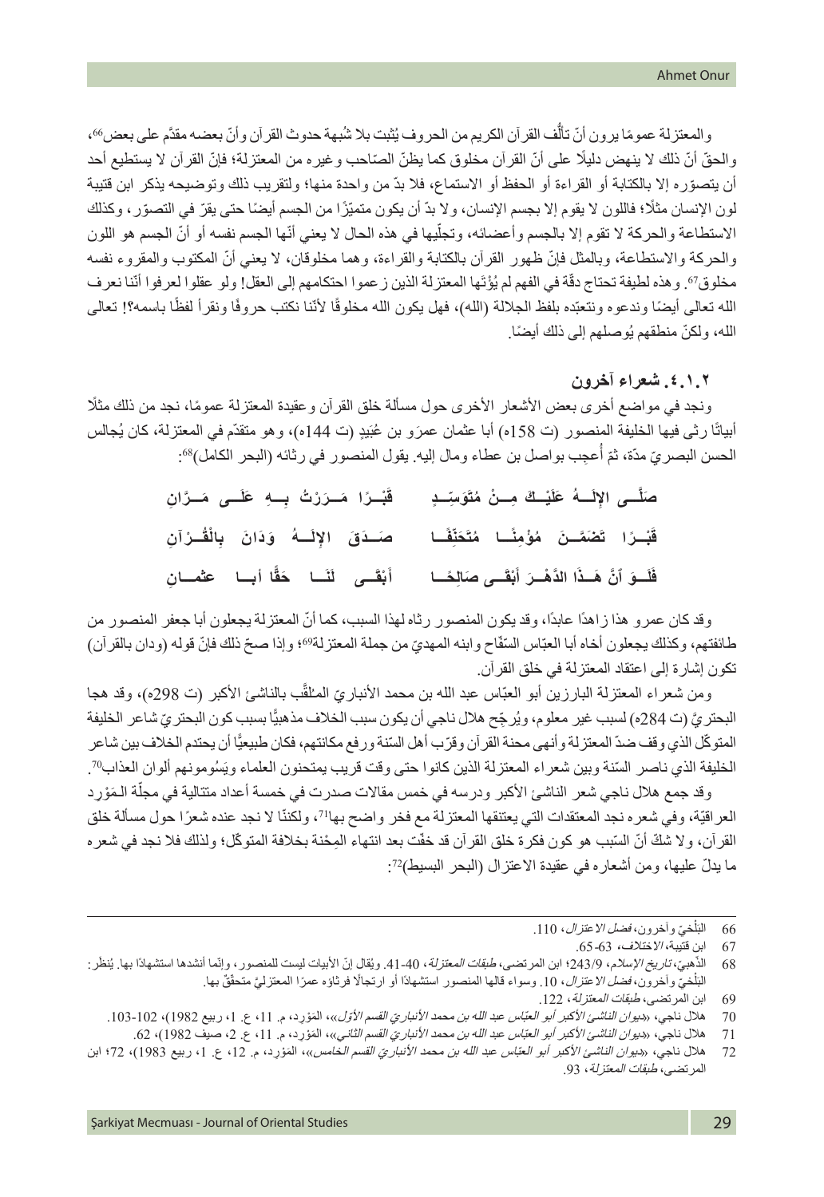والمعتزلة عمومًا يرون أنّ تألُّف القرآن الكريم من الحروف يُثبت بلا شُبهة حدوث القرآن وأنّ بعضه مقدَّم على بعض[66]، والحقّ أنّ ذلك لا ينهض دليلًا على أنّ القرآن مخلوق كما يظنّ الصّاحب وغيره من المعتزلة؛ فإنّ القرآن لا يستطيع أحد أن يتصوّره إلا بالكتابة أو القراءة أو الحفظ أو الاستماع، فلا بدّ من واحدة منها؛ ولتقريب ذلك وتوضيحه يذكر ابن قتيبة لون الإنسان مثلًا؛ فاللون لا يقوم إلا بجسم الإنسان، ولا بدّ أن يكون متميّزًا من الجسم أيضًا حتى يقرّ في التصوّر، وكذلك الاستطاعة والحركة لا تقوم إلا بالجسم وأعضائه، وتجلّيها في هذه الحال لا يعني أنّها الجسم نفسه أو أنّ الجسم هو اللون والحركة والاستطاعة، وبالمثل فإنّ ظهور القرآن بالكتابة والقراءة، وهما مخلوقان، لا يعني أنّ المكتوب والمقروء نفسه مخلوق[67]. وهذه لطيفة تحتاج دقّة في الفهم لم يُؤْتَها المعتزلة الذين زعموا احتكامهم إلى العقل! ولو عقلوا لعرفوا أنّنا نعرف الله تعالى أيضًا وندعوه ونتعبّده بلفظ الجلالة (الله)، فهل يكون الله مخلوقًا لأنّنا نكتب حروفًا ونقرأ لفظًا باسمه؟! تعالى الله، ولكنّ منطقهم يُوصلهم إلى ذلك أيضًا.

### ٤.١.٢. شعراء آخرون

ونجد في مواضع أخرى بعض الأشعار الأخرى حول مسألة خلق القرآن وعقيدة المعتزلة عمومًا، نجد من ذلك مثلًا أبياتًا رثى فيها الخليفة المنصور (ت 158ه) أبا عثمان عمرَو بن عُبَيد (ت 144ه)، وهو متقدّم في المعتزلة، كان يُجالس الحسن البصريّ مدّة، ثمّ أُعجِب بواصل بن عطاء ومال إليه. يقول المنصور في رثائه (البحر الكامل)[68]:

صَلَّــى الإلَــهُ عَلَيْــكَ مِــنْ مُتَوَسِّــدٍ    قَبْــرًا مَــرَرْتُ بِــهِ عَلَــى مَــرَّانِ
قَبْــرًا تَضَمَّــنَ مُؤْمِنًــا مُتَحَنِّفًــا    صَــدَقَ الإلَــهُ وَدَانَ بِالْقُــرْآنِ
فَلَــوَ اَنَّ هَــذَا الدَّهْــرَ أَبْقَــى صَالِحًــا    أَبْقَــى لَنَــا حَقًّــا أبــا عثمــانِ

وقد كان عمرو هذا زاهدًا عابدًا، وقد يكون المنصور رثاه لهذا السبب، كما أنّ المعتزلة يجعلون أبا جعفر المنصور من طائفتهم، وكذلك يجعلون أخاه أبا العبّاس السّفّاح وابنه المهديّ من جملة المعتزلة[69]؛ وإذا صحّ ذلك فإنّ قوله (ودان بالقرآن) تكون إشارة إلى اعتقاد المعتزلة في خلق القرآن.

ومن شعراء المعتزلة البارزين أبو العبّاس عبد الله بن محمد الأنباريّ المُلقَّب بالناشئ الأكبر (ت 298ه)، وقد هجا البحتريَّ (ت 284ه) لسبب غير معلوم، ويُرجّح هلال ناجي أن يكون سبب الخلاف مذهبيًّا بسبب كون البحتريّ شاعر الخليفة المتوكّل الذي وقف ضدّ المعتزلة وأنهى محنة القرآن وقرّب أهل السّنة ورفع مكانتهم، فكان طبيعيًّا أن يحتدم الخلاف بين شاعر الخليفة الذي ناصر السّنة وبين شعراء المعتزلة الذين كانوا حتى وقت قريب يمتحنون العلماء ويَسُومونهم ألوان العذاب[70].

وقد جمع هلال ناجي شعر الناشئ الأكبر ودرسه في خمس مقالات صدرت في خمسة أعداد متتالية في مجلّة المَوْرِد العراقيّة، وفي شعره نجد المعتقدات التي يعتنقها المعتزلة مع فخر واضح بها[71]، ولكنّنا لا نجد عنده شعرًا حول مسألة خلق القرآن، ولا شكّ أنّ السّبب هو كون فكرة خلق القرآن قد خفّت بعد انتهاء المِحْنة بخلافة المتوكّل؛ ولذلك فلا نجد في شعره ما يدلّ عليها، ومن أشعاره في عقيدة الاعتزال (البحر البسيط)[72]:

---

66 البَلْخيّ وآخرون، *فضل الاعتزال*، 110.

67 ابن قتيبة، *الاختلاف*، 63-65.

68 الذّهبيّ، *تاريخ الإسلام*، 243/9؛ ابن المرتضى، *طبقات المعتزلة*، 40-41. ويُقال إنّ الأبيات ليست للمنصور، وإنّما أنشدها استشهادًا بها. يُنظر: البَلْخيّ وآخرون، *فضل الاعتزال*، 10. وسواء قالها المنصور استشهادًا أو ارتجالًا فرثاؤه عمرًا المعتزليَّ متحقّقٌ بها.

69 ابن المرتضى، *طبقات المعتزلة*، 122.

70 هلال ناجي، «*ديوان الناشئ الأكبر أبو العبّاس عبد الله بن محمد الأنباريّ القسم الأوّل*»، المَوْرِد، م. 11، ع. 1، ربيع 1982)، 102-103.

71 هلال ناجي، «*ديوان الناشئ الأكبر أبو العبّاس عبد الله بن محمد الأنباريّ القسم الثاني*»، المَوْرِد، م. 11، ع. 2، صيف 1982)، 62.

72 هلال ناجي، «*ديوان الناشئ الأكبر أبو العبّاس عبد الله بن محمد الأنباريّ القسم الخامس*»، المَوْرِد، م. 12، ع. 1، ربيع 1983)، 72؛ ابن المرتضى، *طبقات المعتزلة*، 93.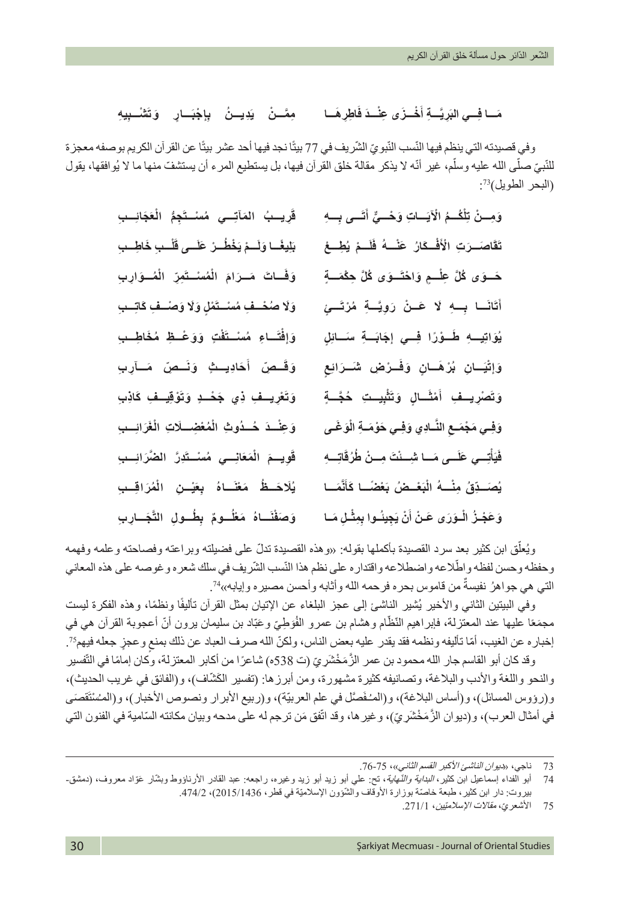مَـا فِـي البَرِيَّـةِ أَخْـزَى عِنْـدَ فَاطِرِهَـا    مِمَّـنْ يَدِيـنُ بِإِجْبَـارٍ وَتَشْـبِيهِ

وفي قصيدته التي ينظم فيها النّسب النّبويّ الشّريف في 77 بيتًا نجد فيها أحد عشر بيتًا عن القرآن الكريم بوصفه معجزة للنّبيّ صلّى الله عليه وسلّم، غير أنّه لا يذكر مقالة خلق القرآن فيها، بل يستطيع المرء أن يستشفّ منها ما لا يُوافقها، يقول (البحر الطويل)[73]:

وَمِـنْ تِلْكُـمُ الْآيَـاتِ وَحْـيٌ أَتَـى بِـهِ    قَرِيـبُ الْمَآتِـي مُسْـتَجِمُّ الْعَجَائِـبِ

تَقَاصَـرَتِ الْأَفْـكَارُ عَنْـهُ فَلَـمْ يُطِـعْ    بَلِيغًـا وَلَـمْ يَخْطُـرْ عَلَـى قَلْـبِ خَاطِـبِ

حَـوَى كُلَّ عِلْـمٍ وَاحْتَـوَى كُلَّ حِكْمَـةٍ    وَفَـاتَ مَـرَامَ الْمُسْـتَمِرِّ الْمُـوَارِبِ

أَتَانَـا بِـهِ لَا عَـنْ رَوِيَّـةِ مُرْتَـئٍ    وَلَا صُحْـفِ مُسْـتَمْلٍ وَلَا وَصْـفِ كَاتِـبِ

يُوَاتِيـهِ طَـوْرًا فِـي إِجَابَـةِ سَـائِلٍ    وَإِفْتَـاءِ مُسْـتَفْتٍ وَوَعْـظِ مُخَاطِـبِ

وَإِتْيَـانِ بُرْهَـانٍ وَفَـرْضِ شَـرَائِعٍ    وَقَـصِّ أَحَادِيـثٍ وَنَـصِّ مَـآرِبِ

وَتَصْرِيـفِ أَمْثَـالٍ وَتَثْبِيـتِ حُجَّـةٍ    وَتَعْرِيـفِ ذِي جَحْـدٍ وَتَوْقِيـفِ كَاذِبِ

وَفِـي مَجْمَـعِ النَّـادِي وَفِـي حَوْمَـةِ الْوَغَـى    وَعِنْـدَ حُـدُوثِ الْمُعْضِـلَاتِ الْغَرَائِـبِ

فَيَأْتِـي عَلَـى مَـا شِـئْتَ مِـنْ طُرُقَاتِـهِ    قَوِيـمَ الْمَعَانِـي مُسْـتَدِرَّ الضَّرَائِـبِ

يُصَـدِّقُ مِنْـهُ الْبَعْـضُ بَعْضًـا كَأَنَّمَـا    يُلَاحَـظُ مَعْنَـاهُ بِعَيْـنِ الْمُرَاقِـبِ

وَعَجْـزُ الْـوَرَى عَـنْ أَنْ يَجِيئُـوا بِمِثْـلِ مَـا    وَصَفْنَـاهُ مَعْلُـومٌ بِطُـولِ التَّجَـارِبِ

ويُعلّق ابن كثير بعد سرد القصيدة بأكملها بقوله: «وهذه القصيدة تدلّ على فضيلته وبراعته وفصاحته وعلمه وفهمه وحفظه وحسن لفظه واطّلاعه واضطلاعه واقتداره على نظم هذا النّسب الشّريف في سلك شعره وغوصه على هذه المعاني التي هي جواهرُ نفيسةٌ من قاموس بحره فرحمه الله وأثابه وأحسن مصيره وإيابه»[74].

وفي البيتين الثاني والأخير يُشير الناشئ إلى عجز البلغاء عن الإتيان بمثل القرآن تأليفًا ونظمًا، وهذه الفكرة ليست مجمَعًا عليها عند المعتزلة، فإبراهيم النّظّام وهشام بن عمرو الفُوَطِيّ وعبّاد بن سليمان يرون أنّ أعجوبة القرآن هي في إخباره عن الغيب، أمّا تأليفه ونظمه فقد يقدر عليه بعض الناس، ولكنّ الله صرف العباد عن ذلك بمنعٍ وعجزٍ جعله فيهم[75].

وقد كان أبو القاسم جار الله محمود بن عمر الزَّمَخْشَرِيّ (ت 538ه) شاعرًا من أكابر المعتزلة، وكان إمامًا في التّفسير والنحو واللغة والأدب والبلاغة، وتصانيفه كثيرة مشهورة، ومن أبرزها: (تفسير الكشّاف)، و(الفائق في غريب الحديث)، و(رؤوس المسائل)، و(أساس البلاغة)، و(المـُفَصَّل في علم العربيّة)، و(ربيع الأبرار ونصوص الأخبار)، و(المـُسْتَقصَى في أمثال العرب)، و(ديوان الزَّمَخْشَرِيّ)، وغيرها، وقد اتّفق مَن ترجم له على مدحه وبيان مكانته السّامية في الفنون التي

---

73 ناجي، «*ديوان الناشئ الأكبر القسم الثاني*»، 75-76.

74 أبو الفداء إسماعيل ابن كثير، *البداية والنّهاية*، تح: عليّ أبو زيد أبو زيد وغيره، راجعه: عبد القادر الأرناؤوط وبشّار عوّاد معروف، (دمشق-بيروت: دار ابن كثير، طبعة خاصّة بوزارة الأوقاف والشّؤون الإسلاميّة في قطر، 2015/1436)، 474/2.

75 الأشعريّ، *مقالات الإسلاميّين*، 271/1.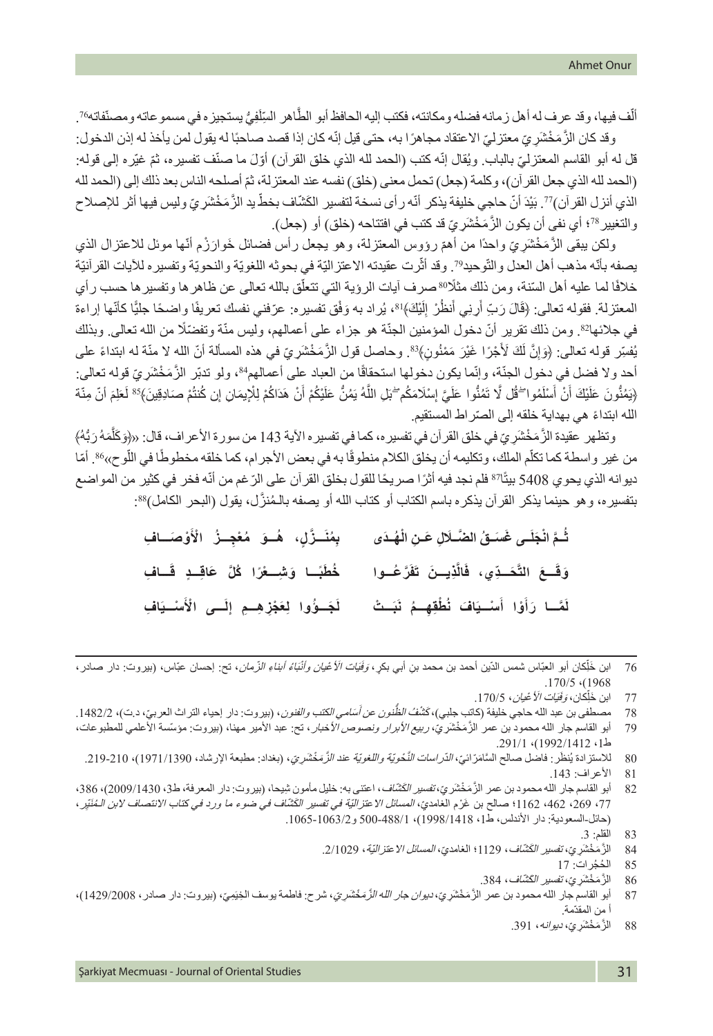ألّف فيها، وقد عرف له أهل زمانه فضله ومكانته، فكتب إليه الحافظ أبو الطّاهر السِّلَفِيُّ يستجيزه في مسموعاته ومصنّفاته[76].

وقد كان الزَّمَخْشَرِيّ معتزليّ الاعتقاد مجاهرًا به، حتى قيل إنّه كان إذا قصد صاحبًا له يقول لمن يأخذ له إذن الدخول: قل له أبو القاسم المعتزليّ بالباب. ويُقال إنّه كتب (الحمد لله الذي خلق القرآن) أوّلَ ما صنّف تفسيره، ثمّ غيّره إلى قوله: (الحمد لله الذي جعل القرآن)، وكلمة (جعل) تحمل معنى (خلق) نفسه عند المعتزلة، ثمّ أصلحه الناس بعد ذلك إلى (الحمد لله الذي أنزل القرآن)[77]. بَيْدَ أنّ حاجي خليفة يذكر أنّه رأى نسخة لتفسير الكشّاف بخطّ يد الزَّمَخْشَرِيّ وليس فيها أثر للإصلاح والتغيير[78]؛ أي نفى أن يكون الزَّمَخْشَرِيّ قد كتب في افتتاحه (خلق) أو (جعل).

ولكن يبقى الزَّمَخْشَرِيّ واحدًا من أهمّ رؤوس المعتزلة، وهو يجعل رأس فضائل خَوارَزْم أنّها موئل للاعتزال الذي يصفه بأنّه مذهب أهل العدل والتّوحيد[79]. وقد أثّرت عقيدته الاعتزاليّة في بحوثه اللغويّة والنحويّة وتفسيره للآيات القرآنيّة خلافًا لما عليه أهل السّنة، ومن ذلك مثلًا[80] صرف آيات الرؤية التي تتعلّق بالله تعالى عن ظاهرها وتفسيرها حسب رأي المعتزلة. فقوله تعالى: ﴿قَالَ رَبِّ أَرِنِي أَنظُرْ إِلَيْكَ﴾[81]، يُراد به وَفْق تفسيره: عرّفني نفسك تعريفًا واضحًا جليًّا كأنّها إراءة في جلائها[82]. ومن ذلك تقرير أنّ دخول المؤمنين الجنّة هو جزاء على أعمالهم، وليس منّة وتفضّلًا من الله تعالى. وبذلك يُفسّر قوله تعالى: ﴿وَإِنَّ لَكَ لَأَجْرًا غَيْرَ مَمْنُونٍ﴾[83]. وحاصل قول الزَّمَخْشَرِيّ في هذه المسألة أنّ الله لا منّة له ابتداءً على أحد ولا فضل في دخول الجنّة، وإنّما يكون دخولها استحقاقًا من العباد على أعمالهم[84]، ولو تدبّر الزَّمَخْشَرِيّ قوله تعالى: ﴿يَمُنُّونَ عَلَيْكَ أَنْ أَسْلَمُوا ۖ قُل لَّا تَمُنُّوا عَلَيَّ إِسْلَامَكُم ۖ بَلِ اللَّهُ يَمُنُّ عَلَيْكُمْ أَنْ هَدَاكُمْ لِلْإِيمَانِ إِن كُنتُمْ صَادِقِينَ﴾[85] لَعَلِمَ أنّ مِنّة الله ابتداءً هي بهداية خلقه إلى الصّراط المستقيم.

وتظهر عقيدة الزَّمَخْشَرِيّ في خلق القرآن في تفسيره، كما في تفسيره الآية 143 من سورة الأعراف، قال: «﴿وَكَلَّمَهُ رَبُّهُ﴾ من غير واسطة كما تكلّم الملك، وتكليمه أن يخلق الكلام منطوقًا به في بعض الأجرام، كما خلقه مخطوطًا في اللّوح»[86]. أمّا ديوانه الذي يحوي 5408 بيتًا[87] فلم نجد فيه أثرًا صريحًا للقول بخلق القرآن على الرّغم من أنّه فخر في كثير من المواضع بتفسيره، وهو حينما يذكر القرآن يذكره باسم الكتاب أو كتاب الله أو يصفه بالـمُنزَّل، يقول (البحر الكامل)[88]:

**ثُـمَّ انْجَلَـى غَسَـقُ الضَّـلَالِ عَـنِ الْهُـدَى ... بِمُنَـزَّلٍ، هُـوَ مُعْجِـزُ الْأَوْصَـافِ**

**وَقَـعَ التَّحَـدِّي، فَالَّذِيـنَ تَفَرَّعُـوا ... خُطَبًـا وَشِـعْرًا كُلَّ عَاقِـدِ قَـافِ**

**لَمَّـا رَأَوْا أَسْـيَافَ نُطْقِهِـمُ نَبَـتْ ... لَجَـؤُوا لِعَجْزِهِـمِ إِلَـى الْأَسْـيَافِ**

---

76 ابن خَلِّكان أبو العبّاس شمس الدّين أحمد بن محمد بن أبي بكر، *وَفَيَات الأعْيان وأنْباء أبناء الزّمان*، تح: إحسان عبّاس، (بيروت: دار صادر، 1968)، 170/5.

77 ابن خَلِّكان، *وَفَيَات الأعْيان*، 170/5.

78 مصطفى بن عبد الله حاجي خليفة (كاتب جلبي)، *كَشْفُ الظُّنون عن أسامي الكتب والفنون*، (بيروت: دار إحياء التراث العربيّ، د.ت)، 1482/2.

79 أبو القاسم جار الله محمود بن عمر الزَّمَخْشَرِيّ، *ربيع الأبرار ونصوص الأخبار*، تح: عبد الأمير مهنا، (بيروت: مؤسّسة الأعلمي للمطبوعات، ط1، 1412/1992)، 291/1.

80 للاستزادة يُنظر: فاضل صالح السّامَرّائيّ، *الدّراسات النَّحويّة واللغويّة عند الزَّمَخْشَرِيّ*، (بغداد: مطبعة الإرشاد، 1390/1971)، 210-219.

81 الأعراف: 143.

82 أبو القاسم جار الله محمود بن عمر الزَّمَخْشَرِيّ، *تفسير الكشّاف*، اعتنى به: خليل مأمون شيحا، (بيروت: دار المعرفة، ط3، 1430/2009)، 386، 77، 269، 462، 1162؛ صالح بن غَرْم الغامديّ، *المسائل الاعتزاليّة في تفسير الكشّاف في ضوء ما ورد في كتاب الانتصاف لابن المُنَيِّر*، (حائل-السعودية: دار الأندلس، ط1، 1418/1998)، 488/1-500 و1063/2-1065.

83 القلم: 3.

84 الزَّمَخْشَرِيّ، *تفسير الكشّاف*، 1129؛ الغامديّ، *المسائل الاعتزاليّة*، 1029/2.

85 الحُجُرات: 17

86 الزَّمَخْشَرِيّ، *تفسير الكشّاف*، 384.

87 أبو القاسم جار الله محمود بن عمر الزَّمَخْشَرِيّ، *ديوان جار الله الزَّمَخْشَرِيّ*، شرح: فاطمة يوسف الخيميّ، (بيروت: دار صادر، 1429/2008)، أ من المقدّمة.

88 الزَّمَخْشَرِيّ، *ديوانه*، 391.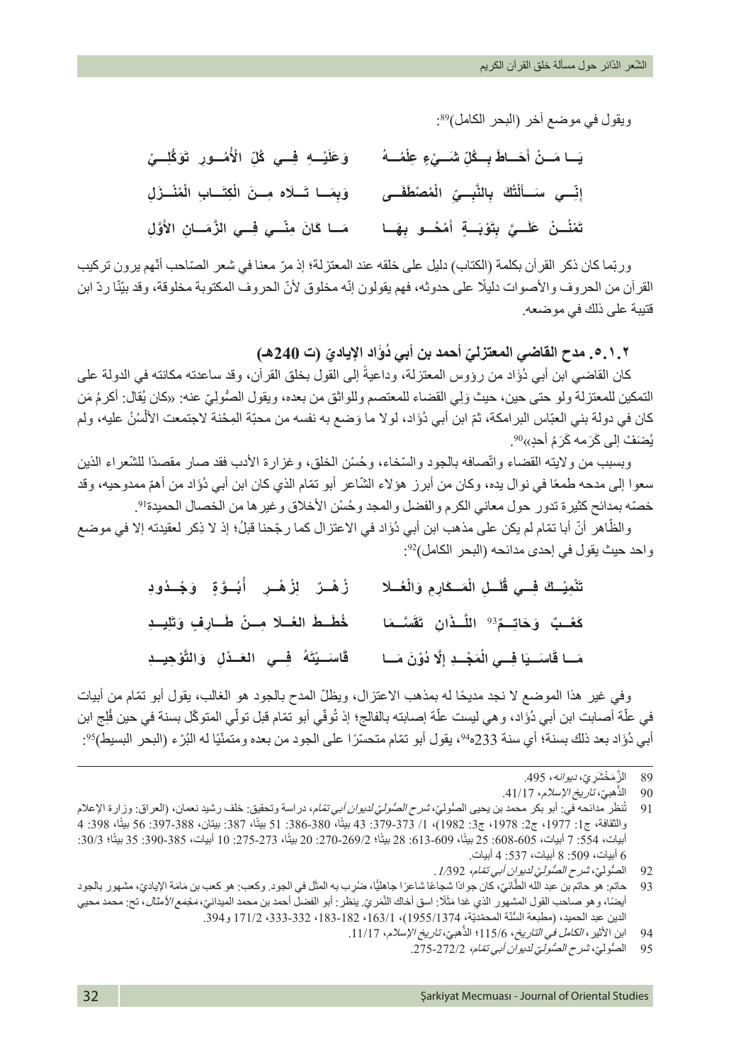ويقول في موضع آخر (البحر الكامل)[89]:

| | |
|---|---|
| يَــا مَــنْ أَحَــاطَ بِــكُلِّ شَــيْءٍ عِلْمُــهُ | وَعَلَيْــهِ فِــي كُلِّ الْأُمُــورِ تَوَكُّلِــيْ |
| إِنِّــي سَــأَلْتُكَ بِالنَّبِــيِّ الْمُصْطَفَــى | وَبِمَــا تَــلَاهُ مِــنَ الْكِتَــابِ الْمُنْــزَلِ |
| تَمْنُــنْ عَلَــيَّ بِتَوْبَــةٍ أَمْحُــو بِهَــا | مَــا كَانَ مِنِّــي فِــي الزَّمَــانِ الأَوَّلِ |

وربّما كان ذكر القرآن بكلمة (الكتاب) دليل على خلقه عند المعتزلة؛ إذ مرّ معنا في شعر الصّاحب أنّهم يرون تركيب القرآن من الحروف والأصوات دليلًا على حدوثه، فهم يقولون إنّه مخلوق لأنّ الحروف المكتوبة مخلوقة، وقد بيّنّا ردّ ابن قتيبة على ذلك في موضعه.

### ٢.١.٥. مدح القاضي المعتزليّ أحمد بن أبي دُؤَاد الإياديّ (ت 240هـ)

كان القاضي ابن أبي دُؤَاد من رؤوس المعتزلة، وداعيةً إلى القول بخلق القرآن، وقد ساعدته مكانته في الدولة على التمكين للمعتزلة ولو حتى حين، حيث وَلِي القضاء للمعتصم وللواثق من بعده، ويقول الصُّوليّ عنه: «كان يُقال: أكرمُ مَن كان في دولة بني العبّاس البرامكة، ثمّ ابن أبي دُؤَاد، لولا ما وَضع به نفسه من محبّة المِحْنة لاجتمعت الألْسُنُ عليه، ولم يُضَفْ إلى كَرَمه كَرَمُ أحدٍ»[90].

وبسبب من ولايته القضاء واتّصافه بالجود والسّخاء، وحُسْن الخلق، وغزارة الأدب فقد صار مقصدًا للشّعراء الذين سعوا إلى مدحه طمعًا في نوال يده، وكان من أبرز هؤلاء الشّاعر أبو تمّام الذي كان ابن أبي دُؤَاد من أهمّ ممدوحيه، وقد خصّه بمدائح كثيرة تدور حول معاني الكرم والفضل والمجد وحُسْن الأخلاق وغيرها من الخصال الحميدة[91].

والظّاهر أنّ أبا تمّام لم يكن على مذهب ابن أبي دُؤَاد في الاعتزال كما رجّحنا قبلُ؛ إذ لا ذِكر لعقيدته إلا في موضع واحد حيث يقول في إحدى مدائحه (البحر الكامل)[92]:

| | |
|---|---|
| تَنْمِيْــكَ فِــي قُلَــلِ الْمَــكَارِمِ وَالْعُــلا | زُهْــرٌ لِزُهْــرِ أُبُــوَّةٍ وَجُــدُودِ |
| كَعْــبٌ وَحَاتِــمٌ[93] اللَّــذَانِ تَقَسَّــمَا | خُطَــطَ العُــلا مِــنْ طَــارِفٍ وَتَلِيــدِ |
| مَــا قَاسَــيَا فِــي الْمَجْــدِ إِلَّا دُوْنَ مَــا | قَاسَــيْتَهُ فِــي العَــدْلِ وَالتَّوْحِيــدِ |

وفي غير هذا الموضع لا نجد مديحًا له بمذهب الاعتزال، ويظلّ المدح بالجود هو الغالب، يقول أبو تمّام من أبيات في علّة أصابت ابن أبي دُؤَاد، وهي ليست علّة إصابته بالفالج؛ إذ تُوفّي أبو تمّام قبل تولّي المتوكّل بسنة في حين فُلِج ابن أبي دُؤَاد بعد ذلك بسنة؛ أي سنة 233هـ[94]، يقول أبو تمّام متحسّرًا على الجود من بعده ومتمنّيًا له البُرْء (البحر البسيط)[95]:

---

89 الزَّمَخْشَريّ، *ديوانه*، 495.

90 الذَّهبيّ، *تاريخ الإسلام*، 41/17.

91 تُنظر مدائحه في: أبو بكر محمد بن يحيى الصُّوليّ، *شرح الصُّوليّ لديوان أبي تمّام*، دراسة وتحقيق: خلف رشيد نعمان، (العراق: وزارة الإعلام والثقافة، ج1: 1977، ج2: 1978، ج3: 1982)، 1/ 373-379: 43 بيتًا، 380-386: 51 بيتًا، 387: بيتان، 388-397: 56 بيتًا، 398: 4 أبيات، 554: 7 أبيات، 605-608: 25 بيتًا، 609-613: 28 بيتًا؛ 2/269-270: 20 بيتًا، 273-275: 10 أبيات، 385-390: 35 بيتًا؛ 3/30: 6 أبيات، 509: 8 أبيات، 537: 4 أبيات.

92 الصُّوليّ، *شرح الصُّوليّ لديوان أبي تمّام*، *1/*392.

93 حاتم: هو حاتم بن عبد الله الطّائيّ، كان جوادًا شجاعًا شاعرًا جاهليًّا، ضُرب به المثل في الجود. وكعب: هو كعب بن مَامَة الإياديّ، مشهور بالجود أيضًا، وهو صاحب القول المشهور الذي غدا مَثَلًا: اسق أخاك النَّمَريّ. ينظر: أبو الفضل أحمد بن محمد الميدانيّ، *مَجْمَع الأمثال*، تح: محمد محيي الدين عبد الحميد، (مطبعة السُّنّة المحمّديّة، 1955/1374)، 163/1، 182-183، 332-333، 171/2 و394.

94 ابن الأثير، *الكامل في التاريخ*، 115/6؛ الذَّهبيّ، *تاريخ الإسلام*، 11/17.

95 الصُّوليّ، *شرح الصُّوليّ لديوان أبي تمّام*، 2/272-275.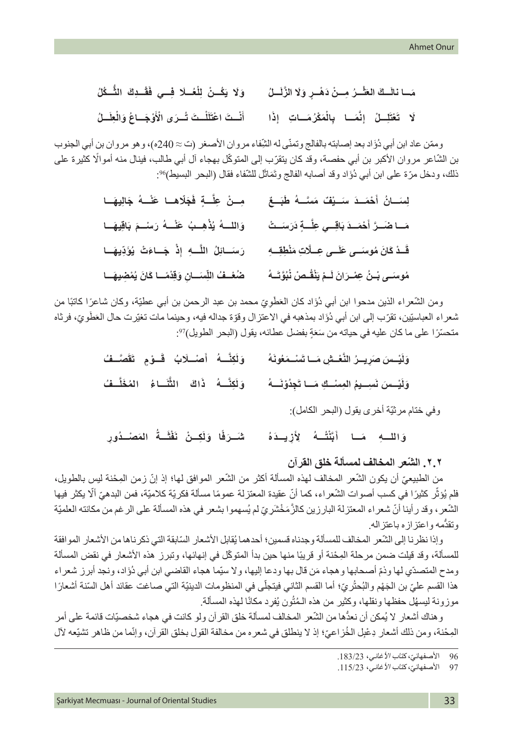مَــا نالَــكَ العَثْــرُ مِــنْ دَهْــرٍ وَلا الزَّلَــلُ &nbsp;&nbsp;&nbsp; وَلا يَكُــنْ لِلْعُــلا فِــي فَقْــدِكَ الثُّــكُلُ

لَا تَعْتَلِــلْ إِنَّمَــا بِالْمَكْرُمَــاتِ إِذَا &nbsp;&nbsp;&nbsp; أَنْــتَ اعْتَلَلْــتَ تُــرَى الْأَوْجَــاعُ وَالْعِلَــلُ

وممّن عاد ابن أبي دُؤَاد بعد إصابته بالفالج وتمنّى له الشِّفاء مروان الأصغر (ت ≈ 240ه)، وهو مروان بن أبي الجنوب بن الشّاعر مروان الأكبر بن أبي حفصة، وقد كان يتقرّب إلى المتوكّل بهجاء آل أبي طالب، فينال منه أموالًا كثيرة على ذلك، ودخل مرّة على ابن أبي دُؤَاد وقد أصابه الفالج وتَمَاثَل للشّفاء فقال (البحر البسيط)[96]:

لِسَــانُ أَحْمَــدَ سَــيْفٌ مَسَّــهُ طَبَــعٌ &nbsp;&nbsp;&nbsp; مِــنْ عِلَّــةٍ فَجَلَاهــا عَنْــهُ جَالِيهَــا

مَــا ضَــرَّ أَحْمَــدَ بَاقِــي عِلَّــةٍ دَرَسَــتْ &nbsp;&nbsp;&nbsp; وَاللــهُ يُذْهِــبُ عَنْــهُ رَسْــمَ بَاقِيهَــا

قَــدْ كَانَ مُوسَــى عَلَــى عِــلَّاتِ مَنْطِقِــهِ &nbsp;&nbsp;&nbsp; رَسَــائِلُ اللَّــهِ إِذْ جَــاءَتْ يُؤَدِّيهَــا

مُوسَــى بْــنُ عِمْــرَانَ لَــمْ يَنْقُــصْ نُبُوَّتَــهُ &nbsp;&nbsp;&nbsp; ضُعْــفُ اللِّسَــانِ وَقِدْمًــا كَانَ يُمْضِيهَــا

ومن الشّعراء الذين مدحوا ابن أبي دُؤَاد كان العَطَوِيّ محمد بن عبد الرحمن بن أبي عطيّة، وكان شاعرًا كاتبًا من شعراء العباسيّين، تقرّب إلى ابن أبي دُؤَاد بمذهبه في الاعتزال وقوّة جداله فيه، وحينما مات تغيّرت حال العَطَوِيّ، فرثاه متحسّرًا على ما كان عليه في حياته من سَعَةٍ بفضل عطائه، يقول (البحر الطويل)[97]:

وَلَيْــسَ صَرِيــرُ النَّعْــشِ مَــا تَسْــمَعُونَهُ &nbsp;&nbsp;&nbsp; وَلَكِنَّــهُ أَصْــلَابُ قَــوْمٍ تَقَصَّــفُ

وَلَيْــسَ نَسِــيمُ المِسْــكِ مَــا تَجِدُوْنَــهُ &nbsp;&nbsp;&nbsp; وَلَكِنَّــهُ ذَاكَ الثَّنَــاءُ المُخَلَّــفُ

وفي ختام مرثيّة أخرى يقول (البحر الكامل):

وَاللــهِ مَــا أَبْنُتُــهُ لِأَزِيــدَهُ &nbsp;&nbsp;&nbsp; شَــرَفًا وَلَكِــنْ نَفْثَــةُ المَصْــدُورِ

### ٢.٢. الشّعر المخالف لمسألة خلق القرآن

من الطبيعيّ أن يكون الشّعر المخالف لهذه المسألة أكثر من الشّعر الموافق لها؛ إذ إنّ زمن المِحْنة ليس بالطويل، فلم يُؤثّر كثيرًا في كسب أصوات الشّعراء، كما أنّ عقيدة المعتزلة عمومًا مسألة فكريّة كلاميّة، فمن البدهيّ ألّا يكثر فيها الشّعر، وقد رأينا أنّ شعراء المعتزلة البارزين كالزَّمَخْشَرِيّ لم يُسهموا بشعر في هذه المسألة على الرغم من مكانته العلميّة وتقدُّمه واعتزازه باعتزاله.

وإذا نظرنا إلى الشّعر المخالف للمسألة وجدناه قسمين؛ أحدهما يُقابل الأشعار السّابقة التي ذكرناها من الأشعار الموافقة للمسألة، وقد قيلت ضمن مرحلة المِحْنة أو قريبًا منها حين بدأ المتوكّل في إنهائها، وتبرز هذه الأشعار في نقض المسألة ومدح المتصدّي لها وذمّ أصحابها وهجاء مَن قال بها ودعا إليها، ولا سيّما هجاء القاضي ابن أبي دُؤَاد، ونجد أبرز شعراء هذا القسم عليّ بن الجَهْم والبُحتُرِيّ؛ أما القسم الثاني فيتجلّى في المنظومات الدينيّة التي صاغت عقائد أهل السّنة أشعارًا موزونة ليسهُل حفظها ونقلها، وكثير من هذه الـمُتُون يُفرد مكانًا لهذه المسألة.

وهناك أشعار لا يُمكن أن نعدُّها من الشّعر المخالف لمسألة خلق القرآن ولو كانت في هجاء شخصيّات قائمة على أمر المِحْنة، ومن ذلك أشعار دِعْبِل الخُزاعيّ؛ إذ لا ينطلق في شعره من مخالفة القول بخلق القرآن، وإنّما من ظاهر تشيّعه لآل

---

96 الأصفهانيّ، *كتاب الأغاني*، 183/23.

97 الأصفهانيّ، *كتاب الأغاني*، 115/23.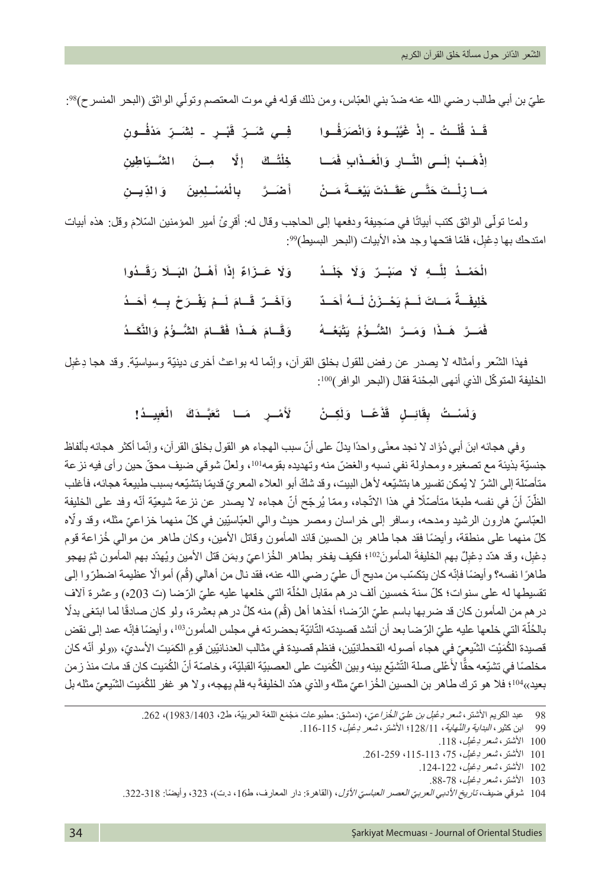عليّ بن أبي طالب رضي الله عنه ضدّ بني العبّاس، ومن ذلك قوله في موت المعتصم وتولّي الواثق (البحر المنسرح)[98]:

قَـدْ قُلْـتُ ـ إذْ غَيَّبُـوهُ وَانْصَرَفُـوا   فِـي شَـرِّ قَبْـرٍ ـ لِشَـرِّ مَدْفُـونِ

اِذْهَـبْ إِلَـى النَّـارِ وَالْعَـذَابِ فَمَـا   خِلْتُـكَ إِلَّا مِـنَ الشَّـيَاطِينِ

مَـا زِلْـتَ حَتَّـى عَقَـدْتَ بَيْعَـةَ مَـنْ   أَضَـرَّ بِالْمُسْـلِمِينَ وَالدِّيـنِ

ولمـّا تولّى الواثق كتب أبياتًا في صَحِيفة ودفعها إلى الحاجب وقال له: أَقرِئْ أمير المؤمنين السّلامَ وقل: هذه أبيات امتدحك بها دِعْبِل، فلمّا فتحها وجد هذه الأبيات (البحر البسيط)[99]:

الْحَمْـدُ لِلَّـهِ لَا صَبْـرٌ وَلَا جَلَـدُ   وَلَا عَـزَاءٌ إِذَا أَهْـلُ البَـلَا رَقَـدُوا

خَلِيفَـةٌ مَـاتَ لَـمْ يَحْـزَنْ لَـهُ أَحَـدٌ   وَآخَـرٌ قَـامَ لَـمْ يَفْـرَحْ بِـهِ أَحَـدُ

فَمَـرَّ هَـذَا وَمَـرَّ الشُّـؤْمُ يَتْبَعُـهُ   وَقَـامَ هَـذَا فَقَـامَ الشُّـؤْمُ وَالنَّكَـدُ

فهذا الشّعر وأمثاله لا يصدر عن رفض للقول بخلق القرآن، وإنّما له بواعث أخرى دينيّة وسياسيّة. وقد هجا دِعْبِل الخليفة المتوكّل الذي أنهى المِحْنة فقال (البحر الوافر)[100]:

وَلَسْـتُ بِقَائِـلٍ قَذَعًـا وَلَكِـنْ   لِأَمْـرٍ مَـا تَعَبَّـدَكَ الْعَبِيـدُ!

وفي هجائه ابنَ أبي دُؤَاد لا نجد معنًى واحدًا يدلّ على أنّ سبب الهجاء هو القول بخلق القرآن، وإنّما أكثر هجائه بألفاظ جنسيّة بذيئة مع تصغيره ومحاولة نفي نسبه والغضّ منه وتهديده بقومه[101]، ولعلّ شوقي ضيف محقّ حين رأى فيه نزعة متأصّلة إلى الشرّ لا يُمكن تفسيرها بتشيّعه لأهل البيت، وقد شكّ أبو العلاء المعريّ قديمًا بتشيّعه بسبب طبيعة هجائه، فأغلب الظّنّ أنّ في نفسه طبعًا متأصّلًا في هذا الاتّجاه، وممّا يُرجّح أنّ هجاءه لا يصدر عن نزعة شيعيّة أنّه وفد على الخليفة العبّاسيّ هارون الرشيد ومدحه، وسافر إلى خراسان ومصر حيث والي العبّاسيّين في كلّ منهما خزاعيّ مثله، وقد ولّاه كلّ منهما على منطقة، وأيضًا فقد هجا طاهر بن الحسين قائد المأمون وقاتل الأمين، وكان طاهر من موالي خُزاعة قوم دِعْبِل، وقد هدّد دِعْبِلٌ بهم الخليفة المأمونَ[102]؛ فكيف يفخر بطاهر الخُزاعيّ وبمَن قتل الأمين ويُهدّد بهم المأمون ثمّ يهجو طاهرًا نفسه؟ وأيضًا فإنّه كان يتكسّب من مديح آل عليّ رضي الله عنه، فقد نال من أهالي (قُم) أموالًا عظيمة اضطرّوا إلى تقسيطها له على سنوات؛ كلّ سنة خمسين ألف درهم مقابل الحُلّة التي خلعها عليه عليّ الرّضا (ت 203ه) وعشرة آلاف درهم من المأمون كان قد ضربها باسم عليّ الرّضا؛ أخذها أهل (قُم) منه كلّ درهم بعشرة، ولو كان صادقًا لما ابتغى بدلًا بالحُلّة التي خلعها عليه عليّ الرّضا بعد أن أنشد قصيدته التّائيّة بحضرته في مجلس المأمون[103]، وأيضًا فإنّه عمد إلى نقض قصيدة الكُمَيْت الشّيعيّ في هجاء أصوله القحطانيّين، فنظم قصيدة في مثالب العدنانيّين قوم الكمَيت الأسديّ، «ولو أنّه كان مخلصًا في تشيّعه حقًّا لأَعْلى صلة التّشيّع بينه وبين الكُمَيت على العصبيّة القبليّة، وخاصّة أنّ الكُمَيت كان قد مات منذ زمن بعيد»[104]؛ فلا هو ترك طاهر بن الحسين الخُزاعيّ مثله والذي هدّد الخليفةَ به فلم يهجه، ولا هو غفر للكُمَيت الشّيعيّ مثله بل

---

98 عبد الكريم الأشتر، *شعر دِعْبِل بن عليّ الخُزاعيّ*، (دمشق: مطبوعات مَجْمع اللغة العربيّة، ط2، 1403/1983)، 262.

99 ابن كثير، *البداية والنّهاية*، 128/11؛ الأشتر، *شعر دِعْبِل*، 115-116.

100 الأشتر، *شعر دِعْبِل*، 118.

101 الأشتر، *شعر دِعْبِل*، 75، 113-115، 259-261.

102 الأشتر، *شعر دِعْبِل*، 122-124.

103 الأشتر، *شعر دِعْبِل*، 78-88.

104 شوقي ضيف، *تاريخ الأدبي العربيّ العصر العباسيّ الأوّل*، (القاهرة: دار المعارف، ط16، د.ت)، 323، وأيضًا: 318-322.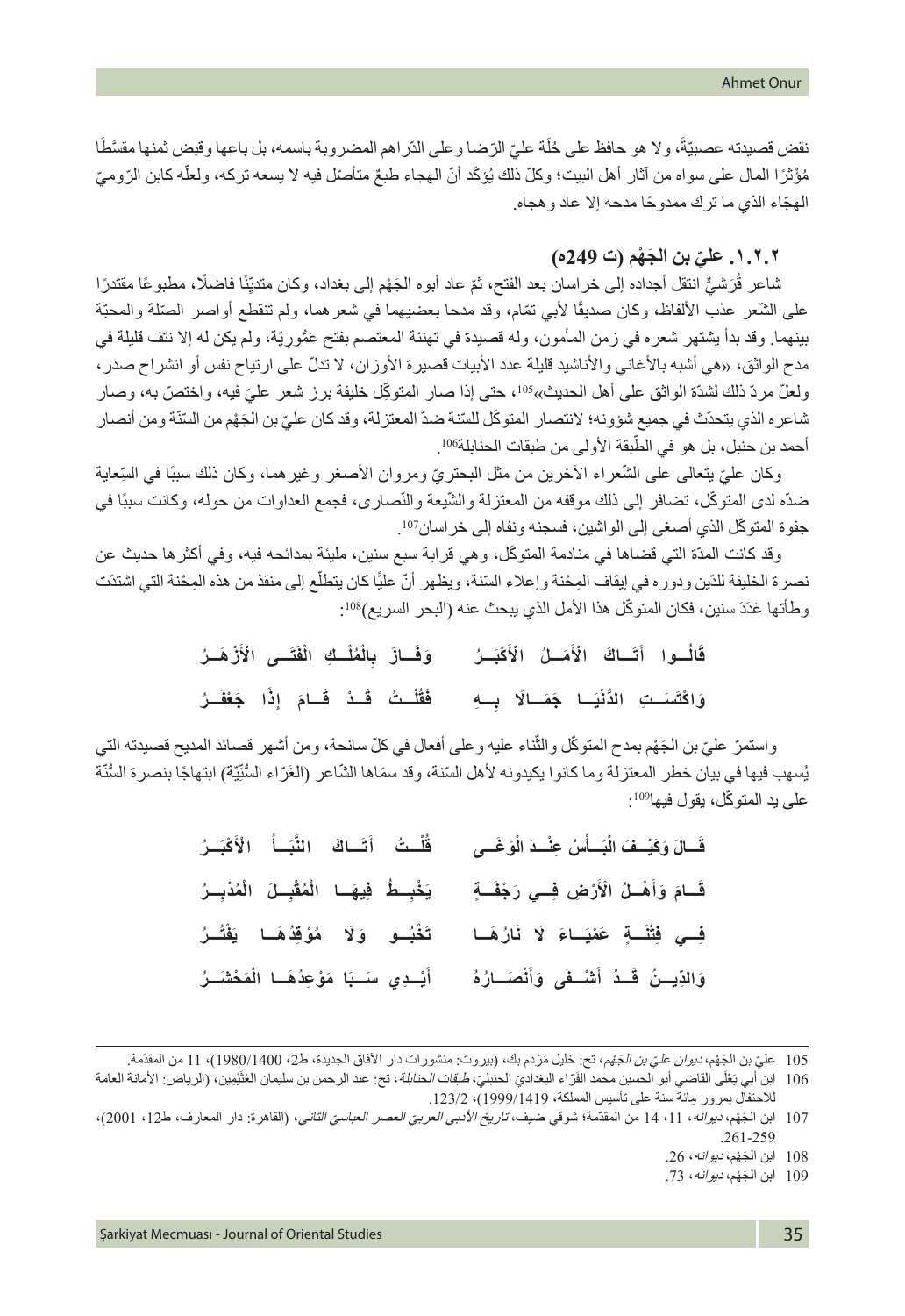نقض قصيدته عصبيّةً، ولا هو حافظ على حُلّة عليّ الرّضا وعلى الدّراهم المضروبة باسمه، بل باعها وقبض ثمنها مقسّطًا مُؤْثِرًا المال على سواه من آثار أهل البيت؛ وكلّ ذلك يُؤكّد أنّ الهجاء طبعٌ متأصّل فيه لا يسعه تركه، ولعلّه كابن الرّوميّ الهجّاء الذي ما ترك ممدوحًا مدحه إلا عاد وهجاه.

### ١.٢.٢. عليّ بن الجَهْم (ت 249ه)

شاعر قُرَشيٌّ انتقل أجداده إلى خراسان بعد الفتح، ثمّ عاد أبوه الجَهْم إلى بغداد، وكان متديّنًا فاضلًا، مطبوعًا مقتدرًا على الشّعر عذب الألفاظ، وكان صديقًا لأبي تمّام، وقد مدحا بعضيهما في شعرهما، ولم تنقطع أواصر الصّلة والمحبّة بينهما. وقد بدأ يشتهر شعره في زمن المأمون، وله قصيدة في تهنئة المعتصم بفتح عَمُّورِيّة، ولم يكن له إلا نتف قليلة في مدح الواثق، «هي أشبه بالأغاني والأناشيد قليلة عدد الأبيات قصيرة الأوزان، لا تدلّ على ارتياح نفس أو انشراح صدر، ولعلّ مردّ ذلك لشدّة الواثق على أهل الحديث»[105]، حتى إذا صار المتوكِّل خليفة برز شعر عليّ فيه، واختصّ به، وصار شاعره الذي يتحدّث في جميع شؤونه؛ لانتصار المتوكّل للسّنة ضدّ المعتزلة، وقد كان عليّ بن الجَهْم من السّنّة ومن أنصار أحمد بن حنبل، بل هو في الطّبقة الأولى من طبقات الحنابلة[106].

وكان عليّ يتعالى على الشّعراء الآخرين من مثل البحتريّ ومروان الأصغر وغيرهما، وكان ذلك سببًا في السّعاية ضدّه لدى المتوكّل، تضافر إلى ذلك موقفه من المعتزلة والشّيعة والنّصارى، فجمع العداوات من حوله، وكانت سببًا في جفوة المتوكّل الذي أصغى إلى الواشين، فسجنه ونفاه إلى خراسان[107].

وقد كانت المدّة التي قضاها في منادمة المتوكّل، وهي قرابة سبع سنين، مليئة بمدائحه فيه، وفي أكثرها حديث عن نصرة الخليفة للدّين ودوره في إيقاف المِحْنة وإعلاء السّنة، ويظهر أنّ عليًّا كان يتطلّع إلى منقذ من هذه المِحْنة التي اشتدّت وطأتها عَدَدَ سنين، فكان المتوكّل هذا الأمل الذي يبحث عنه (البحر السريع)[108]:

قَالُوا أَتَاكَ الْأَمَلُ الْأَكْبَرُ ... وَفَازَ بِالْمُلْكِ الْفَتَى الْأَزْهَرُ

وَاكْتَسَتِ الدُّنْيَا جَمَالًا بِهِ ... فَقُلْتُ قَدْ قَامَ إِذًا جَعْفَرُ

واستمرّ عليّ بن الجَهْم بمدح المتوكّل والثّناء عليه وعلى أفعال في كلّ سانحة، ومن أشهر قصائد المديح قصيدته التي يُسهب فيها في بيان خطر المعتزلة وما كانوا يكيدونه لأهل السّنة، وقد سمّاها الشّاعر (الغَرّاء السُّنّيّة) ابتهاجًا بنصرة السُّنّة على يد المتوكّل، يقول فيها[109]:

قَالَ وَكَيْفَ الْبَأْسُ عِنْدَ الْوَغَى ... قُلْتُ أَتَاكَ النَّبَأُ الْأَكْبَرُ

قَامَ وَأَهْلُ الْأَرْضِ فِي رَجْفَةٍ ... يَخْبِطُ فِيهَا الْمُقْبِلَ الْمُدْبِرُ

فِي فِتْنَةٍ عَمْيَاءَ لَا نَارُهَا ... تَخْبُو وَلَا مُوْقِدُهَا يَفْتُرُ

وَالدِّينُ قَدْ أَشْفَى وَأَنْصَارُهُ ... أَيْدِي سَبَا مَوْعِدُهَا الْمَحْشَرُ

---

105 عليّ بن الجَهْم، *ديوان عليّ بن الجَهْم*، تح: خليل مَرْدَم بك، (بيروت: منشورات دار الآفاق الجديدة، ط2، 1400/1980)، 11 من المقدّمة.

106 ابن أبي يَعْلَى القاضي أبو الحسين محمد الفَرّاء البغداديّ الحنبليّ، *طبقات الحنابلة*، تح: عبد الرحمن بن سليمان العُثَيْمِين، (الرياض: الأمانة العامة للاحتفال بمرور مِائة سنة على تأسيس المملكة، 1419/1999)، 123/2.

107 ابن الجَهْم، *ديوانه*، 11، 14 من المقدّمة؛ شوقي ضيف، *تاريخ الأدبي العربيّ العصر العباسيّ الثاني*، (القاهرة: دار المعارف، ط12، 2001)، 261-259.

108 ابن الجَهْم، *ديوانه*، 26.

109 ابن الجَهْم، *ديوانه*، 73.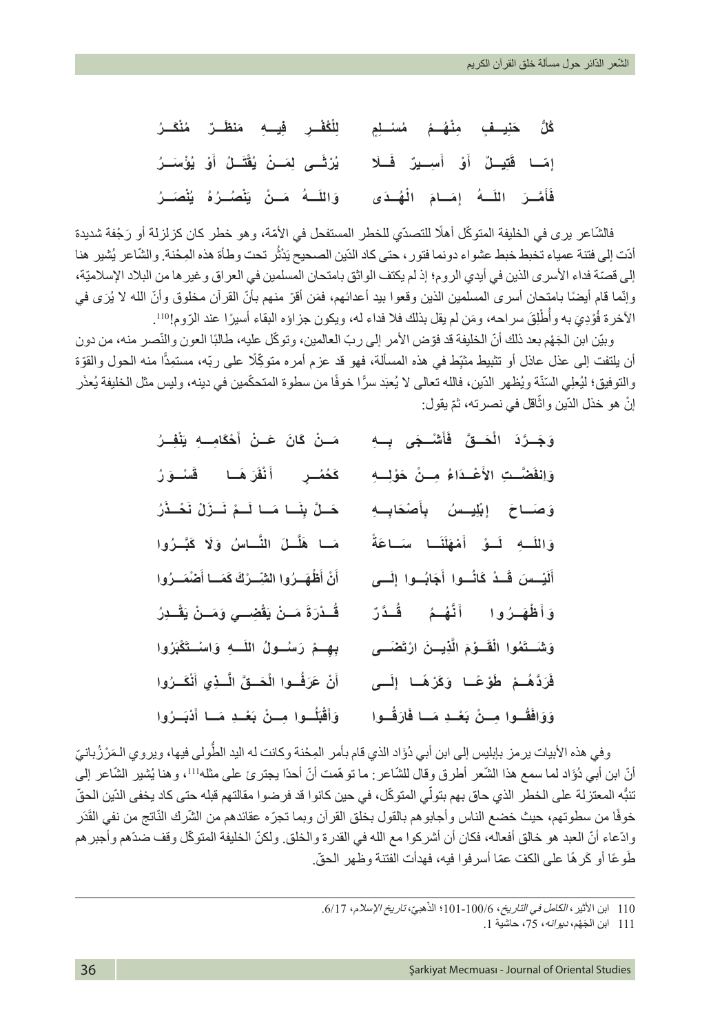كُلُّ حَنِيفٍ مِنْهُمُ مُسْلِمِ ... لِلْكُفْرِ فِيهِ مَنظَرٌ مُنْكَرُ

إِمّا قَتِيلٌ أَوْ أَسِيرٌ فَلَا ... يُرْثَى لِمَنْ يُقْتَلُ أَوْ يُؤْسَرُ

فَأَمَّرَ اللَّهُ إِمَامَ الْهُدَى ... وَاللَّهُ مَنْ يَنْصُرُهُ يُنْصَرُ

فالشّاعر يرى في الخليفة المتوكّل أهلًا للتصدّي للخطر المستفحل في الأمّة، وهو خطر كان كزلزلة أو رَجْفة شديدة أدّت إلى فتنة عمياء تخبط خبط عشواء دونما فتور، حتى كاد الدّين الصحيح يَدْثُر تحت وطأة هذه المِحْنة. والشّاعر يُشير هنا إلى قصّة فداء الأسرى الذين في أيدي الروم؛ إذ لم يكتف الواثق بامتحان المسلمين في العراق وغيرها من البلاد الإسلاميّة، وإنّما قام أيضًا بامتحان أسرى المسلمين الذين وقعوا بيد أعدائهم، فمَن أقرّ منهم بأنّ القرآن مخلوق وأنّ الله لا يُرَى في الآخرة فُوْدِيَ به وأُطْلِقَ سراحه، ومَن لم يقل بذلك فلا فداء له، ويكون جزاؤه البقاء أسيرًا عند الرّوم![110].

وبيّن ابن الجَهْم بعد ذلك أنّ الخليفة قد فوّض الأمر إلى ربّ العالمين، وتوكّل عليه، طالبًا العون والنّصر منه، من دون أن يلتفت إلى عذل عاذل أو تثبيط مثبِّط في هذه المسألة، فهو قد عزم أمره متوكّلًا على ربّه، مستمِدًّا منه الحول والقوّة والتوفيق؛ ليُعلِي السّنّة ويُظهر الدّين، فالله تعالى لا يُعبَد سرًّا خوفًا من سطوة المتحكّمين في دينه، وليس مثل الخليفة يُعذَر إنْ هو خذل الدّين واثّاقل في نصرته، ثمّ يقول:

وَجَرَّدَ الْحَقَّ فَأَشْجَى بِهِ ... مَنْ كَانَ عَنْ أَحْكَامِهِ يَنْفِرُ

وَانفَضَّتِ الأَعْدَاءُ مِنْ حَوْلِهِ ... كَحُمُرٍ أَنْفَرَهَا قَسْوَرُ

وَصَاحَ إِبْلِيسُ بِأَصْحَابِهِ ... حَلَّ بِنَا مَا لَمْ نَزَلْ نَحْذَرُ

وَاللَّهِ لَوْ أَمْهَلَنَا سَاعَةً ... مَا هَلَّلَ النَّاسُ وَلَا كَبَّرُوا

أَلَيْسَ قَدْ كَانُوا أَجَابُوا إِلَى ... أَنْ أَظْهَرُوا الشِّرْكَ كَمَا أَضْمَرُوا

وَأَظْهَرُوا أَنَّهُمُ قُدَّرٌ ... قُدْرَةَ مَنْ يَقْضِي وَمَنْ يَقْدِرُ

وَشَتَمُوا الْقَوْمَ الَّذِينَ ارْتَضَى ... بِهِمْ رَسُولُ اللَّهِ وَاسْتَكْبَرُوا

فَرَدَّهُمْ طَوْعًا وَكَرْهًا إِلَى ... أَنْ عَرَفُوا الْحَقَّ الَّذِي أَنْكَرُوا

وَوَافَقُوا مِنْ بَعْدِ مَا فَارَقُوا ... وَأَقْبَلُوا مِنْ بَعْدِ مَا أَدْبَرُوا

وفي هذه الأبيات يرمز بإبليس إلى ابن أبي دُؤَاد الذي قام بأمر المِحْنة وكانت له اليد الطُّولى فيها، ويروي المَرْزُبانيّ أنّ ابن أبي دُؤَاد لما سمع هذا الشّعر أطرق وقال للشّاعر: ما توهّمت أنّ أحدًا يجترئ على مثله[111]، وهنا يُشير الشّاعر إلى تنبُّه المعتزلة على الخطر الذي حاق بهم بتولّي المتوكّل، في حين كانوا قد فرضوا مقالتهم قبله حتى كاد يخفى الدّين الحقّ خوفًا من سطوتهم، حيث خضع الناس وأجابوهم بالقول بخلق القرآن وبما تجرّه عقائدهم من الشّرك النّاتج من نفي القَدَر وادّعاء أنّ العبد هو خالق أفعاله، فكان أن أشركوا مع الله في القدرة والخلق. ولكنّ الخليفة المتوكّل وقف ضدّهم وأجبرهم طَوعًا أو كَرهًا على الكفّ عمّا أسرفوا فيه، فهدأت الفتنة وظهر الحقّ.

---

110 ابن الأثير، *الكامل في التاريخ*، 6/100-101؛ الذّهبيّ، *تاريخ الإسلام*، 6/17.

111 ابن الجَهْم، *ديوانه*، 75، حاشية 1.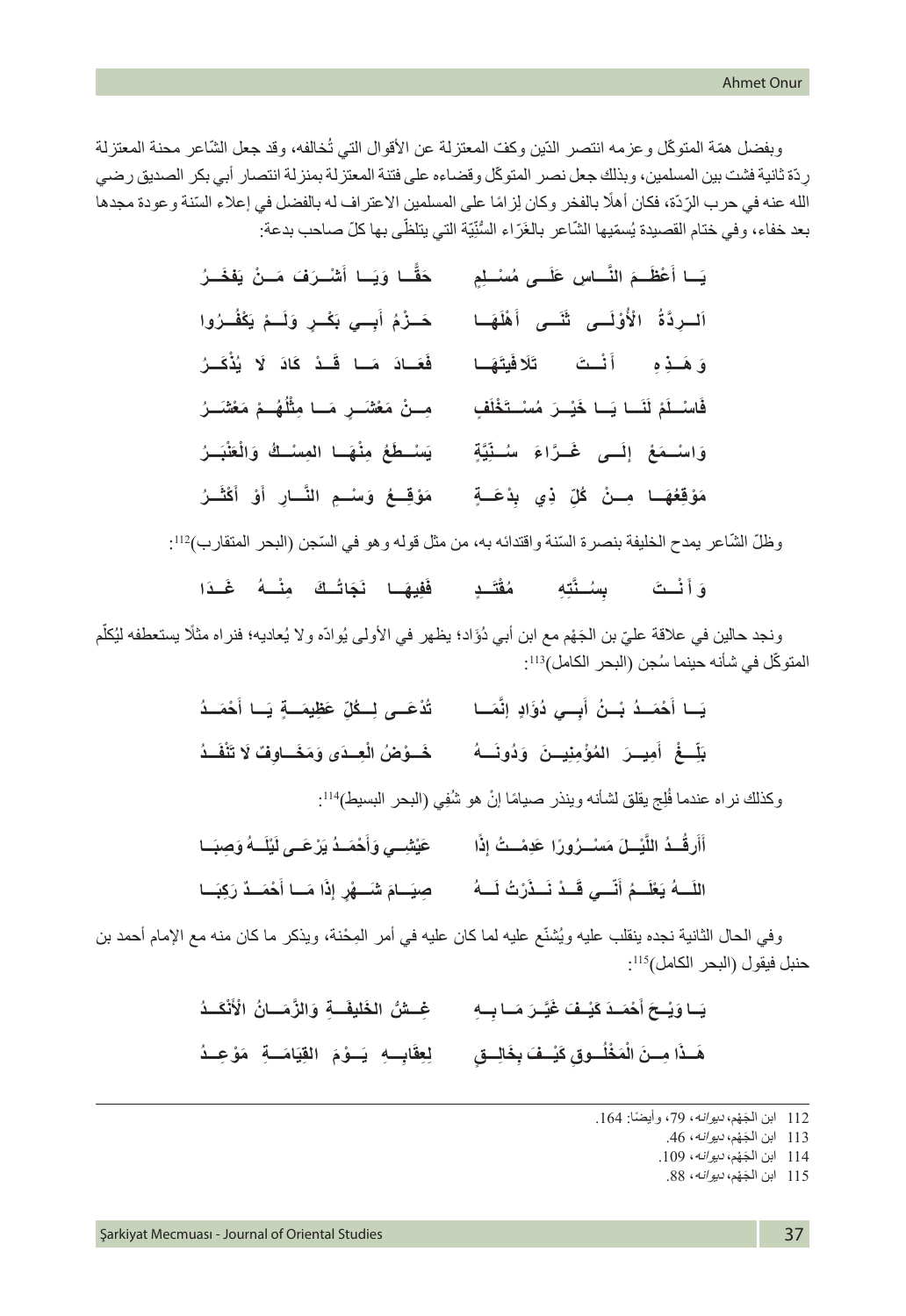وبفضل همّة المتوكّل وعزمه انتصر الدّين وكفّ المعتزلة عن الأقوال التي تُخالفه، وقد جعل الشّاعر محنة المعتزلة ردّة ثانية فشت بين المسلمين، وبذلك جعل نصر المتوكّل وقضاءه على فتنة المعتزلة بمنزلة انتصار أبي بكر الصديق رضي الله عنه في حرب الرّدّة، فكان أهلًا بالفخر وكان لزامًا على المسلمين الاعتراف له بالفضل في إعلاء السّنة وعودة مجدها بعد خفاء، وفي ختام القصيدة يُسمّيها الشّاعر بالغرّاء السُّنِّيَّة التي يتلظّى بها كلّ صاحب بدعة:

يَـا أَعْظَـمَ النَّـاسِ عَلَـى مُسْـلِمٍ ‏ ‏ ‏ ‏ ‏ ‏ حَقًّـا وَيَـا أَشْـرَفَ مَـنْ يَفخَـرُ

اَلـرِدَّةُ الْأُوْلَـى ثَنَـى أَهْلَهَـا ‏ ‏ ‏ ‏ ‏ ‏ حَـزْمُ أَبِـي بَكْـرٍ وَلَـمْ يَكْفُـرُوا

وَهَـذِهِ أَنْـتَ تَلَافَيْتَهَـا ‏ ‏ ‏ ‏ ‏ ‏ فَعَـادَ مَـا قَـدْ كَادَ لَا يُذْكَـرُ

فَاسْـلَمْ لَنَـا يَـا خَيْـرَ مُسْـتَخْلَفٍ ‏ ‏ ‏ ‏ ‏ ‏ مِـنْ مَعْشَـرٍ مَـا مِثْلُهُـمْ مَعْشَـرُ

وَاسْـمَعْ إلَـى غَـرَّاءَ سُـنِّيَّةٍ ‏ ‏ ‏ ‏ ‏ ‏ يَسْـطَعُ مِنْهَـا المِسْـكُ وَالعَنْبَـرُ

مَوْقِعُهَـا مِـنْ كُلِّ ذِي بِدْعَـةٍ ‏ ‏ ‏ ‏ ‏ ‏ مَوْقِـعُ وَسْـمِ النَّـارِ أَوْ أَكْثَـرُ

وظلّ الشّاعر يمدح الخليفة بنصرة السّنة واقتدائه به، من مثل قوله وهو في السّجن (البحر المتقارب)[112]:

وَأَنْـتَ بِسُـنَّتِهِ مُقْتَـدٍ ‏ ‏ ‏ ‏ ‏ ‏ فَفِيهَـا نَجَاتُـكَ مِنْـهُ غَـدَا

ونجد حالين في علاقة عليّ بن الجَهْم مع ابن أبي دُؤَاد؛ يظهر في الأولى يُوادّه ولا يُعاديه؛ فنراه مثلًا يستعطفه ليُكلّم المتوكّل في شأنه حينما سُجن (البحر الكامل)[113]:

يَـا أَحْمَـدُ بْـنُ أَبِـي دُؤَادٍ إنَّمَـا ‏ ‏ ‏ ‏ ‏ ‏ تُدْعَـى لِـكُلِّ عَظِيمَـةٍ يَـا أَحْمَـدُ

بَلِّـغْ أَمِيـرَ المُؤْمِنِيـنَ وَدُونَـهُ ‏ ‏ ‏ ‏ ‏ ‏ خَـوْضُ الْعِـدَى وَمَخَـاوِفٌ لَا تَنْفَـدُ

وكذلك نراه عندما فُلِج يقلق لشأنه وينذر صيامًا إنْ هو شُفِي (البحر البسيط)[114]:

أَأَرقُـدُ اللَّيْـلَ مَسْـرُورًا عَدِمْـتُ إذًا ‏ ‏ ‏ ‏ ‏ ‏ عَيْشِـي وَأَحْمَـدُ يَرْعَـى لَيْلَـهُ وَصِبَـا

اللَّـهُ يَعْلَـمُ أَنِّـي قَـدْ نَـذَرْتُ لَـهُ ‏ ‏ ‏ ‏ ‏ ‏ صِيَـامَ شَـهْرٍ إذَا مَـا أَحْمَـدٌ رَكِبَـا

وفي الحال الثانية نجده ينقلب عليه ويُشنّع عليه لما كان عليه في أمر المِحْنة، ويذكر ما كان منه مع الإمام أحمد بن حنبل فيقول (البحر الكامل)[115]:

يَـا وَيْـحَ أَحْمَـدَ كَيْـفَ غَيَّـرَ مَـا بِـهِ ‏ ‏ ‏ ‏ ‏ ‏ غِـشُّ الخَلِيفَـةِ وَالزَّمَـانُ الْأَنْكَـدُ

هَـذَا مِـنَ الْمَخْلُـوقِ كَيْـفَ بِخَالِـقٍ ‏ ‏ ‏ ‏ ‏ ‏ لِعِقَابِـهِ يَـوْمَ القِيَامَـةِ مَوْعِـدُ

---

112 ابن الجَهْم، *ديوانه*، 79، وأيضًا: 164.

113 ابن الجَهْم، *ديوانه*، 46.

114 ابن الجَهْم، *ديوانه*، 109.

115 ابن الجَهْم، *ديوانه*، 88.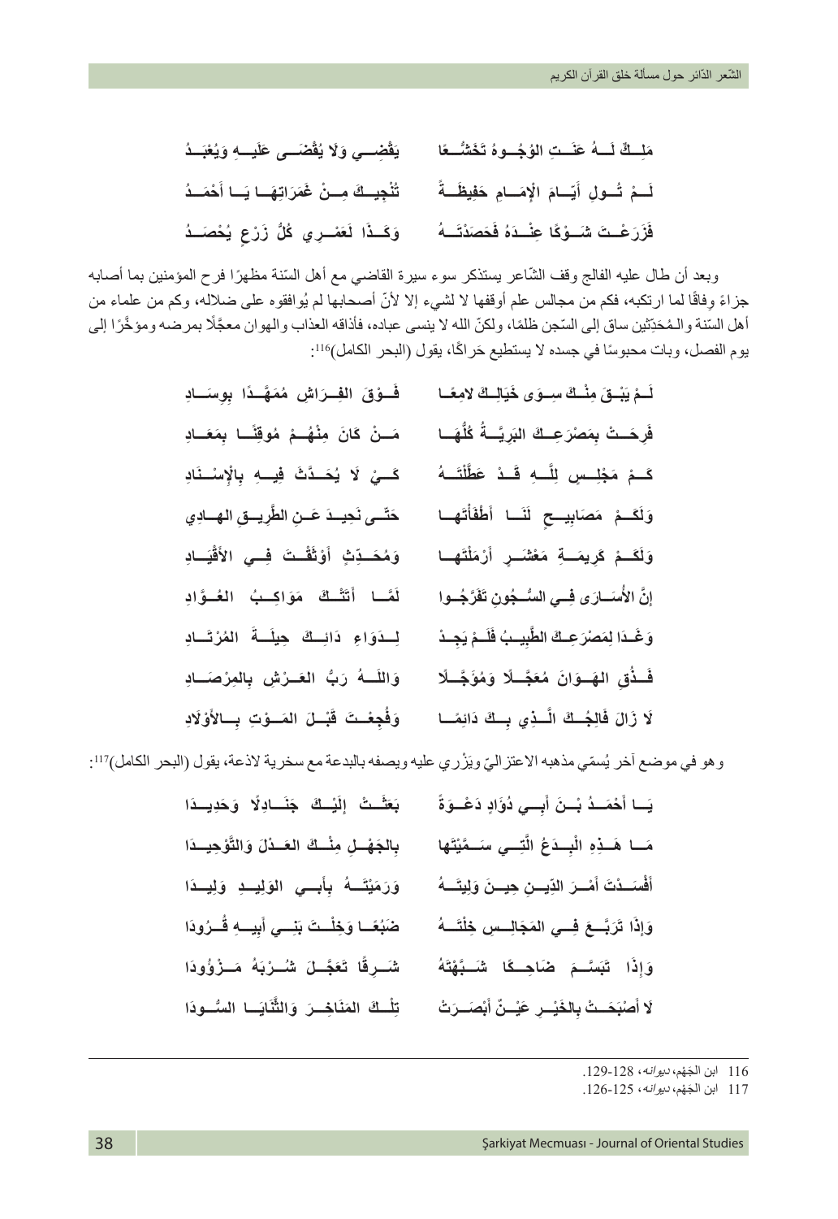مَلِــكٌ لَــهُ عَنَــتِ الوُجُــوهُ تَخَشُّــعًا يَقْضِــي وَلَا يُقْضَــى عَلَيــهِ وَيُعْبَــدُ

لَــمْ تُــولِ أَيَّــامَ الإِمَــامِ حَفِيظَــةً تُنْجِيــكَ مِــنْ غَمَرَاتِهَــا يَــا أَحْمَــدُ

فَزَرَعْــتَ شَــوْكًا عِنْــدَهُ فَحَصَدْتَــهُ وَكَــذَا لَعَمْــرِي كُلُّ زَرْعٍ يُحْصَــدُ

وبعد أن طال عليه الفالج وقف الشّاعر يستذكر سوء سيرة القاضي مع أهل السّنة مظهرًا فرح المؤمنين بما أصابه جزاءً وِفاقًا لما ارتكبه، فكم من مجالس علم أوقفها لا لشيء إلا لأنّ أصحابها لم يُوافقوه على ضلاله، وكم من علماء من أهل السّنة والـمُحَدِّثين ساق إلى السّجن ظلمًا، ولكنّ الله لا ينسى عباده، فأذاقه العذاب والهوان معجَّلًا بمرضه ومؤخَّرًا إلى يوم الفصل، وبات محبوسًا في جسده لا يستطيع حَراكًا، يقول (البحر الكامل)[116]:

لَــمْ يَبْــقَ مِنْــكَ سِــوَى خَيَالِــكَ لامِعًــا فَــوْقَ الفِــرَاشِ مُمَهَّــدًا بِوِسَــادِ

فَرِحَــتْ بِمَصْرَعِــكَ البَرِيَّــةُ كُلُّهَــا مَــنْ كَانَ مِنْهُــمْ مُوقِنًــا بِمَعَــادِ

كَــمْ مَجْلِــسٍ لِلَّــهِ قَــدْ عَطَّلْتَــهُ كَــيْ لَا يُحَــدَّثَ فِيــهِ بِالْإِسْــنَادِ

وَلَكَــمْ مَصَابِيــحٍ لَنَــا أَطْفَأْتَهَــا حَتّــى نَحِيــدَ عَــنِ الطَّرِيــقِ الهــادِي

وَلَكَــمْ كَرِيمَــةِ مَعْشَــرٍ أَرْمَلْتَهَــا وَمُحَــدِّثٍ أَوْثَقْــتَ فِــي الأَقْيَــادِ

إنَّ الأُسَــارَى فِــي السُّــجُونِ تَفَرَّجُــوا لَمَّــا أَتَتْــكَ مَوَاكِــبُ العُــوَّادِ

وَغَــدَا لِمَصْرَعِــكَ الطَّبِيــبُ فَلَــمْ يَجِــدْ لِــدَوَاءِ دَائِــكَ حِيلَــةَ المُرْتَــادِ

فَــذُقِ الهَــوَانَ مُعَجَّــلًا وَمُؤَجَّــلًا وَاللَّــهُ رَبُّ العَــرْشِ بِالمِرْصَــادِ

لا زَالَ فَالِجُــكَ الَّــذِي بِــكَ دَائِمًــا وَفُجِعْــتَ قَبْــلَ المَــوْتِ بِــالأَوْلَادِ

وهو في موضع آخر يُسمّي مذهبه الاعتزاليّ ويَزْري عليه ويصفه بالبدعة مع سخرية لاذعة، يقول (البحر الكامل)[117]:

يَــا أَحْمَــدُ بْــنَ أَبِــي دُوَادٍ دَعْــوَةً بَعَثَــتْ إِلَيْــكَ جَنَــادِلًا وَحَدِيــدَا

مَــا هَــذِهِ الْبِــدَعُ الَّتِــي سَــمَّيْتَها بِالجَهْــلِ مِنْــكَ العَــدْلَ وَالتَّوْحِيــدَا

أَفْسَــدْتَ أَمْــرَ الدِّيــنِ حِيــنَ وَلِيتَــهُ وَرَمَيْتَــهُ بِأَبِــي الوَلِيــدِ وَلِيــدَا

وَإِذَا تَرَبَّــعَ فِــي المَجَالِــسِ خِلْتَــهُ ضَبُعًــا وَخِلْــتَ بَنِــي أَبِيــهِ قُــرُودَا

وَإِذَا تَبَسَّــمَ ضَاحِــكًا شَــبَّهْتَهُ شَــرِقًا تَعَجَّــلَ شُــرْبَهُ مَــزْؤُودَا

لا أَصْبَحَــتْ بِالخَيْــرِ عَيْــنٌ أَبْصَــرَتْ تِلْــكَ المَنَاخِــرَ وَالثَّنَايَــا السُّــودَا

---

116 ابن الجَهْم، *ديوانه*، 128-129.

117 ابن الجَهْم، *ديوانه*، 125-126.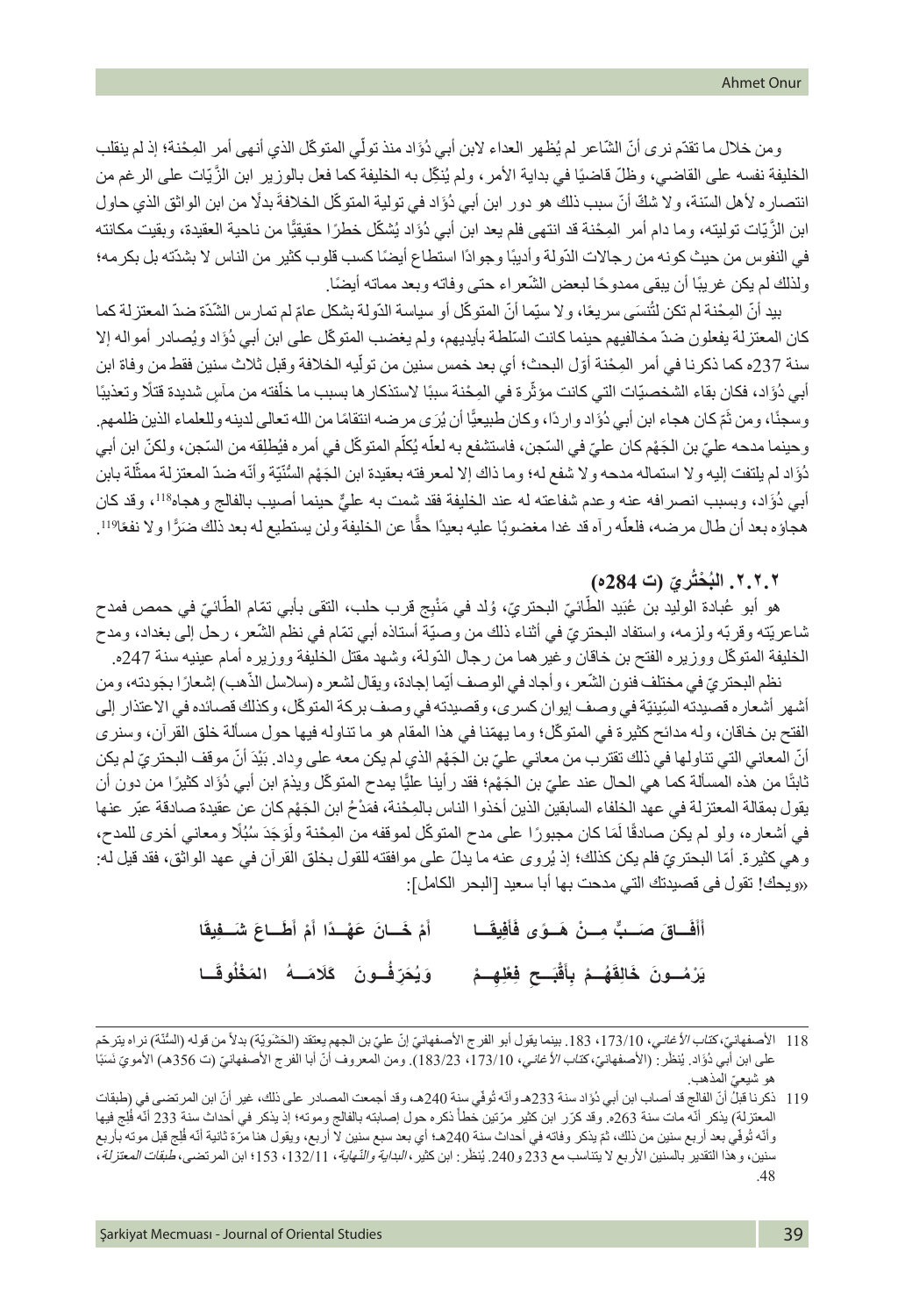ومن خلال ما تقدّم نرى أنّ الشّاعر لم يُظهِر العداء لابن أبي دُؤَاد منذ تولّي المتوكّل الذي أنهى أمر المِحْنة؛ إذ لم ينقلب الخليفة نفسه على القاضي، وظلّ قاضيًا في بداية الأمر، ولم يُنكِّل به الخليفة كما فعل بالوزير ابن الزَّيّات على الرغم من انتصاره لأهل السّنة، ولا شكّ أنّ سبب ذلك هو دور ابن أبي دُؤَاد في تولية المتوكّل الخلافةَ بدلًا من ابن الواثق الذي حاول ابن الزَّيّات توليته، وما دام أمر المِحْنة قد انتهى فلم يعد ابن أبي دُؤَاد يُشكِّل خطرًا حقيقيًّا من ناحية العقيدة، وبقيت مكانته في النفوس من حيث كونه من رجالات الدّولة وأديبًا وجوادًا استطاع أيضًا كسب قلوب كثير من الناس لا بشدّته بل بكرمه؛ ولذلك لم يكن غريبًا أن يبقى ممدوحًا لبعض الشّعراء حتى وفاته وبعد مماته أيضًا.

بيد أنّ المِحْنة لم تكن لتُنسَى سريعًا، ولا سيّما أنّ المتوكّل أو سياسة الدّولة بشكل عامّ لم تمارس الشّدّة ضدّ المعتزلة كما كان المعتزلة يفعلون ضدّ مخالفيهم حينما كانت السّلطة بأيديهم، ولم يغضب المتوكّل على ابن أبي دُؤَاد ويُصادر أمواله إلا سنة 237ه كما ذكرنا في أمر المِحْنة أوّل البحث؛ أي بعد خمس سنين من تولّيه الخلافة وقبل ثلاث سنين فقط من وفاة ابن أبي دُؤَاد، فكان بقاء الشخصيّات التي كانت مؤثِّرة في المِحْنة سببًا لاستذكار ها بسبب ما خلّفته من مآسٍ شديدة قتلًا وتعذيبًا وسجنًا، ومن ثَمّ كان هجاء ابن أبي دُؤَاد واردًا، وكان طبيعيًّا أن يُرَى مرضه انتقامًا من الله تعالى لدينه وللعلماء الذين ظلمهم. وحينما مدحه عليّ بن الجَهْم كان عليّ في السّجن، فاستشفع به لعلّه يُكلّم المتوكّل في أمره فيُطلِقه من السّجن، ولكنّ ابن أبي دُؤَاد لم يلتفت إليه ولا استماله مدحه ولا شفع له؛ وما ذاك إلا لمعرفته بعقيدة ابن الجَهْم السُّنّيّة وأنّه ضدّ المعتزلة ممثّلة بابن أبي دُؤَاد، وبسبب انصرافه عنه وعدم شفاعته له عند الخليفة فقد شمت به عليٌّ حينما أُصيب بالفالج وهجاه[118]، وقد كان هجاؤه بعد أن طال مرضه، فلعلّه رآه قد غدا مغضوبًا عليه بعيدًا حقًّا عن الخليفة ولن يستطيع له بعد ذلك ضرًّا ولا نفعًا[119].

### ٢.٢.٢. البُحْتُرِيّ (ت 284ه)

هو أبو عُبادة الوليد بن عُبَيد الطّائيّ البحتريّ، وُلد في مَنْبِج قرب حلب، التقى بأبي تمّام الطّائيّ في حمص فمدح شاعريّته وقرّبه ولزمه، واستفاد البحتريّ في أثناء ذلك من وصيّة أستاذه أبي تمّام في نظم الشّعر، رحل إلى بغداد، ومدح الخليفة المتوكّل ووزيره الفتح بن خاقان وغيرهما من رجال الدّولة، وشهد مقتل الخليفة ووزيره أمام عينيه سنة 247ه.

نظم البحتريّ في مختلف فنون الشّعر، وأجاد في الوصف أيّما إجادة، ويقال لشعره (سلاسل الذّهب) إشعارًا بجَودته، ومن أشهر أشعاره قصيدته السِّينيّة في وصف إيوان كسرى، وقصيدته في وصف بركة المتوكّل، وكذلك قصائده في الاعتذار إلى الفتح بن خاقان، وله مدائح كثيرة في المتوكّل؛ وما يهمّنا في هذا المقام هو ما تناوله فيها حول مسألة خلق القرآن، وسنرى أنّ المعاني التي تناولها في ذلك تقترب من معاني عليّ بن الجَهْم الذي لم يكن معه على وِداد. بَيْدَ أنّ موقف البحتريّ لم يكن ثابتًا من هذه المسألة كما هي الحال عند عليّ بن الجَهْم؛ فقد رأينا عليًّا يمدح المتوكّل ويذمّ ابن أبي دُؤَاد كثيرًا من دون أن يقول بمقالة المعتزلة في عهد الخلفاء السابقين الذين أخذوا الناس بالمِحْنة، فمَدْحُ ابن الجَهْم كان عن عقيدة صادقة عبّر عنها في أشعاره، ولو لم يكن صادقًا لَمَا كان مجبورًا على مدح المتوكّل لموقفه من المِحْنة ولَوَجَدَ سُبُلًا ومعاني أخرى للمدح، وهي كثيرة. أمّا البحتريّ فلم يكن كذلك؛ إذ يُروى عنه ما يدلّ على موافقته للقول بخلق القرآن في عهد الواثق، فقد قيل له: «ويحك! تقول في قصيدتك التي مدحت بها أبا سعيد [البحر الكامل]:

أَأَفَـاقَ صَـبٌّ مِـنْ هَـوًى فَأُفِيقَـا ... أَمْ خَـانَ عَهْـدًا أَمْ أَطَـاعَ شَـفِيقَا

يَرْمُـونَ خَالِقَهُـمْ بِأَقْبَـحِ فِعْلِهِـمْ ... وَيُحَرِّفُـونَ كَلَامَـهُ الْمَخْلُوقَـا

---

118 الأصفهانيّ، *كتاب الأغاني*، 173/10، 183. بينما يقول أبو الفرج الأصفهانيّ إنّ عليّ بن الجهم يعتقد (الحَشْويّة) بدلاً من قوله (السُّنّة) نراه يترحّم على ابن أبي دُؤَاد. يُنظَر: (الأصفهانيّ، *كتاب الأغاني*، 173/10، 183/23). ومن المعروف أنّ أبا الفرج الأصفهانيّ (ت 356ه) الأمويّ نَسَبًا هو شيعيّ المذهب.

119 ذكرنا قبلُ أنّ الفالج قد أصاب ابن أبي دُؤَاد سنة 233ه وأنّه تُوفّي سنة 240ه، وقد أجمعت المصادر على ذلك، غير أنّ ابن المرتضى في (طبقات المعتزلة) يذكر أنّه مات سنة 263ه. وقد كرّر ابن كثير مرّتين خطأً ذكره حول إصابته بالفالج وموته؛ إذ يذكر في أحداث سنة 233 أنّه فُلِج فيها وأنّه تُوفّي بعد أربع سنين من ذلك، ثمّ يذكر وفاته في أحداث سنة 240ه؛ أي بعد سبع سنين لا أربع، ويقول هنا مرّة ثانية أنّه فُلِج قبل موته بأربع سنين، وهذا التقدير بالسنين الأربع لا يتناسب مع 233 و240. يُنظَر: ابن كثير، *البداية والنّهاية*، 132/11، 153؛ ابن المرتضى، *طبقات المعتزلة*، 48.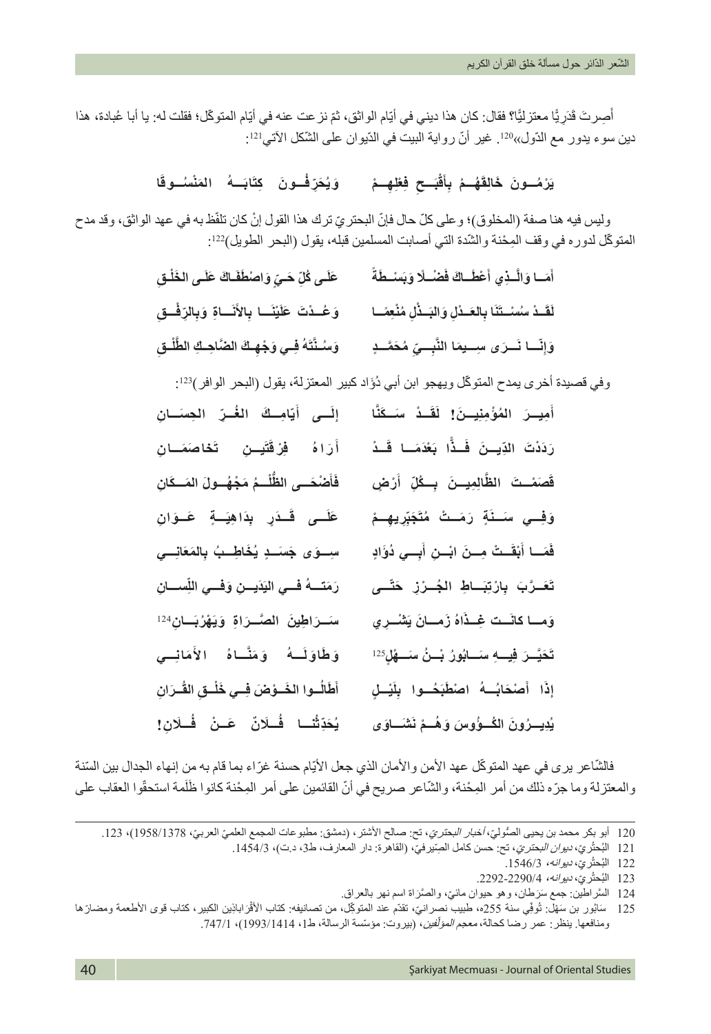أَصِرتَ قَدَرِيًّا معتزليًّا؟ فقال: كان هذا ديني في أيّام الواثق، ثمّ نزعت عنه في أيّام المتوكّل؛ فقلت له: يا أبا عُبادة، هذا دين سوء يدور مع الدّول»[120]. غير أنّ رواية البيت في الدّيوان على الشّكل الآتي[121]:

يَرْمُــونَ خَالِقَهُــمْ بِأَقْبَــحِ فِعْلِهِــمْ　　　وَيُحَرِّفُــونَ كِتَابَــهُ المَنْسُــوقَا

وليس فيه هنا صفة (المخلوق)؛ وعلى كلّ حال فإنّ البحتريّ ترك هذا القول إنْ كان تلفّظ به في عهد الواثق، وقد مدح المتوكّل لدوره في وقف المِحْنة والشّدة التي أصابت المسلمين قبله، يقول (البحر الطويل)[122]:

أَمَــا وَالَّــذِي أَعْطَــاكَ فَضْــلًا وَبَسْــطَةً　　　عَلَـى كُلِّ حَيٍّ وَاصْطَفَاكَ عَلَـى الخَلْـقِ

لَقَـدْ سُسْــتَنَا بِالعَــدْلِ وَالبَــذْلِ مُنْعِمًــا　　　وَعُــدْتَ عَلَيْنَــا بِالأَنَــاةِ وَبِالرِّفْــقِ

وَإِنَّــا نَــرَى سِــيمَا النَّبِــيِّ مُحَمَّــدٍ　　　وَسُنَّتَهُ فِـي وَجْهِكَ الضَّاحِكِ الطَّلْـقِ

وفي قصيدة أخرى يمدح المتوكّل ويهجو ابن أبي دُؤاد كبير المعتزلة، يقول (البحر الوافر)[123]:

أَمِيــرَ المُؤْمِنِيــنَ! لَقَــدْ سَــكَنَّا　　　إِلَــى أَيّامِــكَ الغُــرِّ الحِسَــانِ

رَدَدْتَ الدِّيــنَ فَــذًّا بَعْدَمَــا قَــدْ　　　أَرَاهُ فِرْقَتَيــنِ تَخاصَمَــانِ

قَصَمْــتَ الظَّالِمِيــنَ بِــكُلِّ أَرْضٍ　　　فَأَضْحَــى الظُّلْــمُ مَجْهُــولَ المَــكَانِ

وَفِــي سَــنَةٍ رَمَــتْ مُتَجَبِّرِيهِــمْ　　　عَلَــى قَــدَرٍ بِدَاهِيَــةٍ عَــوَانِ

فَمَــا أَبْقَــتْ مِــنَ ابْــنِ أَبِــي دُؤَادٍ　　　سِــوَى جَسَــدٍ يُخَاطِــبُ بِالمَعَانِــي

تَعَــرَّبَ بِارْتِبَــاطِ الجُــرْزِ حَتَّــى　　　رَمَتــهُ فــي اليَدَيــنِ وَفِــي اللِّســانِ

وَمــا كانَــت غِــذَاهُ زَمــانَ يَشْــرِي　　　سَــرَاطِينَ الصَّــرَاةِ وَيَهْرُبَــانِ[124]

تَحَيَّــرَ فِيــهِ سَــابُورُ بْــنُ سَــهْلٍ[125]　　　وَطَاوَلَــهُ وَمَنَّــاهُ الأَمَانِــي

إِذَا أَصْحَابُــهُ اصْطَبَحُــوا بِلَيْــلٍ　　　أَطَالُــوا الخَــوْضَ فِــي خَلْــقِ القُــرَانِ

يُدِيــرُونَ الكُــؤُوسَ وَهُــمْ نَشَــاوَى　　　يُحَدِّثُنَــا فُــلَانٌ عَــنْ فُــلَانِ!

فالشّاعر يرى في عهد المتوكّل عهد الأمن والأمان الذي جعل الأيّام حسنة غرّاء بما قام به من إنهاء الجدال بين السّنة والمعتزلة وما جرّه ذلك من أمر المِحْنة، والشّاعر صريح في أنّ القائمين على أمر المِحْنة كانوا ظَلَمة استحقّوا العقاب على

---

120 أبو بكر محمد بن يحيى الصُّوليّ، *أخبار البحتريّ*، تح: صالح الأشتر، (دمشق: مطبوعات المجمع العلميّ العربيّ، 1958/1378)، 123.

121 البُحتُريّ، *ديوان البحتريّ*، تح: حسن كامل الصّيرفيّ، (القاهرة: دار المعارف، ط3، د.ت)، 1454/3.

122 البُحتُريّ، *ديوانه*، 1546/3.

123 البُحتُريّ، *ديوانه*، 2290/4-2292.

124 السَّراطين: جمع سَرَطان، وهو حيوان مائيّ، والصَّرَاة اسم نهر بالعراق.

125 سَابُور بن سَهْل: تُوفِّي سنة 255هـ، طبيب نصرانيّ، تقدّم عند المتوكّل، من تصانيفه: كتاب الأَقْرَاباذين الكبير، كتاب قوى الأطعمة ومضارّها ومنافعها. ينظر: عمر رضا كحالة، معجم *المؤلّفين*، (بيروت: مؤسّسة الرسالة، ط1، 1993/1414)، 747/1.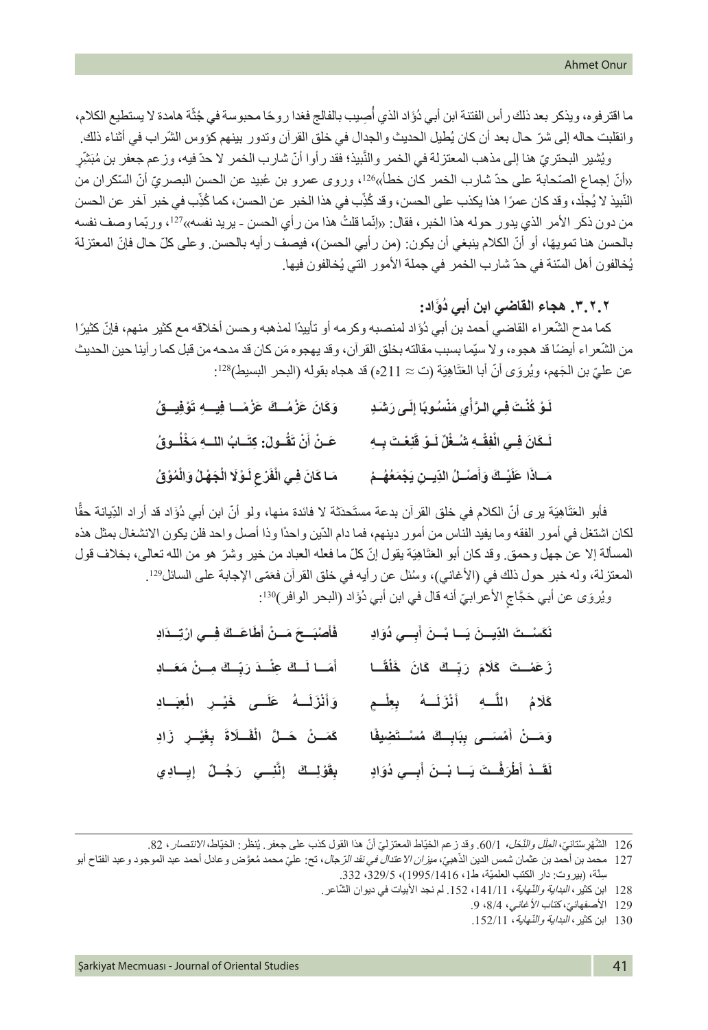ما اقترفوه، ويذكر بعد ذلك رأس الفتنة ابن أبي دُؤَاد الذي أُصيب بالفالج فغدا روحًا محبوسة في جُثّة هامدة لا يستطيع الكلام، وانقلبت حاله إلى شرّ حال بعد أن كان يُطيل الحديث والجدال في خلق القرآن وتدور بينهم كؤوس الشّراب في أثناء ذلك.

ويُشير البحتريّ هنا إلى مذهب المعتزلة في الخمر والنَّبيذ؛ فقد رأوا أنّ شارب الخمر لا حدّ فيه، وزعم جعفر بن مُبَشّرٍ «أنّ إجماع الصّحابة على حدّ شارب الخمر كان خطأً»[126]، وروى عمرو بن عُبيد عن الحسن البصريّ أنّ السّكران من النّبيذ لا يُجلَد، وقد كان عمرًا هذا يكذب على الحسن، وقد كُذِّب في هذا الخبر عن الحسن، كما كُذِّب في خبر آخر عن الحسن من دون ذكر الأمر الذي يدور حوله هذا الخبر، فقال: «إنّما قلتُ هذا من رأي الحسن - يريد نفسه»[127]، وربّما وصف نفسه بالحسن هنا تمويهًا، أو أنّ الكلام ينبغي أن يكون: (من رأيي الحسن)، فيصف رأيه بالحسن. وعلى كلّ حال فإنّ المعتزلة يُخالفون أهل السّنة في حدّ شارب الخمر في جملة الأمور التي يُخالفون فيها.

### ٣.٢.٢. هجاء القاضي ابن أبي دُؤَاد:

كما مدح الشّعراء القاضي أحمد بن أبي دُؤَاد لمنصبه وكرمه أو تأييدًا لمذهبه وحسن أخلاقه مع كثير منهم، فإنّ كثيرًا من الشّعراء أيضًا قد هجوه، ولا سيّما بسبب مقالته بخلق القرآن، وقد يهجوه مَن كان قد مدحه من قبل كما رأينا حين الحديث عن عليّ بن الجَهم، ويُروَى أنّ أبا العَتَاهِيَة (ت ≈ 211ه) قد هجاه بقوله (البحر البسيط)[128]:

| | |
|---|---|
| لَوْ كُنْتَ فِي الرَّأْيِ مَنْسُوبًا إِلَى رَشَدٍ | وَكَانَ عَزْمُكَ عَزْمًا فِيهِ تَوْفِيقُ |
| لَكَانَ فِي الْفِقْهِ شُغْلٌ لَوْ قَنِعْتَ بِهِ | عَنْ أَنْ تَقُولَ: كِتَابُ اللهِ مَخْلُوقُ |
| مَاذَا عَلَيْكَ وَأَصْلُ الدِّينِ يَجْمَعُهُمْ | مَا كَانَ فِي الْفَرْعِ لَوْلَا الْجَهْلُ وَالْمُوقُ |

فأبو العَتَاهِيَة يرى أنّ الكلام في خلق القرآن بدعة مستَحدَثة لا فائدة منها، ولو أنّ ابن أبي دُؤَاد قد أراد الدِّيانة حقًّا لكان اشتغل في أمور الفقه وما يفيد النّاس من أمور دينهم، فما دام الدّين واحدًا وذا أصل واحد فلن يكون الانشغال بمثل هذه المسألة إلا عن جهل وحمق. وقد كان أبو العَتَاهِيَة يقول إنّ كلّ ما فعله العباد من خير وشرّ هو من الله تعالى، بخلاف قول المعتزلة، وله خبر حول ذلك في (الأغاني)، وسُئل عن رأيه في خلق القرآن فعمّى الإجابة على السائل[129].

ويُروَى عن أبي حَجَّاجٍ الأعرابيّ أنه قال في ابن أبي دُؤَاد (البحر الوافر)[130]:

| | |
|---|---|
| نَكَسْتَ الدِّينَ يَا بْنَ أَبِي دُوَادِ | فَأَصْبَحَ مَنْ أَطَاعَكَ فِي ارْتِدَادِ |
| زَعَمْتَ كَلَامَ رَبِّكَ كَانَ خَلْقًا | أَمَا لَكَ عِنْدَ رَبِّكَ مِنْ مَعَادِ |
| كَلَامُ اللَّهِ أَنْزَلَهُ بِعِلْمٍ | وَأَنْزَلَهُ عَلَى خَيْرِ الْعِبَادِ |
| وَمَنْ أَمْسَى بِبَابِكَ مُسْتَضِيفًا | كَمَنْ حَلَّ الْفَلَاةَ بِغَيْرِ زَادِ |
| لَقَدْ أَطْرَفْتَ يَا بْنَ أَبِي دُوَادِ | بِقَوْلِكَ إِنَّنِي رَجُلٌ إِيَادِي |

---

126 الشَّهْرِسْتانيّ، *الملَل والنِّحَل*، 60/1. وقد زعم الخيّاط المعتزليّ أنّ هذا القول كذب على جعفر. يُنظَر: الخيّاط، *الانتصار*، 82.

127 محمد بن أحمد بن عثمان شمس الدين الذّهبيّ، *ميزان الاعتدال في نقد الرِّجال*، تح: عليّ محمد مُعوَّض وعادل أحمد عبد الموجود وعبد الفتاح أبو سنّة، (بيروت: دار الكتب العلميّة، ط1، 1416/1995)، 329/5، 332.

128 ابن كثير، *البداية والنّهاية*، 141/11، 152. لم نجد الأبيات في ديوان الشّاعر.

129 الأصفهانيّ، *كتاب الأغاني*، 8/4، 9.

130 ابن كثير، *البداية والنّهاية*، 152/11.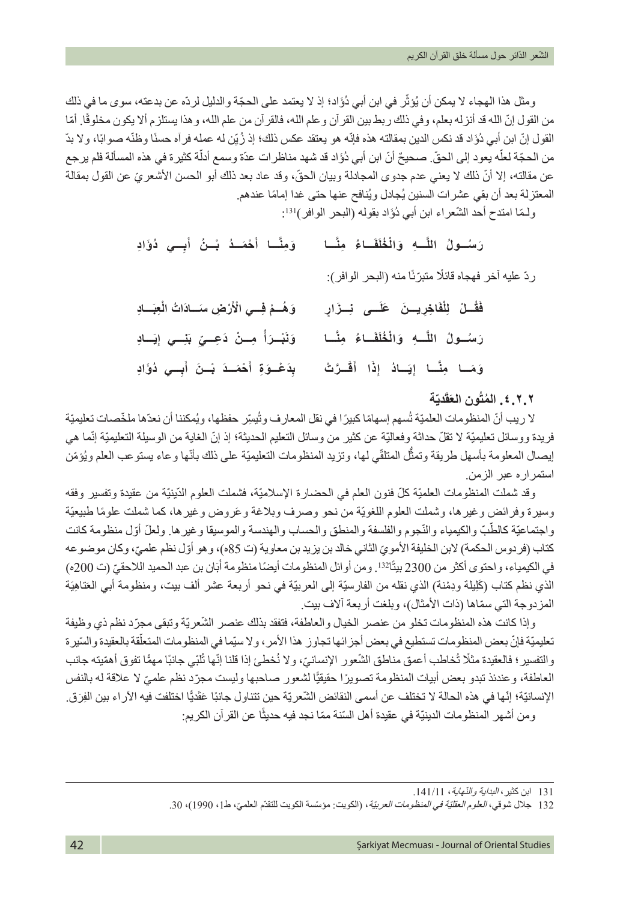ومثل هذا الهجاء لا يمكن أن يُؤثِّر في ابن أبي دُؤَاد؛ إذ لا يعتمد على الحجّة والدليل لردّه عن بدعته، سوى ما في ذلك من القول إنّ الله قد أنزله بعلم، وفي ذلك ربط بين القرآن وعلم الله، فالقرآن من علم الله، وهذا يستلزم ألا يكون مخلوقًا. أمّا القول إنّ ابن أبي دُؤَاد قد نكس الدين بمقالته هذه فإنّه هو يعتقد عكس ذلك؛ إذ زُيِّن له عمله فرآه حسنًا وظنّه صوابًا، ولا بدّ من الحجّة لعلّه يعود إلى الحقّ. صحيحٌ أنّ ابن أبي دُؤَاد قد شهد مناظرات عدّة وسمع أدلّة كثيرة في هذه المسألة فلم يرجع عن مقالته، إلا أنّ ذلك لا يعني عدم جدوى المجادلة وبيان الحقّ، وقد عاد بعد ذلك أبو الحسن الأشعريّ عن القول بمقالة المعتزلة بعد أن بقي عشرات السنين يُجادل ويُنافح عنها حتى غدا إمامًا عندهم.

ولـمّا امتدح أحد الشّعراء ابن أبي دُؤَاد بقوله (البحر الوافر)[131]:

رَسُولُ اللَّهِ وَالْخُلَفَاءُ مِنَّا ... وَمِنَّا أَحْمَدُ بْنُ أَبِي دُؤَادِ

ردّ عليه آخر فهجاه قائلًا متبرّئًا منه (البحر الوافر):

فَقُلْ لِلْفَاخِرِينَ عَلَى نِزَارٍ ... وَهُمْ فِي الْأَرْضِ سَادَاتُ الْعِبَادِ

رَسُولُ اللَّهِ وَالْخُلَفَاءُ مِنَّا ... وَنَبْرَأُ مِنْ دَعِيِّ بَنِي إِيَادِ

وَمَا مِنَّا إِيَادُ إِذَا أَقَرَّتْ ... بِدَعْوَةِ أَحْمَدَ بْنَ أَبِي دُؤَادِ

### ٢.٢.٤. المُتُون العَقَديّة

لا ريب أنّ المنظومات العلميّة تُسهم إسهامًا كبيرًا في نقل المعارف وتُيسِّر حفظها، ويُمكننا أن نعدّها ملخّصات تعليميّة فريدة ووسائل تعليميّة لا تقلّ حداثة وفعاليّة عن كثير من وسائل التعليم الحديثة؛ إذ إنّ الغاية من الوسيلة التعليميّة إنّما هي إيصال المعلومة بأسهل طريقة وتمثُّل المتلقّي لها، وتزيد المنظومات التعليميّة على ذلك بأنّها وعاء يستوعب العلم ويُؤمّن استمراره عبر الزمن.

وقد شملت المنظومات العلميّة كلّ فنون العلم في الحضارة الإسلاميّة، فشملت العلوم الدّينيّة من عقيدة وتفسير وفقه وسيرة وفرائض وغيرها، وشملت العلوم اللغويّة من نحو وصرف وبلاغة وعَروض وغيرها، كما شملت علومًا طبيعيّة واجتماعيّة كالطّبّ والكيمياء والنّجوم والفلسفة والمنطق والحساب والهندسة والموسيقا وغيرها. ولعلّ أوّل منظومة كانت كتاب (فردوس الحكمة) لابن الخليفة الأمويّ الثاني خالد بن يزيد بن معاوية (ت 85ه)، وهو أوّل نظم علميّ، وكان موضوعه في الكيمياء، واحتوى أكثر من 2300 بيتًا[132]. ومن أوائل المنظومات أيضًا منظومة أَبَان بن عبد الحميد اللاحقيّ (ت 200ه) الذي نظم كتاب (كَلِيلة ودِمْنة) الذي نقله من الفارسيّة إلى العربيّة في نحو أربعة عشر ألف بيت، ومنظومة أبي العَتاهِيَة المزدوجة التي سمّاها (ذات الأمثال)، وبلغت أربعة آلاف بيت.

وإذا كانت هذه المنظومات تخلو من عنصر الخيال والعاطفة، فتفقد بذلك عنصر الشّعريّة وتبقى مجرّد نظم ذي وظيفة تعليميّة فإنّ بعض المنظومات تستطيع في بعض أجزائها تجاوز هذا الأمر، ولا سيّما في المنظومات المتعلّقة بالعقيدة والسّيرة والتفسير؛ فالعقيدة مثلًا تُخاطب أعمق مناطق الشّعور الإنسانيّ، ولا نُخطئ إذا قلنا إنّها تُلبّي جانبًا مهمًّا تفوق أهمّيته جانب العاطفة، وعندئذ تبدو بعض أبيات المنظومة تصويرًا حقيقيًّا لشعور صاحبها وليست مجرّد نظم علميّ لا علاقة له بالنفس الإنسانيّة؛ إنّها في هذه الحالة لا تختلف عن أسمى النقائض الشّعريّة حين تتناول جانبًا عَقَديًّا اختلفت فيه الآراء بين الفِرَق.

ومن أشهر المنظومات الدينيّة في عقيدة أهل السّنة ممّا نجد فيه حديثًا عن القرآن الكريم:

---

131 ابن كثير، *البداية والنّهاية*، 141/11.

132 جلال شوقي، *العلوم العقليّة في المنظومات العربيّة*، (الكويت: مؤسّسة الكويت للتقدّم العلميّ، ط1، 1990)، 30.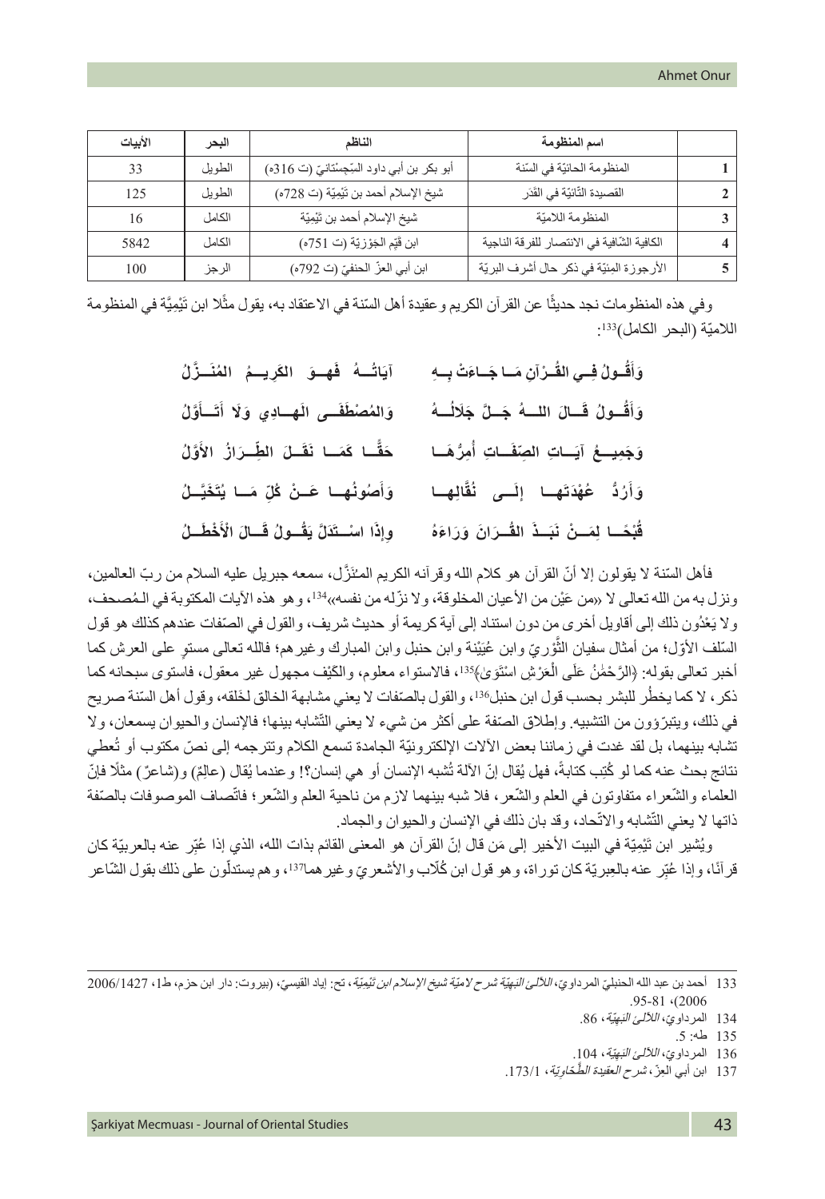| | اسم المنظومة | الناظم | البحر | الأبيات |
|---|---|---|---|---|
| 1 | المنظومة الحائيّة في السّنة | أبو بكر بن أبي داود السِّجِسْتانيّ (ت 316ه) | الطويل | 33 |
| 2 | القصيدة التّائيّة في القَدَر | شيخ الإسلام أحمد بن تَيْمِيَّة (ت 728ه) | الطويل | 125 |
| 3 | المنظومة اللاميّة | شيخ الإسلام أحمد بن تَيْمِيَّة | الكامل | 16 |
| 4 | الكافية الشّافية في الانتصار للفرقة الناجية | ابن قَيِّم الجَوْزِيَّة (ت 751ه) | الكامل | 5842 |
| 5 | الأرجوزة المِئِيّة في ذكر حال أشرف البريّة | ابن أبي العزّ الحنفيّ (ت 792ه) | الرجز | 100 |

وفي هذه المنظومات نجد حديثًا عن القرآن الكريم وعقيدة أهل السّنة في الاعتقاد به، يقول مثلًا ابن تَيْمِيَّة في المنظومة اللاميّة (البحر الكامل)[133]:

وَأَقُولُ فِي القُرْآنِ مَا جَاءَتْ بِهِ ... آيَاتُهُ فَهْوَ الكَرِيمُ المُنَزَّلُ

وَأَقُولُ قَالَ اللهُ جَلَّ جَلَالُهُ ... وَالمُصْطَفَى الهَادِي وَلَا أَتَأَوَّلُ

وَجَمِيعُ آيَاتِ الصِّفَاتِ أُمِرُّهَا ... حَقًّا كَمَا نَقَلَ الطِّرَازُ الأَوَّلُ

وَأَرُدُّ عُهْدَتَهَا إِلَى نُقَّالِهَا ... وَأَصُونُهَا عَنْ كُلِّ مَا يُتَخَيَّلُ

قُبْحًا لِمَنْ نَبَذَ القُرَانَ وَرَاءَهُ ... وَإِذَا اسْتَدَلَّ يَقُولُ قَالَ الأَخْطَلُ

فأهل السّنة لا يقولون إلا أنّ القرآن هو كلام الله وقرآنه الكريم المُنَزَّل، سمعه جبريل عليه السلام من ربّ العالمين، ونزل به من الله تعالى لا «من عَيْن من الأعيان المخلوقة، ولا نزّله من نفسه»[134]، وهو هذه الآيات المكتوبة في المُصحف، ولا يَعْدُون ذلك إلى أقاويل أخرى من دون استناد إلى آية كريمة أو حديث شريف، والقول في الصّفات عندهم كذلك هو قول السّلف الأوّل؛ من أمثال سفيان الثَّوريّ وابن عُيَيْنة وابن حنبل وابن المبارك وغيرهم؛ فالله تعالى مستوٍ على العرش كما أخبر تعالى بقوله: ﴿الرَّحْمَٰنُ عَلَى الْعَرْشِ اسْتَوَىٰ﴾[135]، فالاستواء معلوم، والكَيْف مجهول غير معقول، فاستوى سبحانه كما ذكر، لا كما يخطُر للبشر بحسب قول ابن حنبل[136]، والقول بالصّفات لا يعني مشابهة الخالق لخَلْقه، وقول أهل السّنة صريح في ذلك، ويتبرّؤون من التشبيه. وإطلاق الصّفة على أكثر من شيء لا يعني التّشابه بينها؛ فالإنسان والحيوان يسمعان، ولا تشابه بينهما، بل لقد غدت في زماننا بعض الآلات الإلكترونيّة الجامدة تسمع الكلام وتترجمه إلى نصّ مكتوب أو تُعطي نتائج بحث عنه كما لو كُتِب كتابةً، فهل يُقال إنّ الآلة تُشبه الإنسان أو هي إنسان؟! وعندما يُقال (عالِمٌ) و(شاعرٌ) مثلًا فإنّ العلماء والشّعراء متفاوتون في العلم والشّعر، فلا شبه بينهما لازم من ناحية العلم والشّعر؛ فاتّصاف الموصوفات بالصّفة ذاتها لا يعني التّشابه والاتّحاد، وقد بان ذلك في الإنسان والحيوان والجماد.

ويُشير ابن تَيْمِيَّة في البيت الأخير إلى مَن قال إنّ القرآن هو المعنى القائم بذات الله، الذي إذا عُبّر عنه بالعربيّة كان قرآنًا، وإذا عُبّر عنه بالعِبريّة كان توراة، وهو قول ابن كُلّاب والأشعريّ وغيرهما[137]، وهم يستدلّون على ذلك بقول الشّاعر

---

133 أحمد بن عبد الله الحنبليّ المرداويّ، *اللآلئ البَهِيّة شرح لاميّة شيخ الإسلام ابن تَيْمِيَّة*، تح: إياد القيسيّ، (بيروت: دار ابن حزم، ط1، 2006/1427 (2006)، 81-95.

134 المرداويّ، *اللآلئ البَهِيّة*، 86.

135 طه: 5.

136 المرداويّ، *اللآلئ البَهِيّة*، 104.

137 ابن أبي العِزّ، *شرح العقيدة الطَّحَاوِيّة*، 173/1.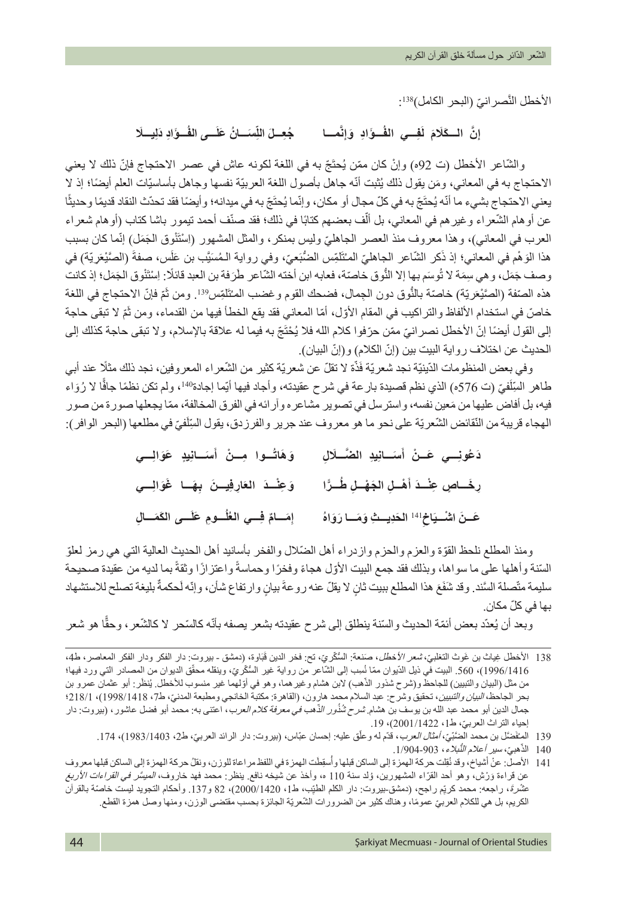الأخطل النَّصرانيّ (البحر الكامل)[138]:

**إنَّ الـكَلامَ لَفِـي الفُـؤَادِ وَإنَّمـا جُعِـلَ اللِّسَـانُ عَلَـى الفُـؤَادِ دَلِيـلَا**

والشّاعر الأخطل (ت 92ه) وإنْ كان ممّن يُحتَجّ به في اللغة لكونه عاش في عصر الاحتجاج فإنّ ذلك لا يعني الاحتجاج به في المعاني، ومَن يقول ذلك يُثبت أنّه جاهل بأصول اللغة العربيّة نفسها وجاهل بأساسيّات العلم أيضًا؛ إذ لا يعني الاحتجاج بشيء ما أنّه يُحتَجّ به في كلّ مجال أو مكان، وإنّما يُحتَجّ به في ميدانه؛ وأيضًا فقد تحدّث النقاد قديمًا وحديثًا عن أوهام الشّعراء وغيرهم في المعاني، بل ألّف بعضهم كتابًا في ذلك؛ فقد صنّف أحمد تيمور باشا كتاب (أوهام شعراء العرب في المعاني)، وهذا معروف منذ العصر الجاهليّ وليس بمنكر، والمثل المشهور (اسْتَنْوق الجَمَل) إنّما كان بسبب هذا الوَهْم في المعاني؛ إذ ذَكر الشّاعر الجاهليّ المُتَلَمِّس الضُّبَعيّ، وفي رواية الـمُسَيَّب بن عَلَس، صفةَ (الصَّيْعَريّة) في وصف جَمَل، وهي سِمَة لا تُوسَم بها إلا النُّوق خاصّة، فعابه ابن أخته الشّاعر طَرَفة بن العبد قائلًا: اِسْتَنْوق الجَمَل؛ إذ كانت هذه الصّفة (الصَّيْعَريّة) خاصّة بالنُّوق دون الجِمال، فضحك القوم وغضب المتَلَمِّس[139]. ومن ثَمَّ فإنّ الاحتجاج في اللغة خاصّ في استخدام الألفاظ والتراكيب في المقام الأوّل، أمّا المعاني فقد يقع الخطأ فيها من القدماء، ومن ثَمّ لا تبقى حاجة إلى القول أيضًا إنّ الأخطل نصرانيّ ممّن حرّفوا كلام الله فلا يُحْتَجّ به فيما له علاقة بالإسلام، ولا تبقى حاجة كذلك إلى الحديث عن اختلاف رواية البيت بين (إنّ الكلام) و(إنّ البيان).

وفي بعض المنظومات الدّينيّة نجد شعريّة فَذّة لا تقلّ عن شعريّة كثير من الشّعراء المعروفين، نجد ذلك مثلًا عند أبي طاهر السِّلَفيّ (ت 576ه) الذي نظم قصيدة بارعة في شرح عقيدته، وأجاد فيها أيّما إجادة[140]، ولم تكن نظمًا جافًّا لا رُوَاء فيه، بل أفاض عليها من مَعين نفسه، واسترسل في تصوير مشاعره وآرائه في الفرق المخالفة، ممّا يجعلها صورة من صور الهجاء قريبة من النّقائض الشّعريّة على نحو ما هو معروف عند جرير والفرزدق، يقول السِّلَفيّ في مطلعها (البحر الوافر):

**دَعُونِـي عَـنْ أَسَـانِيدِ الضَّـلَالِ وَهَاتُـوا مِـنْ أَسَـانِيدٍ عَوَالِـي**

**رِخَـاصٍ عِنْـدَ أَهْـلِ الجَهْـلِ طُـرًّا وَعِنْـدَ العَارِفِيـنَ بِهَـا غَوَالِـي**

**عَـنَ اشْـيَاخٍ[141] الحَدِيـثِ وَمَـا رَوَاهُ إِمَـامٌ فِـي العُلُـومِ عَلَـى الكَمَـالِ**

ومنذ المطلع نلحظ القوّة والعزم والحزم وازدراء أهل الضّلال والفخر بأسانيد أهل الحديث العالية التي هي رمز لعلوّ السّنة وأهلها على ما سواها، وبذلك فقد جمع البيت الأوّل هجاءً وفخرًا وحماسةً واعتزازًا وثقةً بما لديه من عقيدة صحيحة سليمة متّصلة السّند. وقد شَفَعَ هذا المطلع ببيت ثانٍ لا يقلّ عنه روعةَ بيانٍ وارتفاع شأن، وإنّه لَحكمةٌ بليغة تصلح للاستشهاد بها في كلّ مكان.

وبعد أن يُعدّد بعض أئمّة الحديث والسّنة ينطلق إلى شرح عقيدته بشعر يصفه بأنّه كالسّحر لا كالشّعر، وحقًّا هو شعر

---

138 الأخطل غِياث بن غَوث التغلبيّ، *شعر الأخطل*، صَنعة: السُّكّريّ، تح: فخر الدين قَباوة، (دمشق - بيروت: دار الفكر ودار الفكر المعاصر، ط4، 1416/1996)، 560. البيت في ذيل الدّيوان ممّا نُسب إلى الشّاعر من رواية غير السُّكّريّ، وينقله محقّق الديوان من المصادر التي ورد فيها؛ من مثل (البيان والتبيين) للجاحظ و(شرح شذور الذّهب) لابن هشام وغيرهما، وهو في أوّلهما غير منسوب للأخطل. يُنظر: أبو عثمان عمرو بن بحر الجاحظ، *البيان والتبيين*، تحقيق وشرح: عبد السلام محمد هارون، (القاهرة: مكتبة الخانجي ومطبعة المدنيّ، ط7، 1418/1998)، 218/1؛ جمال الدين أبو محمد عبد الله بن يوسف بن هشام. *شرح شُذُور الذّهب في معرفة كلام العرب*، اعتنى به: محمد أبو فضل عاشور، (بيروت: دار إحياء التراث العربيّ، ط1، 1422/2001)، 19.

139 المفَضَّل بن محمد الضَّبّيّ، *أمثال العرب*، قدّم له وعلّق عليه: إحسان عبّاس، (بيروت: دار الرائد العربيّ، ط2، 1403/1983)، 174.

140 الذّهبيّ، *سير أعلام النُّبلاء*، 903-1/904.

141 الأصل: عنْ أشياخ، وقد نُقِلت حركة الهمزة إلى الساكن قبلها وأُسقِطت الهمزة في اللفظ مراعاة للوزن، ونقلُ حركة الهمزة إلى الساكن قبلها معروف عن قراءة وَرْش، وهو أحد القرّاء المشهورين، وُلد سنة 110 ه، وأخذ عن شيخه نافع. ينظر: محمد فهد خاروف، *الميسَّر في القراءات الأربع عشْرة*، راجعه: محمد كريّم راجح، (دمشق-بيروت: دار الكلم الطيّب، ط1، 1420/2000)، 82 و137. وأحكام التجويد ليست خاصّة بالقرآن الكريم، بل هي للكلام العربيّ عمومًا، وهناك كثير من الضرورات الشّعريّة الجائزة بحسب مقتضى الوزن، ومنها وصل همزة القطع.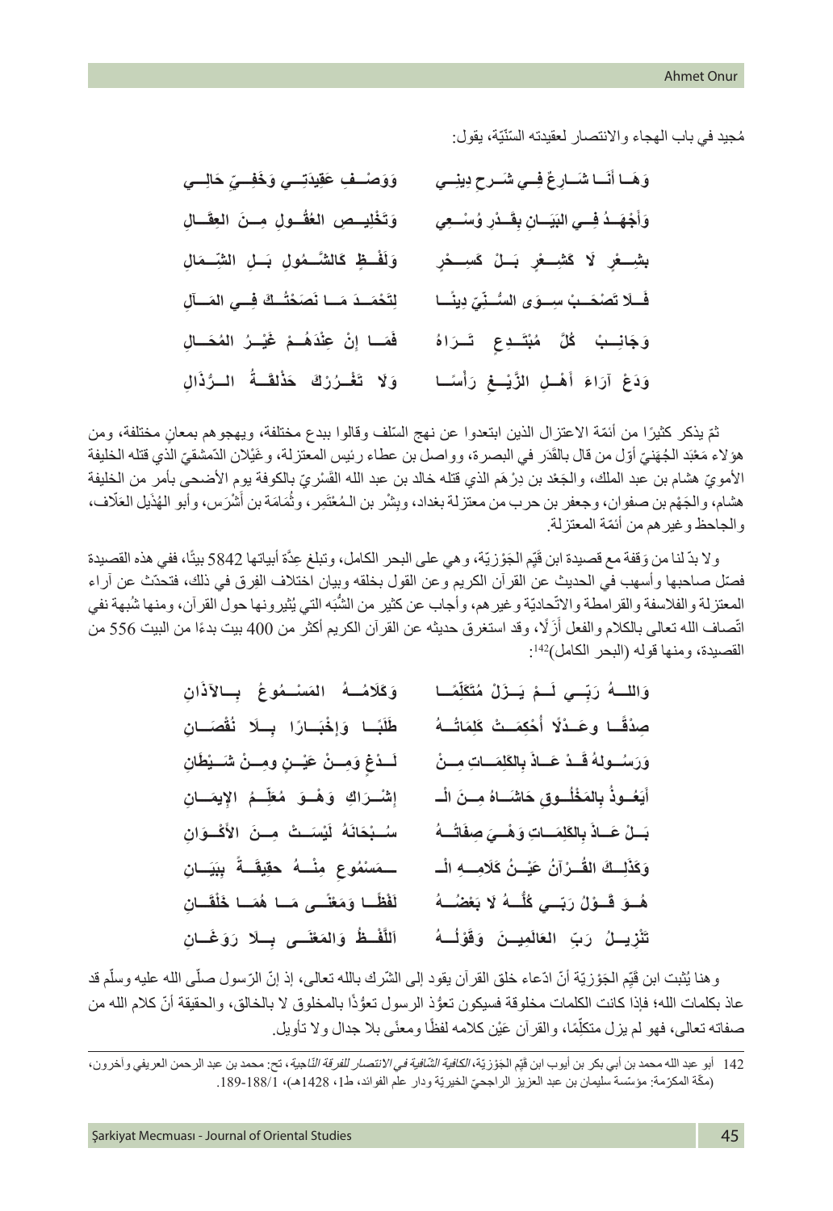مُجيد في باب الهجاء والانتصار لعقيدته السّنّيّة، يقول:

وَهَـا أَنَـا شَـارِعٌ فِـي شَـرحِ دِينِـي ... وَوَصْـفِ عَقِيدَتِـي وَخَفِـيِّ حَالِـي

وَأَجْهَـدُ فِـي البَيَـانِ بِقَـدْرِ وُسْـعِي ... وَتَخْلِيـصِ العُقُـولِ مِـنَ العِقَـالِ

بِشِـعْرٍ لَا كَشِـعْرٍ بَـلْ كَسِـحْرٍ ... وَلَفْـظٍ كَالشَّـمُولِ بَـلِ الشَّـمَالِ

فَـلَا تَصْحَـبْ سِـوَى السُّـنِّيِّ دِينًـا ... لِتَحْمَـدَ مَـا نَصَحْتُـكَ فِـي المَـآلِ

وَجَانِـبْ كُلَّ مُبْتَـدِعٍ تَـرَاهُ ... فَمَـا إِنْ عِنْدَهُـمْ غَيْـرُ المُحَـالِ

وَدَعْ آرَاءَ أَهْـلِ الزَّيْـغِ رَأْسًـا ... وَلَا تَغْـرُرْكَ حَذْلَقَـةُ الـرُّذَالِ

ثمّ يذكر كثيرًا من أئمّة الاعتزال الذين ابتعدوا عن نهج السّلف وقالوا ببدع مختلفة، ويهجوهم بمعانٍ مختلفة، ومن هؤلاء مَعْبَد الجُهَنيّ أوّل من قال بالقَدَر في البصرة، وواصل بن عطاء رئيس المعتزلة، وغَيْلان الدّمشقيّ الذي قتله الخليفة الأمويّ هشام بن عبد الملك، والجَعْد بن دِرْهَم الذي قتله خالد بن عبد الله القَسْريّ بالكوفة يوم الأضحى بأمر من الخليفة هشام، والجَهْم بن صفوان، وجعفر بن حرب من معتزلة بغداد، وبِشْر بن المُعْتَمِر، وثُمَامَة بن أَشْرَس، وأبو الهُذَيل العَلّاف، والجاحظ وغيرهم من أئمّة المعتزلة.

ولا بدّ لنا من وَقفة مع قصيدة ابن قَيِّم الجَوْزِيّة، وهي على البحر الكامل، وتبلغ عِدّة أبياتها 5842 بيتًا، ففي هذه القصيدة فصّل صاحبها وأسهب في الحديث عن القرآن الكريم وعن القول بخلقه وبيان اختلاف الفِرق في ذلك، فتحدّث عن آراء المعتزلة والفلاسفة والقرامطة والاتّحاديّة وغيرهم، وأجاب عن كثير من الشُّبَه التي يُثيرونها حول القرآن، ومنها شُبهة نفي اتّصاف الله تعالى بالكلام والفعل أَزَلًا، وقد استغرق حديثه عن القرآن الكريم أكثر من 400 بيت بدءًا من البيت 556 من القصيدة، ومنها قوله (البحر الكامل)[142]:

وَاللهُ رَبِّـي لَـمْ يَـزَلْ مُتَكَلِّمًـا ... وَكَلَامُـهُ المَسْـمُوعُ بِـالآذَانِ

صِدْقًـا وعَـدْلًا أُحْكِمَـتْ كَلِمَاتُـهُ ... طَلَبًـا وَإِخْبَـارًا بِـلَا نُقْصَـانِ

وَرَسُـولُهُ قَـدْ عَـاذَ بِالكَلِمَـاتِ مِـنْ ... لَـدْغٍ وَمِـنْ عَيْـنٍ ومِـنْ شَـيْطَانِ

أَيَعُـوذُ بِالمَخْلُـوقِ حَاشَـاهُ مِـنَ الْـ ... إِشْـرَاكِ وَهْـوَ مُعَلِّـمُ الإيمَـانِ

بَـلْ عَـاذَ بِالكَلِمَـاتِ وَهْـيَ صِفَاتُـهُ ... سُـبْحَانَهُ لَيْسَـتْ مِـنَ الأَكْـوَانِ

وَكَذَلِـكَ القُـرْآنُ عَيْـنُ كَلَامِـهِ الْـ ... ـمَسْمُوعِ مِنْـهُ حقِيقَـةً بِبَيَـانِ

هُـوَ قَـوْلُ رَبِّـي كُلُّـهُ لَا بَعْضُـهُ ... لَفْظًـا وَمَعْنًـى مَـا هُمَـا خَلْقَـانِ

تَنْزِيـلُ رَبِّ العَالَمِيـنَ وَقَوْلُـهُ ... اَللَّفْـظُ وَالمَعْنَـى بِـلَا رَوَغَـانِ

وهنا يُثبت ابن قَيِّم الجَوْزِيّة أنّ ادّعاء خلق القرآن يقود إلى الشّرك بالله تعالى، إذ إنّ الرّسول صلّى الله عليه وسلّم قد عاذ بكلمات الله؛ فإذا كانت الكلمات مخلوقة فسيكون تعوُّذ الرسول تعوُّذًا بالمخلوق لا بالخالق، والحقيقة أنّ كلام الله من صفاته تعالى، فهو لم يزل متكلِّمًا، والقرآن عَيْن كلامه لفظًا ومعنًى بلا جدال ولا تأويل.

---

142 أبو عبد الله محمد بن أبي بكر بن أيوب ابن قَيِّم الجَوْزِيّة، *الكافية الشّافية في الانتصار للفرقة النّاجية*، تح: محمد بن عبد الرحمن العريفي وآخرون، (مكّة المكرّمة: مؤسّسة سليمان بن عبد العزيز الراجحيّ الخيريّة ودار علم الفوائد، ط1، 1428هـ)، 1/188-189.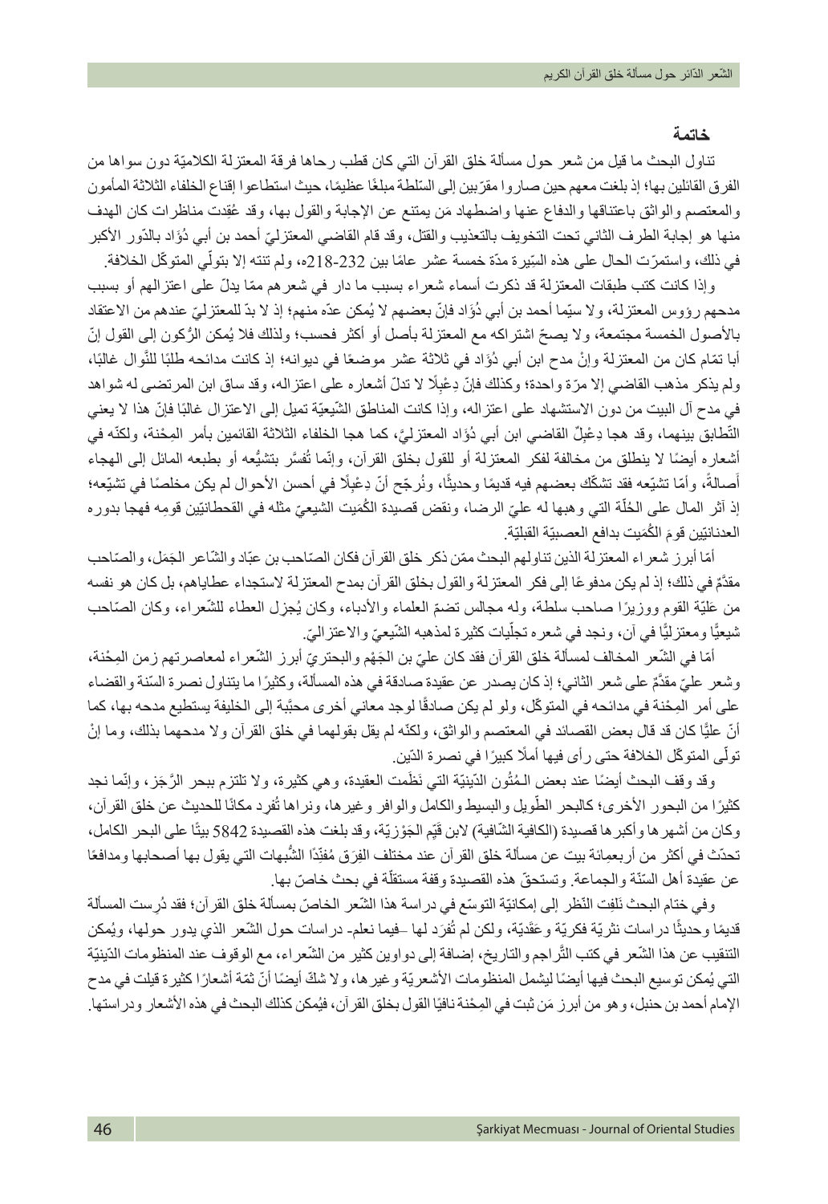## خاتمة

تناول البحث ما قيل من شعر حول مسألة خلق القرآن التي كان قطب رحاها فرقة المعتزلة الكلاميّة دون سواها من الفرق القائلين بها؛ إذ بلغت معهم حين صاروا مقرّبين إلى السّلطة مبلغًا عظيمًا، حيث استطاعوا إقناع الخلفاء الثلاثة المأمون والمعتصم والواثق باعتناقها والدفاع عنها واضطهاد مَن يمتنع عن الإجابة والقول بها، وقد عُقِدت مناظرات كان الهدف منها هو إجابة الطرف الثاني تحت التخويف بالتعذيب والقتل، وقد قام القاضي المعتزليّ أحمد بن أبي دُؤَاد بالدّور الأكبر في ذلك، واستمرّت الحال على هذه السّيرة مدّة خمسة عشر عامًا بين 232-218هـ، ولم تنته إلا بتولّي المتوكّل الخلافة.

وإذا كانت كتب طبقات المعتزلة قد ذكرت أسماء شعراء بسبب ما دار في شعرهم ممّا يدلّ على اعتزالهم أو بسبب مدحهم رؤوس المعتزلة، ولا سيّما أحمد بن أبي دُؤَاد فإنّ بعضهم لا يُمكن عدّه منهم؛ إذ لا بدّ للمعتزليّ عندهم من الاعتقاد بالأصول الخمسة مجتمعة، ولا يصحّ اشتراكه مع المعتزلة بأصل أو أكثر فحسب؛ ولذلك فلا يُمكن الرُّكون إلى القول إنّ أبا تمّام كان من المعتزلة وإنْ مدح ابن أبي دُؤَاد في ثلاثة عشر موضعًا في ديوانه؛ إذ كانت مدائحه طلبًا للنَّوال غالبًا، ولم يذكر مذهب القاضي إلا مرّة واحدة؛ وكذلك فإنّ دِعْبِلًا لا تدلّ أشعاره على اعتزاله، وقد ساق ابن المرتضى له شواهد في مدح آل البيت من دون الاستشهاد على اعتزاله، وإذا كانت المناطق الشّيعيّة تميل إلى الاعتزال غالبًا فإنّ هذا لا يعني التّطابق بينهما، وقد هجا دِعْبِلٌ القاضي ابن أبي دُؤَاد المعتزليّ، كما هجا الخلفاء الثلاثة القائمين بأمر المِحْنة، ولكنّه في أشعاره أيضًا لا ينطلق من مخالفة لفكر المعتزلة أو للقول بخلق القرآن، وإنّما تُفسَّر بتشيُّعه أو بطبعه المائل إلى الهجاء أَصالةً، وأمّا تشيّعه فقد تشكّك بعضهم فيه قديمًا وحديثًا، ونُرجّح أنّ دِعْبِلًا في أحسن الأحوال لم يكن مخلصًا في تشيّعه؛ إذ آثر المال على الحُلّة التي وهبها له عليّ الرضا، ونقض قصيدة الكُمَيت الشيعيّ مثله في القحطانيّين قومِهِ فهجا بدوره العدنانيّين قومَ الكُمَيت بدافع العصبيّة القبليّة.

أمّا أبرز شعراء المعتزلة الذين تناولهم البحث ممّن ذكر خلق القرآن فكان الصّاحب بن عبّاد والشّاعر الجَمَل، والصّاحب مقدَّمٌ في ذلك؛ إذ لم يكن مدفوعًا إلى فكر المعتزلة والقول بخلق القرآن بمدح المعتزلة لاستجداء عطاياهم، بل كان هو نفسه من عِلْيَة القوم ووزيرًا صاحب سلطة، وله مجالس تضمّ العلماء والأدباء، وكان يُجزل العطاء للشّعراء، وكان الصّاحب شيعيًّا ومعتزليًّا في آن، ونجد في شعره تجلّيات كثيرة لمذهبه الشّيعيّ والاعتزاليّ.

أمّا في الشّعر المخالف لمسألة خلق القرآن فقد كان عليّ بن الجَهْم والبحتريّ أبرز الشّعراء لمعاصرتهم زمن المِحْنة، وشعر عليّ مقدَّمٌ على شعر الثاني؛ إذ كان يصدر عن عقيدة صادقة في هذه المسألة، وكثيرًا ما يتناول نصرة السّنة والقضاء على أمر المِحْنة في مدائحه في المتوكّل، ولو لم يكن صادقًا لوجد معاني أخرى محبَّبة إلى الخليفة يستطيع مدحه بها، كما أنّ عليًّا كان قد قال بعض القصائد في المعتصم والواثق، ولكنّه لم يقل بقولهما في خلق القرآن ولا مدحهما بذلك، وما إنْ تولّى المتوكّل الخلافة حتى رأى فيها أملًا كبيرًا في نصرة الدّين.

وقد وقف البحث أيضًا عند بعض الـمُتُون الدّينيّة التي نَظَمت العقيدة، وهي كثيرة، ولا تلتزم ببحر الرَّجَز، وإنّما نجد كثيرًا من البحور الأخرى؛ كالبحر الطّويل والبسيط والكامل والوافر وغيرها، ونراها تُفرِد مكانًا للحديث عن خلق القرآن، وكان من أشهرها وأكبرها قصيدة (الكافية الشّافية) لابن قَيّم الجَوْزيّة، وقد بلغت هذه القصيدة 5842 بيتًا على البحر الكامل، تحدّث في أكثر من أربعمائة بيت عن مسألة خلق القرآن عند مختلف الفِرَق مُفنِّدًا الشُّبهات التي يقول بها أصحابها ومدافعًا عن عقيدة أهل السّنّة والجماعة. وتستحقّ هذه القصيدة وقفة مستقلّة في بحث خاصّ بها.

وفي ختام البحث نَلفِت النّظر إلى إمكانيّة التوسّع في دراسة هذا الشّعر الخاصّ بمسألة خلق القرآن؛ فقد دُرِست المسألة قديمًا وحديثًا دراسات نثريّة فكريّة وعَقَديّة، ولكن لم تُفرَد لها -فيما نعلم- دراسات حول الشّعر الذي يدور حولها، ويُمكن التنقيب عن هذا الشّعر في كتب التّراجم والتاريخ، إضافة إلى دواوين كثير من الشّعراء، مع الوقوف عند المنظومات الدّينيّة التي يُمكن توسيع البحث فيها أيضًا ليشمل المنظومات الأشعريّة وغيرها، ولا شكّ أيضًا أنّ ثمّة أشعارًا كثيرة قيلت في مدح الإمام أحمد بن حنبل، وهو من أبرز مَن ثبت في المِحْنة نافيًا القول بخلق القرآن، فيُمكن كذلك البحث في هذه الأشعار ودراستها.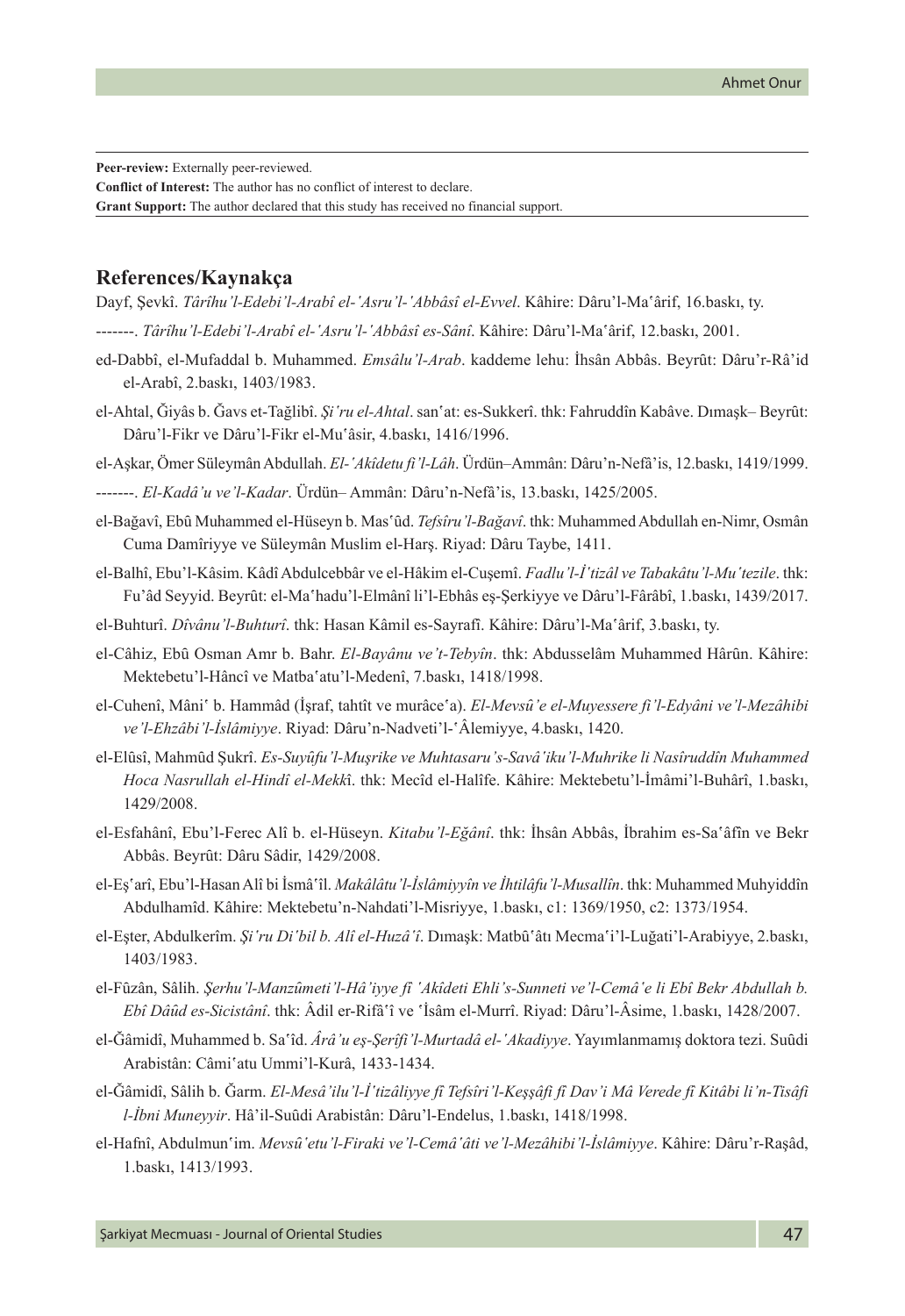**Peer-review:** Externally peer-reviewed.
**Conflict of Interest:** The author has no conflict of interest to declare.
**Grant Support:** The author declared that this study has received no financial support.

## References/Kaynakça

Dayf, Şevkî. *Târîhu'l-Edebi'l-Arabî el-'Asru'l-'Abbâsî el-Evvel*. Kâhire: Dâru'l-Maʻârif, 16.baskı, ty.

-------. *Târîhu'l-Edebi'l-Arabî el-'Asru'l-'Abbâsî es-Sânî*. Kâhire: Dâru'l-Maʻârif, 12.baskı, 2001.

ed-Dabbî, el-Mufaddal b. Muhammed. *Emsâlu'l-Arab*. kaddeme lehu: İhsân Abbâs. Beyrût: Dâru'r-Râ'id el-Arabî, 2.baskı, 1403/1983.

el-Ahtal, Ğiyâs b. Ğavs et-Tağlibî. *Şi'ru el-Ahtal*. sanʻat: es-Sukkerî. thk: Fahruddîn Kabâve. Dımaşk– Beyrût: Dâru'l-Fikr ve Dâru'l-Fikr el-Muʻâsir, 4.baskı, 1416/1996.

el-Aşkar, Ömer Süleymân Abdullah. *El-'Akîdetu fi'l-Lâh*. Ürdün–Ammân: Dâru'n-Nefâ'is, 12.baskı, 1419/1999.

-------. *El-Kadâ'u ve'l-Kadar*. Ürdün– Ammân: Dâru'n-Nefâ'is, 13.baskı, 1425/2005.

el-Bağavî, Ebû Muhammed el-Hüseyn b. Masʻûd. *Tefsîru'l-Bağavî*. thk: Muhammed Abdullah en-Nimr, Osmân Cuma Damîriyye ve Süleymân Muslim el-Harş. Riyad: Dâru Taybe, 1411.

el-Balhî, Ebu'l-Kâsim. Kâdî Abdulcebbâr ve el-Hâkim el-Cuşemî. *Fadlu'l-İ'tizâl ve Tabakâtu'l-Mu'tezile*. thk: Fu'âd Seyyid. Beyrût: el-Maʻhadu'l-Elmânî li'l-Ebhâs eş-Şerkiyye ve Dâru'l-Fârâbî, 1.baskı, 1439/2017.

el-Buhturî. *Dîvânu'l-Buhturî*. thk: Hasan Kâmil es-Sayrafî. Kâhire: Dâru'l-Maʻârif, 3.baskı, ty.

el-Câhiz, Ebû Osman Amr b. Bahr. *El-Bayânu ve't-Tebyîn*. thk: Abdusselâm Muhammed Hârûn. Kâhire: Mektebetu'l-Hâncî ve Matbaʻatu'l-Medenî, 7.baskı, 1418/1998.

el-Cuhenî, Mâniʻ b. Hammâd (İşraf, tahtît ve murâceʻa). *El-Mevsû'e el-Muyessere fi'l-Edyâni ve'l-Mezâhibi ve'l-Ehzâbi'l-İslâmiyye*. Riyad: Dâru'n-Nadveti'l-ʻÂlemiyye, 4.baskı, 1420.

el-Elûsî, Mahmûd Şukrî. *Es-Suyûfu'l-Muşrike ve Muhtasaru's-Savâ'iku'l-Muhrike li Nasîruddîn Muhammed Hoca Nasrullah el-Hindî el-Mekk*î. thk: Mecîd el-Halîfe. Kâhire: Mektebetu'l-İmâmi'l-Buhârî, 1.baskı, 1429/2008.

el-Esfahânî, Ebu'l-Ferec Alî b. el-Hüseyn. *Kitabu'l-Eğânî*. thk: İhsân Abbâs, İbrahim es-Saʻâfîn ve Bekr Abbâs. Beyrût: Dâru Sâdir, 1429/2008.

el-Eşʻarî, Ebu'l-Hasan Alî bi İsmâʻîl. *Makâlâtu'l-İslâmiyyîn ve İhtilâfu'l-Musallîn*. thk: Muhammed Muhyiddîn Abdulhamîd. Kâhire: Mektebetu'n-Nahdati'l-Misriyye, 1.baskı, c1: 1369/1950, c2: 1373/1954.

el-Eşter, Abdulkerîm. *Şi'ru Di'bil b. Alî el-Huzâ'î*. Dımaşk: Matbûʻâtı Mecmaʻi'l-Luğati'l-Arabiyye, 2.baskı, 1403/1983.

el-Fûzân, Sâlih. *Şerhu'l-Manzûmeti'l-Hâ'iyye fî 'Akîdeti Ehli's-Sunneti ve'l-Cemâ'e li Ebî Bekr Abdullah b. Ebî Dâûd es-Sicistânî*. thk: Âdil er-Rifâʻî ve ʻİsâm el-Murrî. Riyad: Dâru'l-Âsime, 1.baskı, 1428/2007.

el-Ğâmidî, Muhammed b. Saʻîd. *Ârâ'u eş-Şerîfi'l-Murtadâ el-'Akadiyye*. Yayımlanmamış doktora tezi. Suûdi Arabistân: Câmiʻatu Ummi'l-Kurâ, 1433-1434.

el-Ğâmidî, Sâlih b. Ğarm. *El-Mesâ'ilu'l-İ'tizâliyye fî Tefsîri'l-Keşşâfi fî Dav'i Mâ Verede fi Kitâbi li'n-Tisâfi l-İbni Muneyyir*. Hâ'il-Suûdi Arabistân: Dâru'l-Endelus, 1.baskı, 1418/1998.

el-Hafnî, Abdulmunʻim. *Mevsû'etu'l-Firaki ve'l-Cemâ'âti ve'l-Mezâhibi'l-İslâmiyye*. Kâhire: Dâru'r-Raşâd, 1.baskı, 1413/1993.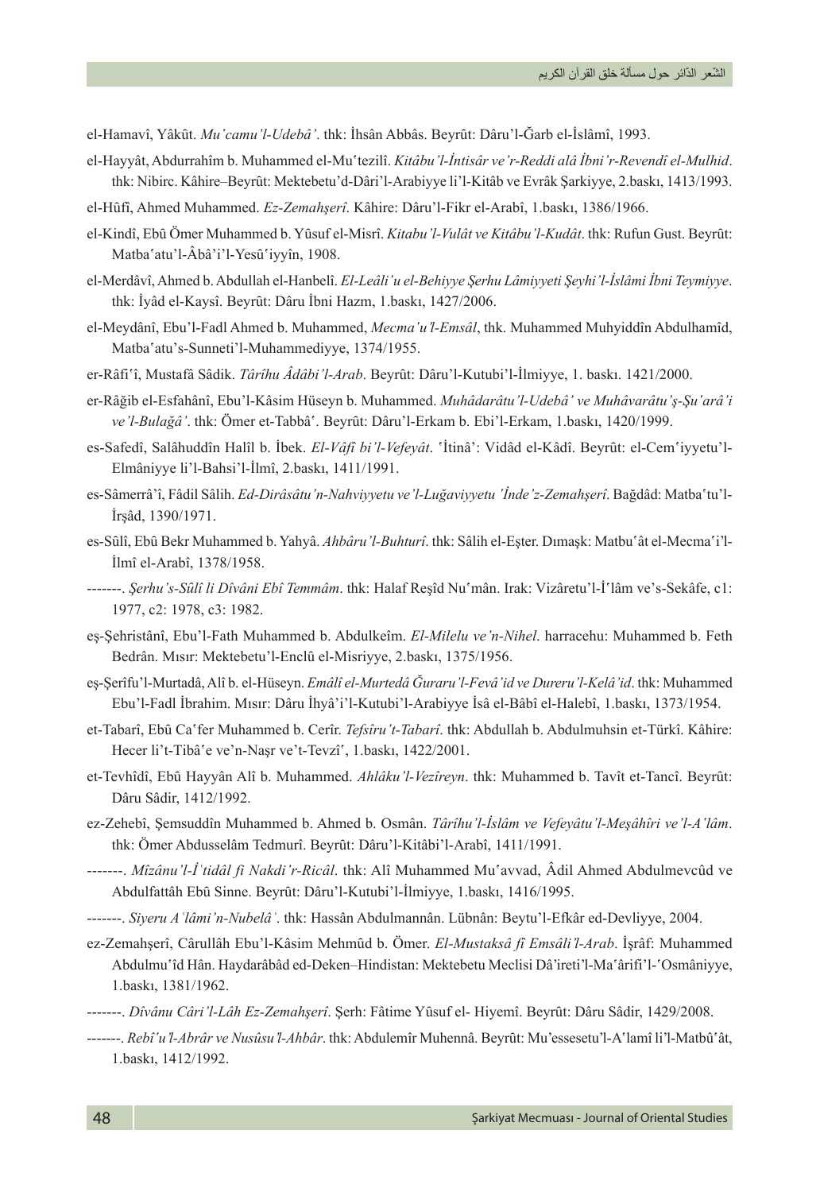el-Hamavî, Yâkût. *Muʿcamu'l-Udebâ'*. thk: İhsân Abbâs. Beyrût: Dâru'l-Ğarb el-İslâmî, 1993.

el-Hayyât, Abdurrahîm b. Muhammed el-Muʿtezilî. *Kitâbu'l-İntisâr ve'r-Reddi alâ İbni'r-Revendî el-Mulhid*. thk: Nibirc. Kâhire–Beyrût: Mektebetu'd-Dâri'l-Arabiyye li'l-Kitâb ve Evrâk Şarkiyye, 2.baskı, 1413/1993.

el-Hûfî, Ahmed Muhammed. *Ez-Zemahşerî*. Kâhire: Dâru'l-Fikr el-Arabî, 1.baskı, 1386/1966.

el-Kindî, Ebû Ömer Muhammed b. Yûsuf el-Misrî. *Kitabu'l-Vulât ve Kitâbu'l-Kudât*. thk: Rufun Gust. Beyrût: Matbaʿatu'l-Âbâ'i'l-Yesûʿiyyîn, 1908.

el-Merdâvî, Ahmed b. Abdullah el-Hanbelî. *El-Leâliʾu el-Behiyye Şerhu Lâmiyyeti Şeyhi'l-İslâmi İbni Teymiyye*. thk: İyâd el-Kaysî. Beyrût: Dâru İbni Hazm, 1.baskı, 1427/2006.

el-Meydânî, Ebu'l-Fadl Ahmed b. Muhammed, *Mecmaʿu'l-Emsâl*, thk. Muhammed Muhyiddîn Abdulhamîd, Matbaʿatu's-Sunneti'l-Muhammediyye, 1374/1955.

er-Râfiʿî, Mustafâ Sâdik. *Târîhu Âdâbi'l-Arab*. Beyrût: Dâru'l-Kutubi'l-İlmiyye, 1. baskı. 1421/2000.

er-Râğib el-Esfahânî, Ebu'l-Kâsim Hüseyn b. Muhammed. *Muhâdarâtu'l-Udebâ' ve Muhâvarâtu'ş-Şuʿarâ'i ve'l-Bulağâ'*. thk: Ömer et-Tabbâʿ. Beyrût: Dâru'l-Erkam b. Ebi'l-Erkam, 1.baskı, 1420/1999.

es-Safedî, Salâhuddîn Halîl b. İbek. *El-Vâfî bi'l-Vefeyât*. ʿİtinâ': Vidâd el-Kâdî. Beyrût: el-Cemʿiyyetu'l-Elmâniyye li'l-Bahsi'l-İlmî, 2.baskı, 1411/1991.

es-Sâmerrâ'î, Fâdil Sâlih. *Ed-Dirâsâtu'n-Nahviyyetu ve'l-Luğaviyyetu ʿİnde'z-Zemahşerî*. Bağdâd: Matbaʿtu'l-İrşâd, 1390/1971.

es-Sûlî, Ebû Bekr Muhammed b. Yahyâ. *Ahbâru'l-Buhturî*. thk: Sâlih el-Eşter. Dımaşk: Matbuʿât el-Mecmaʿi'l-İlmî el-Arabî, 1378/1958.

-------. *Şerhu's-Sûlî li Dîvâni Ebî Temmâm*. thk: Halaf Reşîd Nuʿmân. Irak: Vizâretu'l-İʿlâm ve's-Sekâfe, c1: 1977, c2: 1978, c3: 1982.

eş-Şehristânî, Ebu'l-Fath Muhammed b. Abdulkeîm. *El-Milelu ve'n-Nihel*. harracehu: Muhammed b. Feth Bedrân. Mısır: Mektebetu'l-Enclû el-Misriyye, 2.baskı, 1375/1956.

eş-Şerîfu'l-Murtadâ, Alî b. el-Hüseyn. *Emâlî el-Murtedâ Ğuraru'l-Fevâ'id ve Dureru'l-Kelâ'id*. thk: Muhammed Ebu'l-Fadl İbrahim. Mısır: Dâru İhyâ'i'l-Kutubi'l-Arabiyye İsâ el-Bâbî el-Halebî, 1.baskı, 1373/1954.

et-Tabarî, Ebû Caʿfer Muhammed b. Cerîr. *Tefsîru't-Tabarî*. thk: Abdullah b. Abdulmuhsin et-Türkî. Kâhire: Hecer li't-Tibâʿe ve'n-Naşr ve't-Tevzîʿ, 1.baskı, 1422/2001.

et-Tevhîdî, Ebû Hayyân Alî b. Muhammed. *Ahlâku'l-Vezîreyn*. thk: Muhammed b. Tavît et-Tancî. Beyrût: Dâru Sâdir, 1412/1992.

ez-Zehebî, Şemsuddîn Muhammed b. Ahmed b. Osmân. *Târîhu'l-İslâm ve Vefeyâtu'l-Meşâhîri ve'l-Aʿlâm*. thk: Ömer Abdusselâm Tedmurî. Beyrût: Dâru'l-Kitâbi'l-Arabî, 1411/1991.

-------. *Mîzânu'l-İʿtidâl fî Nakdi'r-Ricâl*. thk: Alî Muhammed Muʿavvad, Âdil Ahmed Abdulmevcûd ve Abdulfattâh Ebû Sinne. Beyrût: Dâru'l-Kutubi'l-İlmiyye, 1.baskı, 1416/1995.

-------. *Siyeru Aʿlâmi'n-Nubelâ'*. thk: Hassân Abdulmannân. Lübnân: Beytu'l-Efkâr ed-Devliyye, 2004.

ez-Zemahşerî, Cârullâh Ebu'l-Kâsim Mehmûd b. Ömer. *El-Mustaksâ fî Emsâli'l-Arab*. İşrâf: Muhammed Abdulmuʿîd Hân. Haydarâbâd ed-Deken–Hindistan: Mektebetu Meclisi Dâ'ireti'l-Maʿârifi'l-ʿOsmâniyye, 1.baskı, 1381/1962.

-------. *Dîvânu Câri'l-Lâh Ez-Zemahşerî*. Şerh: Fâtime Yûsuf el- Hiyemî. Beyrût: Dâru Sâdir, 1429/2008.

-------. *Rebîʿu'l-Abrâr ve Nusûsu'l-Ahbâr*. thk: Abdulemîr Muhennâ. Beyrût: Mu'essesetu'l-Aʿlamî li'l-Matbûʿât, 1.baskı, 1412/1992.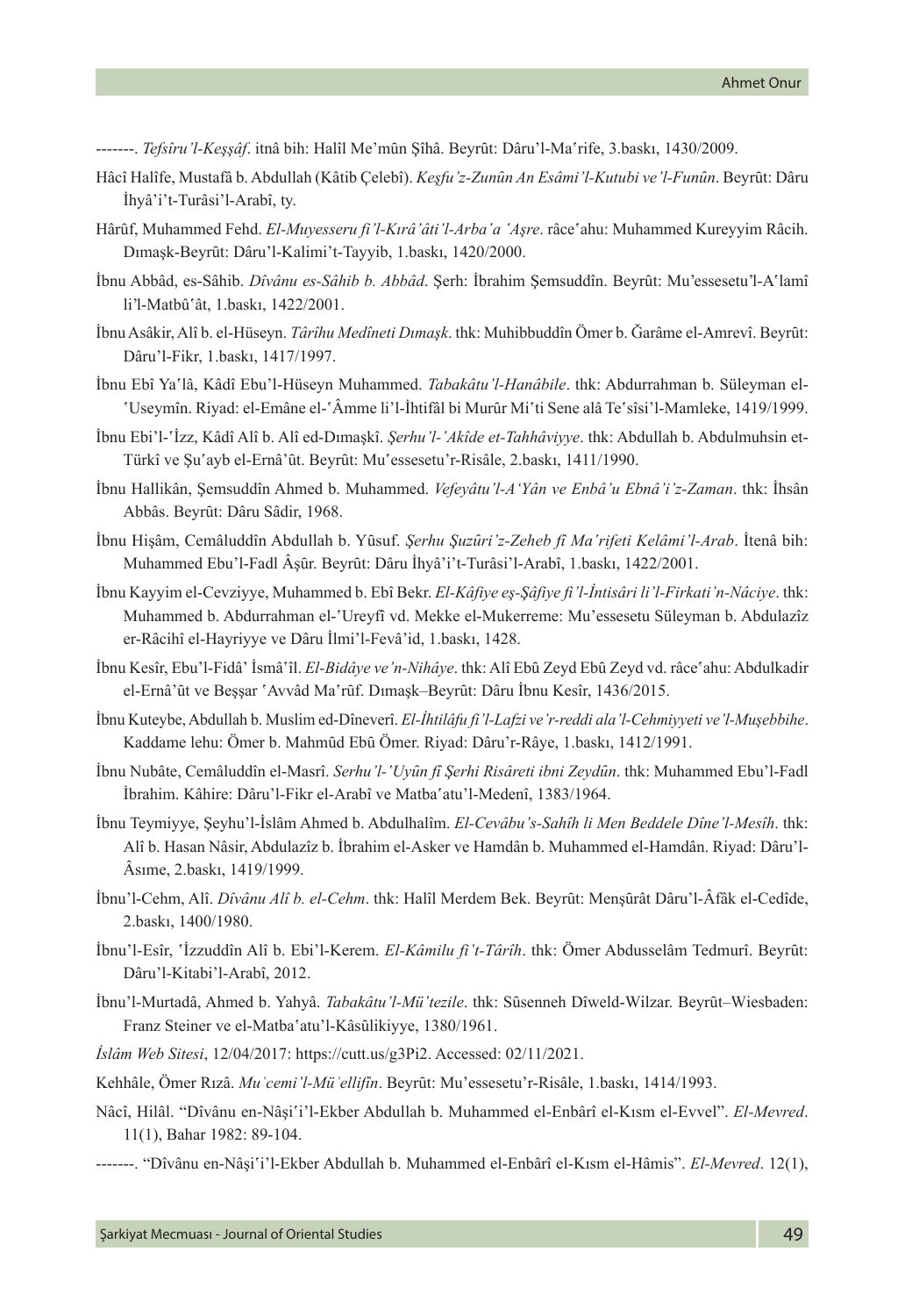-------. *Tefsîru'l-Keşşâf*. itnâ bih: Halîl Me'mûn Şîhâ. Beyrût: Dâru'l-Maʻrife, 3.baskı, 1430/2009.

Hâcî Halîfe, Mustafâ b. Abdullah (Kâtib Çelebî). *Keşfu'z-Zunûn An Esâmi'l-Kutubi ve'l-Funûn*. Beyrût: Dâru İhyâ'i't-Turâsi'l-Arabî, ty.

Hârûf, Muhammed Fehd. *El-Muyesseru fi'l-Kırâ'âti'l-Arba'a 'Aşre*. râceʻahu: Muhammed Kureyyim Râcih. Dımaşk-Beyrût: Dâru'l-Kalimi't-Tayyib, 1.baskı, 1420/2000.

İbnu Abbâd, es-Sâhib. *Dîvânu es-Sâhib b. Abbâd*. Şerh: İbrahim Şemsuddîn. Beyrût: Mu'essesetu'l-Aʻlamî li'l-Matbûʻât, 1.baskı, 1422/2001.

İbnu Asâkir, Alî b. el-Hüseyn. *Târîhu Medîneti Dımaşk*. thk: Muhibbuddîn Ömer b. Ğarâme el-Amrevî. Beyrût: Dâru'l-Fikr, 1.baskı, 1417/1997.

İbnu Ebî Yaʻlâ, Kâdî Ebu'l-Hüseyn Muhammed. *Tabakâtu'l-Hanâbile*. thk: Abdurrahman b. Süleyman el-ʻUseymîn. Riyad: el-Emâne el-ʻÂmme li'l-İhtifâl bi Murûr Miʻti Sene alâ Teʻsîsi'l-Mamleke, 1419/1999.

İbnu Ebi'l-ʻİzz, Kâdî Alî b. Alî ed-Dımaşkî. *Şerhu'l-'Akîde et-Tahhâviyye*. thk: Abdullah b. Abdulmuhsin et-Türkî ve Şuʻayb el-Ernâ'ût. Beyrût: Muʻessesetu'r-Risâle, 2.baskı, 1411/1990.

İbnu Hallikân, Şemsuddîn Ahmed b. Muhammed. *Vefeyâtu'l-A'Yân ve Enbâ'u Ebnâ'i'z-Zaman*. thk: İhsân Abbâs. Beyrût: Dâru Sâdir, 1968.

İbnu Hişâm, Cemâluddîn Abdullah b. Yûsuf. *Şerhu Şuzûri'z-Zeheb fî Maʻrifeti Kelâmi'l-Arab*. İtenâ bih: Muhammed Ebu'l-Fadl Âşûr. Beyrût: Dâru İhyâ'i't-Turâsi'l-Arabî, 1.baskı, 1422/2001.

İbnu Kayyim el-Cevziyye, Muhammed b. Ebî Bekr. *El-Kâfiye eş-Şâfiye fi'l-İntisâri li'l-Firkati'n-Nâciye*. thk: Muhammed b. Abdurrahman el-ʻUreyfî vd. Mekke el-Mukerreme: Mu'essesetu Süleyman b. Abdulazîz er-Râcihî el-Hayriyye ve Dâru İlmi'l-Fevâ'id, 1.baskı, 1428.

İbnu Kesîr, Ebu'l-Fidâ' İsmâʻîl. *El-Bidâye ve'n-Nihâye*. thk: Alî Ebû Zeyd Ebû Zeyd vd. râceʻahu: Abdulkadir el-Ernâ'ût ve Beşşar ʻAvvâd Maʻrûf. Dımaşk–Beyrût: Dâru İbnu Kesîr, 1436/2015.

İbnu Kuteybe, Abdullah b. Muslim ed-Dîneverî. *El-İhtilâfu fi'l-Lafzi ve'r-reddi ala'l-Cehmiyyeti ve'l-Muşebbihe*. Kaddame lehu: Ömer b. Mahmûd Ebû Ömer. Riyad: Dâru'r-Râye, 1.baskı, 1412/1991.

İbnu Nubâte, Cemâluddîn el-Masrî. *Serhu'l-'Uyûn fî Şerhi Risâreti ibni Zeydûn*. thk: Muhammed Ebu'l-Fadl İbrahim. Kâhire: Dâru'l-Fikr el-Arabî ve Matbaʻatu'l-Medenî, 1383/1964.

İbnu Teymiyye, Şeyhu'l-İslâm Ahmed b. Abdulhalîm. *El-Cevâbu's-Sahîh li Men Beddele Dîne'l-Mesîh*. thk: Alî b. Hasan Nâsir, Abdulazîz b. İbrahim el-Asker ve Hamdân b. Muhammed el-Hamdân. Riyad: Dâru'l-Âsıme, 2.baskı, 1419/1999.

İbnu'l-Cehm, Alî. *Dîvânu Alî b. el-Cehm*. thk: Halîl Merdem Bek. Beyrût: Menşûrât Dâru'l-Âfâk el-Cedîde, 2.baskı, 1400/1980.

İbnu'l-Esîr, ʻİzzuddîn Alî b. Ebi'l-Kerem. *El-Kâmilu fi't-Târîh*. thk: Ömer Abdusselâm Tedmurî. Beyrût: Dâru'l-Kitabi'l-Arabî, 2012.

İbnu'l-Murtadâ, Ahmed b. Yahyâ. *Tabakâtu'l-Mü'tezile*. thk: Sûsenneh Dîweld-Wilzar. Beyrût–Wiesbaden: Franz Steiner ve el-Matbaʻatu'l-Kâsûlikiyye, 1380/1961.

*İslâm Web Sitesi*, 12/04/2017: https://cutt.us/g3Pi2. Accessed: 02/11/2021.

Kehhâle, Ömer Rızâ. *Muʿcemi'l-Mü'ellifîn*. Beyrût: Mu'essesetu'r-Risâle, 1.baskı, 1414/1993.

Nâcî, Hilâl. "Dîvânu en-Nâşiʻi'l-Ekber Abdullah b. Muhammed el-Enbârî el-Kısm el-Evvel". *El-Mevred*. 11(1), Bahar 1982: 89-104.

-------. "Dîvânu en-Nâşiʻi'l-Ekber Abdullah b. Muhammed el-Enbârî el-Kısm el-Hâmis". *El-Mevred*. 12(1),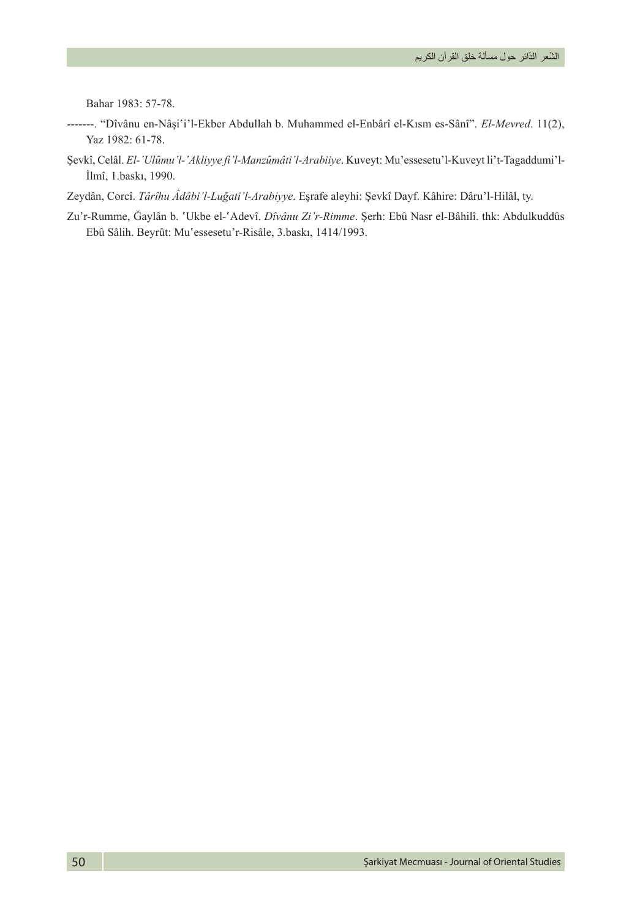Bahar 1983: 57-78.

-------. “Dîvânu en-Nâşiʻi’l-Ekber Abdullah b. Muhammed el-Enbârî el-Kısm es-Sânî”. *El-Mevred*. 11(2), Yaz 1982: 61-78.

Şevkî, Celâl. *El-ʽUlûmu’l-ʽAkliyye fi’l-Manzûmâti’l-Arabiiye*. Kuveyt: Mu’essesetu’l-Kuveyt li’t-Tagaddumi’l-İlmî, 1.baskı, 1990.

Zeydân, Corcî. *Târîhu Âdâbi’l-Luğati’l-Arabiyye*. Eşrafe aleyhi: Şevkî Dayf. Kâhire: Dâru’l-Hilâl, ty.

Zu’r-Rumme, Ğaylân b. ʻUkbe el-ʻAdevî. *Dîvânu Zi’r-Rimme*. Şerh: Ebû Nasr el-Bâhilî. thk: Abdulkuddûs Ebû Sâlih. Beyrût: Muʻessesetu’r-Risâle, 3.baskı, 1414/1993.